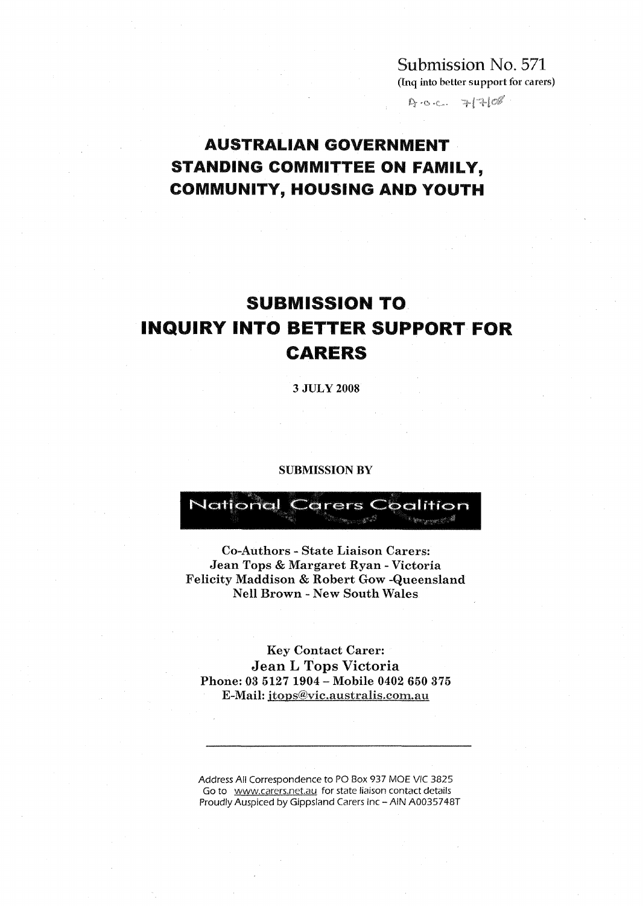Submission No. 571

(Inq into better support for carers)

A.o.c. 7/7/08

# AUSTRALIAN GOVERNMENT STANDING COMMITTEE ON FAMILY, COMMUNITY, HOUSING AND YOUTH

# SUBMISSION TO INQUIRY INTO BETTER SUPPORT FOR CARERS

3 JULY 2008

SUBMISSION BY

National Carers Coalition

Co-Authors - State Liaison Carers:
Jean Tops & Margaret Ryan - Victoria
Felicity Maddison & Robert Gow -Queensland
Nell Brown - New South Wales

Key Contact Carer:
**Jean L Tops Victoria**
Phone: 03 5127 1904 – Mobile 0402 650 375
E-Mail: jtops@vic.australis.com.au

---

Address All Correspondence to PO Box 937 MOE VIC 3825
Go to www.carers.net.au for state liaison contact details
Proudly Auspiced by Gippsland Carers Inc – AIN A0035748T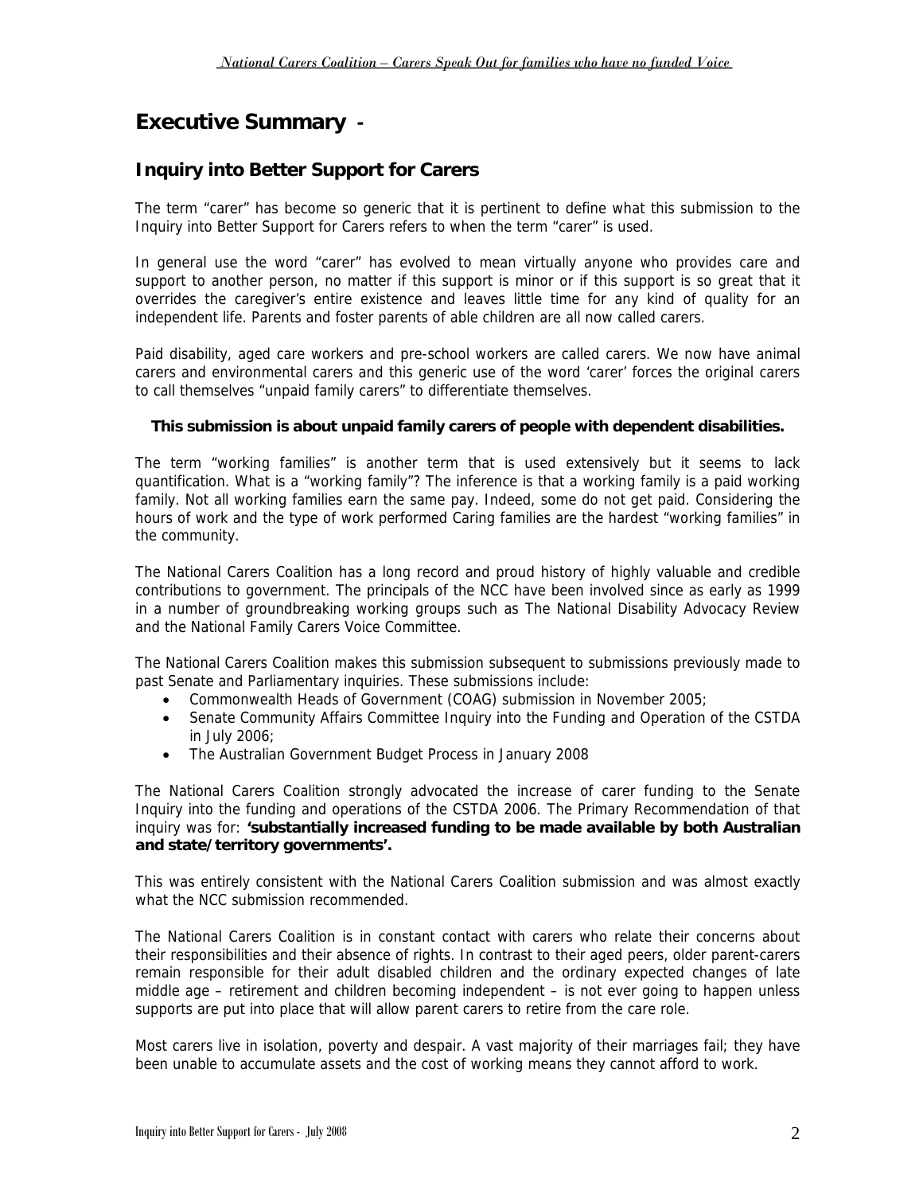# Executive Summary -

## Inquiry into Better Support for Carers

The term "carer" has become so generic that it is pertinent to define what this submission to the Inquiry into Better Support for Carers refers to when the term "carer" is used.

In general use the word "carer" has evolved to mean virtually anyone who provides care and support to another person, no matter if this support is minor or if this support is so great that it overrides the caregiver's entire existence and leaves little time for any kind of quality for an independent life. Parents and foster parents of able children are all now called carers.

Paid disability, aged care workers and pre-school workers are called carers. We now have animal carers and environmental carers and this generic use of the word 'carer' forces the original carers to call themselves "unpaid family carers" to differentiate themselves.

**This submission is about unpaid family carers of people with dependent disabilities.**

The term "working families" is another term that is used extensively but it seems to lack quantification. What is a "working family"? The inference is that a working family is a paid working family. Not all working families earn the same pay. Indeed, some do not get paid. Considering the hours of work and the type of work performed Caring families are the hardest "working families" in the community.

The National Carers Coalition has a long record and proud history of highly valuable and credible contributions to government. The principals of the NCC have been involved since as early as 1999 in a number of groundbreaking working groups such as The National Disability Advocacy Review and the National Family Carers Voice Committee.

The National Carers Coalition makes this submission subsequent to submissions previously made to past Senate and Parliamentary inquiries. These submissions include:

- Commonwealth Heads of Government (COAG) submission in November 2005;
- Senate Community Affairs Committee Inquiry into the Funding and Operation of the CSTDA in July 2006;
- The Australian Government Budget Process in January 2008

The National Carers Coalition strongly advocated the increase of carer funding to the Senate Inquiry into the funding and operations of the CSTDA 2006. The Primary Recommendation of that inquiry was for: **'substantially increased funding to be made available by both Australian and state/territory governments'.**

This was entirely consistent with the National Carers Coalition submission and was almost exactly what the NCC submission recommended.

The National Carers Coalition is in constant contact with carers who relate their concerns about their responsibilities and their absence of rights. In contrast to their aged peers, older parent-carers remain responsible for their adult disabled children and the ordinary expected changes of late middle age – retirement and children becoming independent – is not ever going to happen unless supports are put into place that will allow parent carers to retire from the care role.

Most carers live in isolation, poverty and despair. A vast majority of their marriages fail; they have been unable to accumulate assets and the cost of working means they cannot afford to work.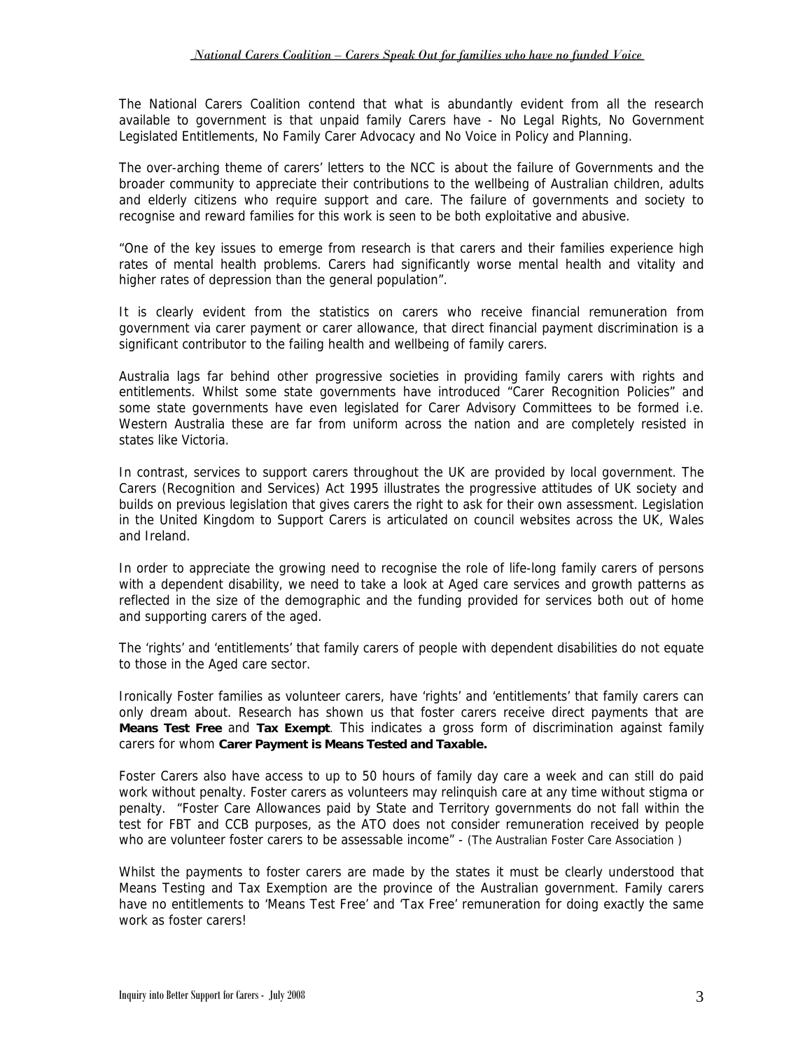The National Carers Coalition contend that what is abundantly evident from all the research available to government is that unpaid family Carers have - No Legal Rights, No Government Legislated Entitlements, No Family Carer Advocacy and No Voice in Policy and Planning.

The over-arching theme of carers' letters to the NCC is about the failure of Governments and the broader community to appreciate their contributions to the wellbeing of Australian children, adults and elderly citizens who require support and care. The failure of governments and society to recognise and reward families for this work is seen to be both exploitative and abusive.

"One of the key issues to emerge from research is that carers and their families experience high rates of mental health problems. Carers had significantly worse mental health and vitality and higher rates of depression than the general population".

It is clearly evident from the statistics on carers who receive financial remuneration from government via carer payment or carer allowance, that direct financial payment discrimination is a significant contributor to the failing health and wellbeing of family carers.

Australia lags far behind other progressive societies in providing family carers with rights and entitlements. Whilst some state governments have introduced "Carer Recognition Policies" and some state governments have even legislated for Carer Advisory Committees to be formed i.e. Western Australia these are far from uniform across the nation and are completely resisted in states like Victoria.

In contrast, services to support carers throughout the UK are provided by local government. The Carers (Recognition and Services) Act 1995 illustrates the progressive attitudes of UK society and builds on previous legislation that gives carers the right to ask for their own assessment. Legislation in the United Kingdom to Support Carers is articulated on council websites across the UK, Wales and Ireland.

In order to appreciate the growing need to recognise the role of life-long family carers of persons with a dependent disability, we need to take a look at Aged care services and growth patterns as reflected in the size of the demographic and the funding provided for services both out of home and supporting carers of the aged.

The 'rights' and 'entitlements' that family carers of people with dependent disabilities do not equate to those in the Aged care sector.

Ironically Foster families as volunteer carers, have 'rights' and 'entitlements' that family carers can only dream about. Research has shown us that foster carers receive direct payments that are **Means Test Free** and **Tax Exempt**. This indicates a gross form of discrimination against family carers for whom **Carer Payment is Means Tested and Taxable.**

Foster Carers also have access to up to 50 hours of family day care a week and can still do paid work without penalty. Foster carers as volunteers may relinquish care at any time without stigma or penalty. "Foster Care Allowances paid by State and Territory governments do not fall within the test for FBT and CCB purposes, as the ATO does not consider remuneration received by people who are volunteer foster carers to be assessable income" - (The Australian Foster Care Association )

Whilst the payments to foster carers are made by the states it must be clearly understood that Means Testing and Tax Exemption are the province of the Australian government. Family carers have no entitlements to 'Means Test Free' and 'Tax Free' remuneration for doing exactly the same work as foster carers!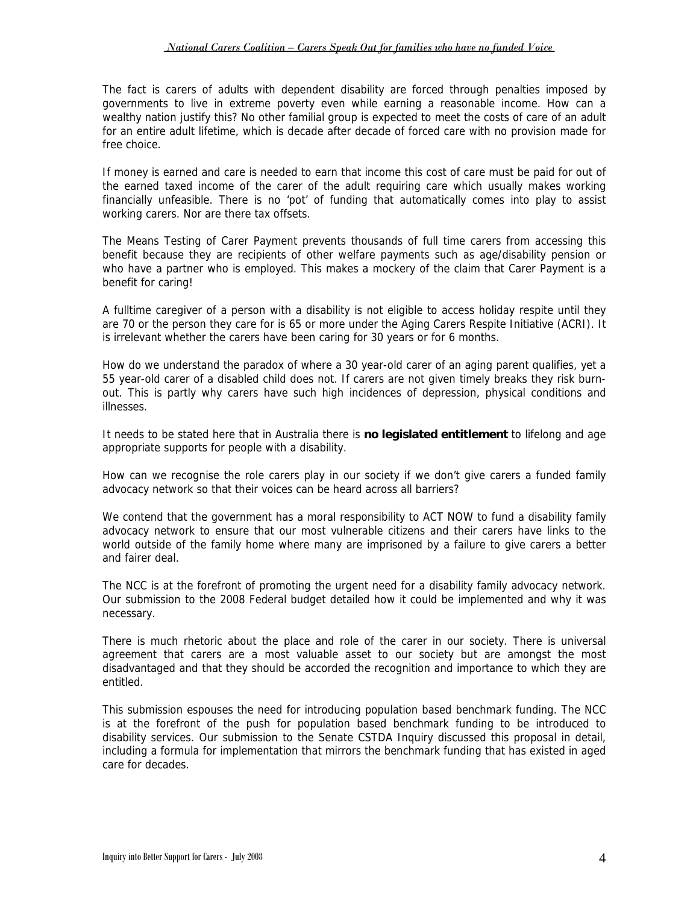The fact is carers of adults with dependent disability are forced through penalties imposed by governments to live in extreme poverty even while earning a reasonable income. How can a wealthy nation justify this? No other familial group is expected to meet the costs of care of an adult for an entire adult lifetime, which is decade after decade of forced care with no provision made for free choice.

If money is earned and care is needed to earn that income this cost of care must be paid for out of the earned taxed income of the carer of the adult requiring care which usually makes working financially unfeasible. There is no 'pot' of funding that automatically comes into play to assist working carers. Nor are there tax offsets.

The Means Testing of Carer Payment prevents thousands of full time carers from accessing this benefit because they are recipients of other welfare payments such as age/disability pension or who have a partner who is employed. This makes a mockery of the claim that Carer Payment is a benefit for caring!

A fulltime caregiver of a person with a disability is not eligible to access holiday respite until they are 70 or the person they care for is 65 or more under the Aging Carers Respite Initiative (ACRI). It is irrelevant whether the carers have been caring for 30 years or for 6 months.

How do we understand the paradox of where a 30 year-old carer of an aging parent qualifies, yet a 55 year-old carer of a disabled child does not. If carers are not given timely breaks they risk burn-out. This is partly why carers have such high incidences of depression, physical conditions and illnesses.

It needs to be stated here that in Australia there is **no legislated entitlement** to lifelong and age appropriate supports for people with a disability.

How can we recognise the role carers play in our society if we don't give carers a funded family advocacy network so that their voices can be heard across all barriers?

We contend that the government has a moral responsibility to ACT NOW to fund a disability family advocacy network to ensure that our most vulnerable citizens and their carers have links to the world outside of the family home where many are imprisoned by a failure to give carers a better and fairer deal.

The NCC is at the forefront of promoting the urgent need for a disability family advocacy network. Our submission to the 2008 Federal budget detailed how it could be implemented and why it was necessary.

There is much rhetoric about the place and role of the carer in our society. There is universal agreement that carers are a most valuable asset to our society but are amongst the most disadvantaged and that they should be accorded the recognition and importance to which they are entitled.

This submission espouses the need for introducing population based benchmark funding. The NCC is at the forefront of the push for population based benchmark funding to be introduced to disability services. Our submission to the Senate CSTDA Inquiry discussed this proposal in detail, including a formula for implementation that mirrors the benchmark funding that has existed in aged care for decades.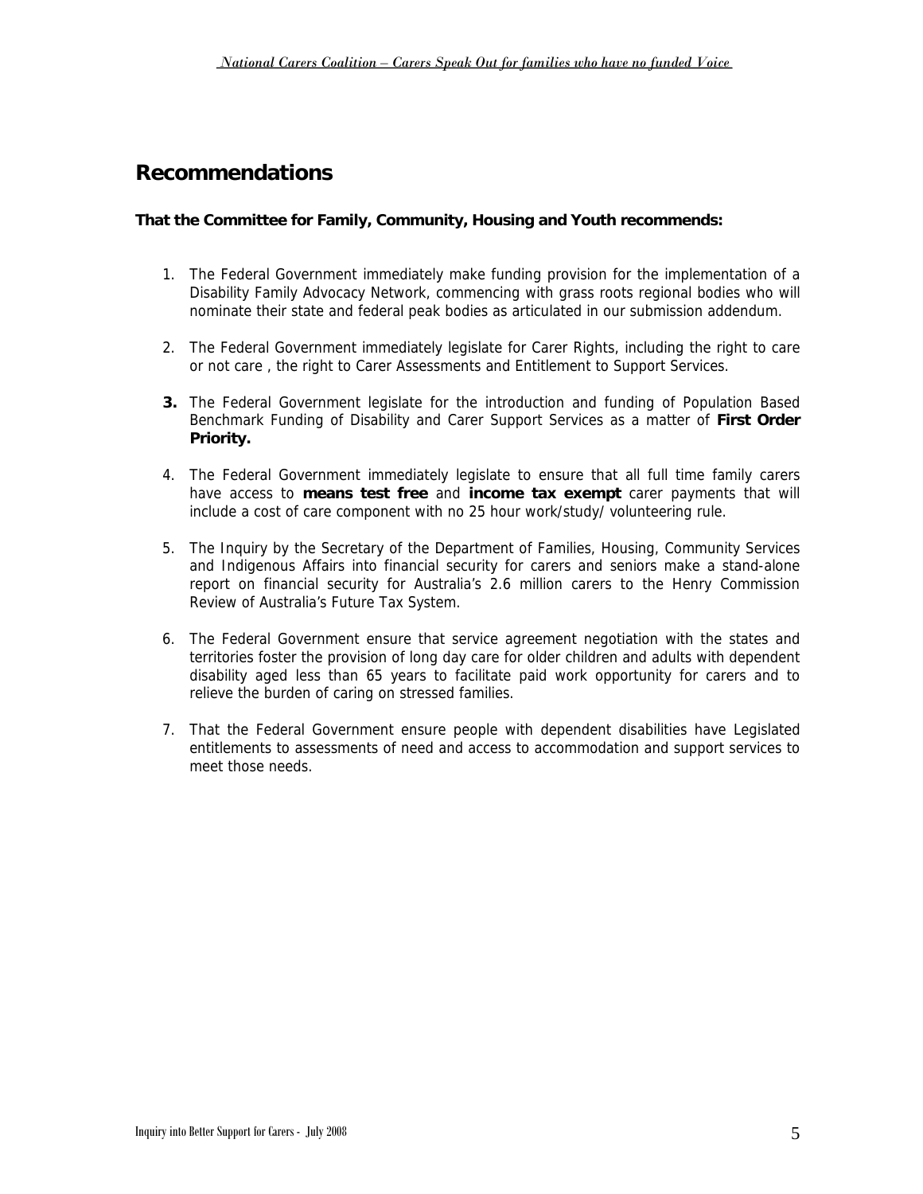## Recommendations

**That the Committee for Family, Community, Housing and Youth recommends:**

1. The Federal Government immediately make funding provision for the implementation of a Disability Family Advocacy Network, commencing with grass roots regional bodies who will nominate their state and federal peak bodies as articulated in our submission addendum.

2. The Federal Government immediately legislate for Carer Rights, including the right to care or not care , the right to Carer Assessments and Entitlement to Support Services.

3. The Federal Government legislate for the introduction and funding of Population Based Benchmark Funding of Disability and Carer Support Services as a matter of **First Order Priority.**

4. The Federal Government immediately legislate to ensure that all full time family carers have access to **means test free** and **income tax exempt** carer payments that will include a cost of care component with no 25 hour work/study/ volunteering rule.

5. The Inquiry by the Secretary of the Department of Families, Housing, Community Services and Indigenous Affairs into financial security for carers and seniors make a stand-alone report on financial security for Australia's 2.6 million carers to the Henry Commission Review of Australia's Future Tax System.

6. The Federal Government ensure that service agreement negotiation with the states and territories foster the provision of long day care for older children and adults with dependent disability aged less than 65 years to facilitate paid work opportunity for carers and to relieve the burden of caring on stressed families.

7. That the Federal Government ensure people with dependent disabilities have Legislated entitlements to assessments of need and access to accommodation and support services to meet those needs.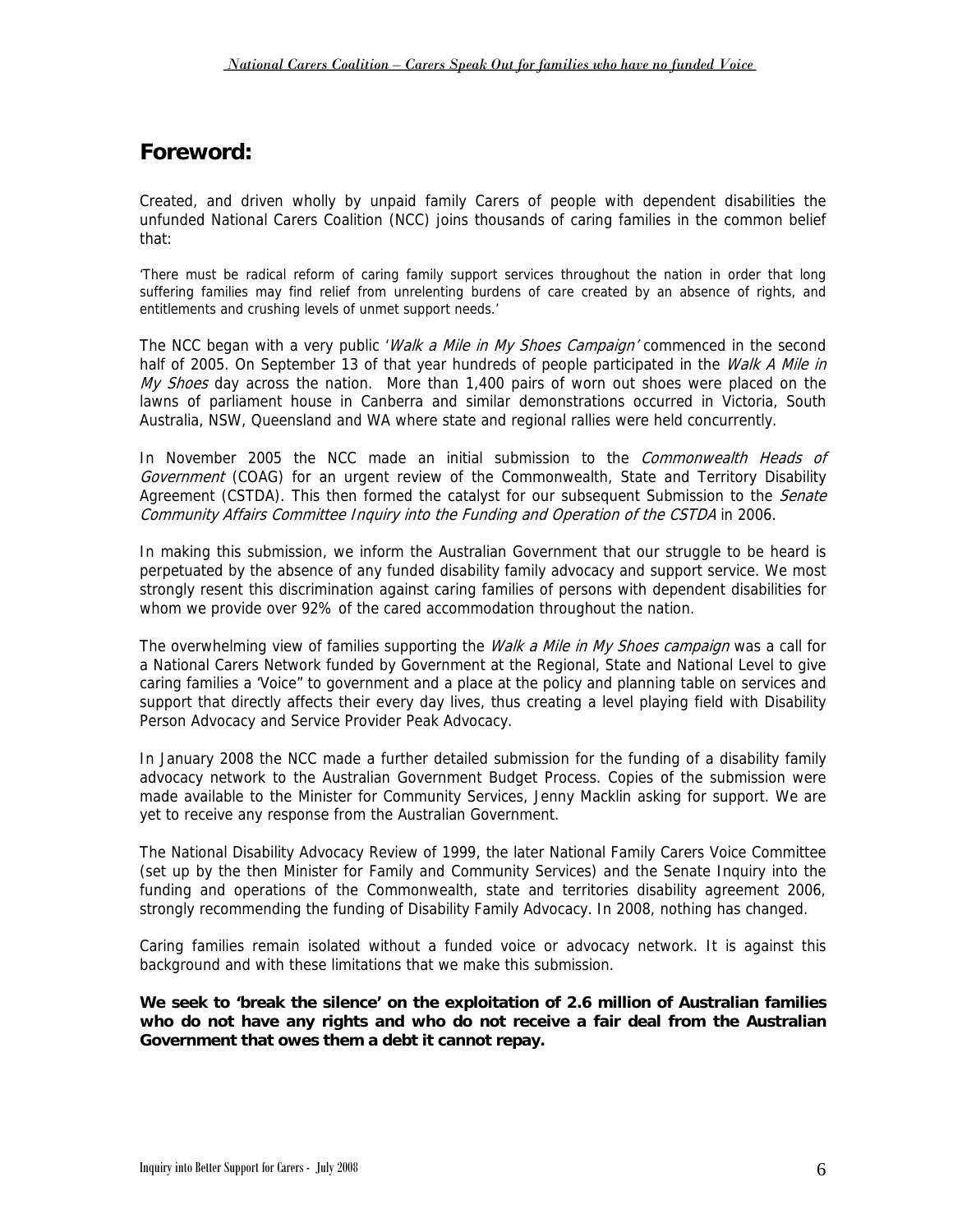## Foreword:

Created, and driven wholly by unpaid family Carers of people with dependent disabilities the unfunded National Carers Coalition (NCC) joins thousands of caring families in the common belief that:

'There must be radical reform of caring family support services throughout the nation in order that long suffering families may find relief from unrelenting burdens of care created by an absence of rights, and entitlements and crushing levels of unmet support needs.'

The NCC began with a very public '*Walk a Mile in My Shoes Campaign*' commenced in the second half of 2005. On September 13 of that year hundreds of people participated in the *Walk A Mile in My Shoes* day across the nation. More than 1,400 pairs of worn out shoes were placed on the lawns of parliament house in Canberra and similar demonstrations occurred in Victoria, South Australia, NSW, Queensland and WA where state and regional rallies were held concurrently.

In November 2005 the NCC made an initial submission to the *Commonwealth Heads of Government* (COAG) for an urgent review of the Commonwealth, State and Territory Disability Agreement (CSTDA). This then formed the catalyst for our subsequent Submission to the *Senate Community Affairs Committee Inquiry into the Funding and Operation of the CSTDA* in 2006.

In making this submission, we inform the Australian Government that our struggle to be heard is perpetuated by the absence of any funded disability family advocacy and support service. We most strongly resent this discrimination against caring families of persons with dependent disabilities for whom we provide over 92% of the cared accommodation throughout the nation.

The overwhelming view of families supporting the *Walk a Mile in My Shoes campaign* was a call for a National Carers Network funded by Government at the Regional, State and National Level to give caring families a 'Voice" to government and a place at the policy and planning table on services and support that directly affects their every day lives, thus creating a level playing field with Disability Person Advocacy and Service Provider Peak Advocacy.

In January 2008 the NCC made a further detailed submission for the funding of a disability family advocacy network to the Australian Government Budget Process. Copies of the submission were made available to the Minister for Community Services, Jenny Macklin asking for support. We are yet to receive any response from the Australian Government.

The National Disability Advocacy Review of 1999, the later National Family Carers Voice Committee (set up by the then Minister for Family and Community Services) and the Senate Inquiry into the funding and operations of the Commonwealth, state and territories disability agreement 2006, strongly recommending the funding of Disability Family Advocacy. In 2008, nothing has changed.

Caring families remain isolated without a funded voice or advocacy network. It is against this background and with these limitations that we make this submission.

**We seek to 'break the silence' on the exploitation of 2.6 million of Australian families who do not have any rights and who do not receive a fair deal from the Australian Government that owes them a debt it cannot repay.**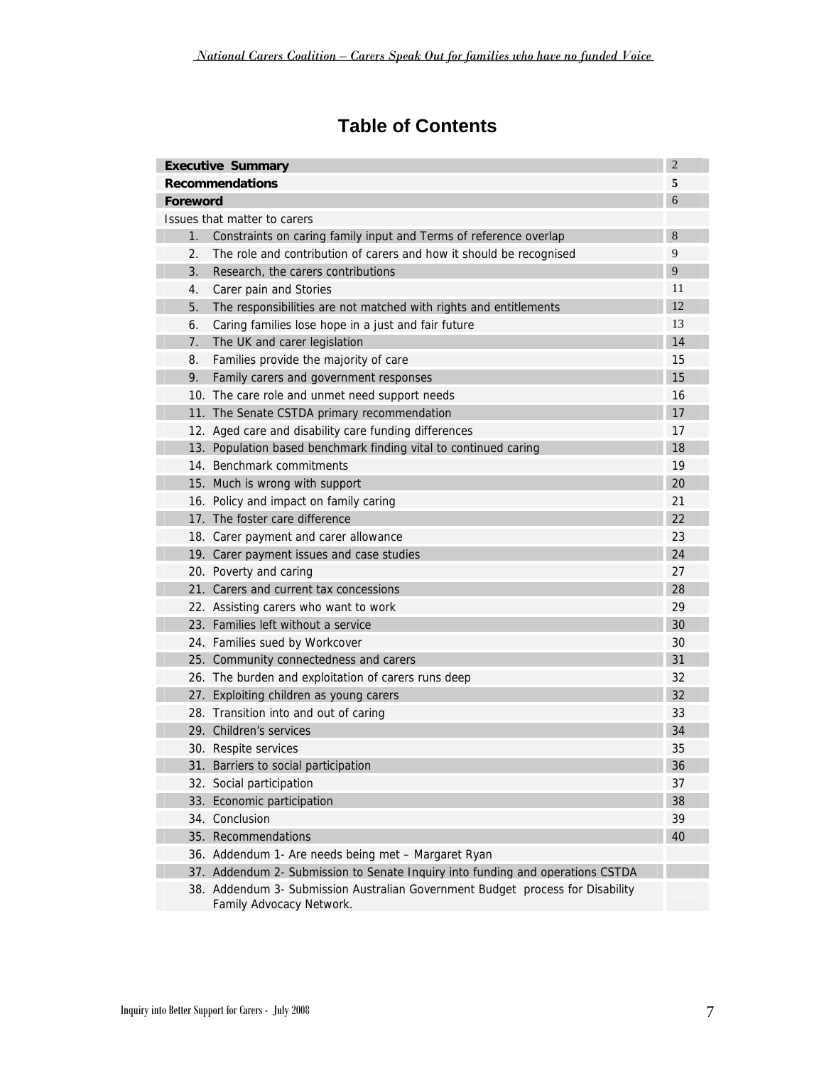# Table of Contents

| | |
|---|---|
| **Executive Summary** | 2 |
| **Recommendations** | 5 |
| **Foreword** | 6 |
| Issues that matter to carers | |
| 1. Constraints on caring family input and Terms of reference overlap | 8 |
| 2. The role and contribution of carers and how it should be recognised | 9 |
| 3. Research, the carers contributions | 9 |
| 4. Carer pain and Stories | 11 |
| 5. The responsibilities are not matched with rights and entitlements | 12 |
| 6. Caring families lose hope in a just and fair future | 13 |
| 7. The UK and carer legislation | 14 |
| 8. Families provide the majority of care | 15 |
| 9. Family carers and government responses | 15 |
| 10. The care role and unmet need support needs | 16 |
| 11. The Senate CSTDA primary recommendation | 17 |
| 12. Aged care and disability care funding differences | 17 |
| 13. Population based benchmark finding vital to continued caring | 18 |
| 14. Benchmark commitments | 19 |
| 15. Much is wrong with support | 20 |
| 16. Policy and impact on family caring | 21 |
| 17. The foster care difference | 22 |
| 18. Carer payment and carer allowance | 23 |
| 19. Carer payment issues and case studies | 24 |
| 20. Poverty and caring | 27 |
| 21. Carers and current tax concessions | 28 |
| 22. Assisting carers who want to work | 29 |
| 23. Families left without a service | 30 |
| 24. Families sued by Workcover | 30 |
| 25. Community connectedness and carers | 31 |
| 26. The burden and exploitation of carers runs deep | 32 |
| 27. Exploiting children as young carers | 32 |
| 28. Transition into and out of caring | 33 |
| 29. Children's services | 34 |
| 30. Respite services | 35 |
| 31. Barriers to social participation | 36 |
| 32. Social participation | 37 |
| 33. Economic participation | 38 |
| 34. Conclusion | 39 |
| 35. Recommendations | 40 |
| 36. Addendum 1- Are needs being met – Margaret Ryan | |
| 37. Addendum 2- Submission to Senate Inquiry into funding and operations CSTDA | |
| 38. Addendum 3- Submission Australian Government Budget process for Disability Family Advocacy Network. | |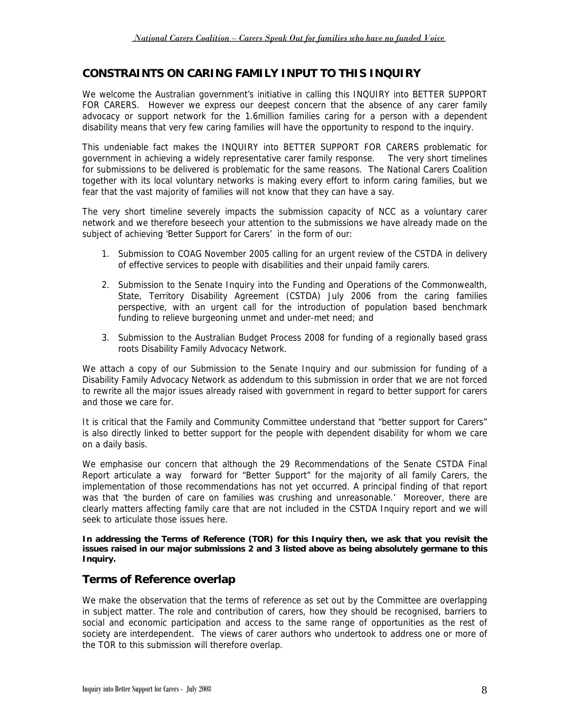## CONSTRAINTS ON CARING FAMILY INPUT TO THIS INQUIRY

We welcome the Australian government's initiative in calling this INQUIRY into BETTER SUPPORT FOR CARERS. However we express our deepest concern that the absence of any carer family advocacy or support network for the 1.6million families caring for a person with a dependent disability means that very few caring families will have the opportunity to respond to the inquiry.

This undeniable fact makes the INQUIRY into BETTER SUPPORT FOR CARERS problematic for government in achieving a widely representative carer family response. The very short timelines for submissions to be delivered is problematic for the same reasons. The National Carers Coalition together with its local voluntary networks is making every effort to inform caring families, but we fear that the vast majority of families will not know that they can have a say.

The very short timeline severely impacts the submission capacity of NCC as a voluntary carer network and we therefore beseech your attention to the submissions we have already made on the subject of achieving 'Better Support for Carers' in the form of our:

1. Submission to COAG November 2005 calling for an urgent review of the CSTDA in delivery of effective services to people with disabilities and their unpaid family carers.
2. Submission to the Senate Inquiry into the Funding and Operations of the Commonwealth, State, Territory Disability Agreement (CSTDA) July 2006 from the caring families perspective, with an urgent call for the introduction of population based benchmark funding to relieve burgeoning unmet and under-met need; and
3. Submission to the Australian Budget Process 2008 for funding of a regionally based grass roots Disability Family Advocacy Network.

We attach a copy of our Submission to the Senate Inquiry and our submission for funding of a Disability Family Advocacy Network as addendum to this submission in order that we are not forced to rewrite all the major issues already raised with government in regard to better support for carers and those we care for.

It is critical that the Family and Community Committee understand that "better support for Carers" is also directly linked to better support for the people with dependent disability for whom we care on a daily basis.

We emphasise our concern that although the 29 Recommendations of the Senate CSTDA Final Report articulate a way forward for "Better Support" for the majority of all family Carers, the implementation of those recommendations has not yet occurred. A principal finding of that report was that 'the burden of care on families was crushing and unreasonable.' Moreover, there are clearly matters affecting family care that are not included in the CSTDA Inquiry report and we will seek to articulate those issues here.

**In addressing the Terms of Reference (TOR) for this Inquiry then, we ask that you revisit the issues raised in our major submissions 2 and 3 listed above as being absolutely germane to this Inquiry.**

### Terms of Reference overlap

We make the observation that the terms of reference as set out by the Committee are overlapping in subject matter. The role and contribution of carers, how they should be recognised, barriers to social and economic participation and access to the same range of opportunities as the rest of society are interdependent. The views of carer authors who undertook to address one or more of the TOR to this submission will therefore overlap.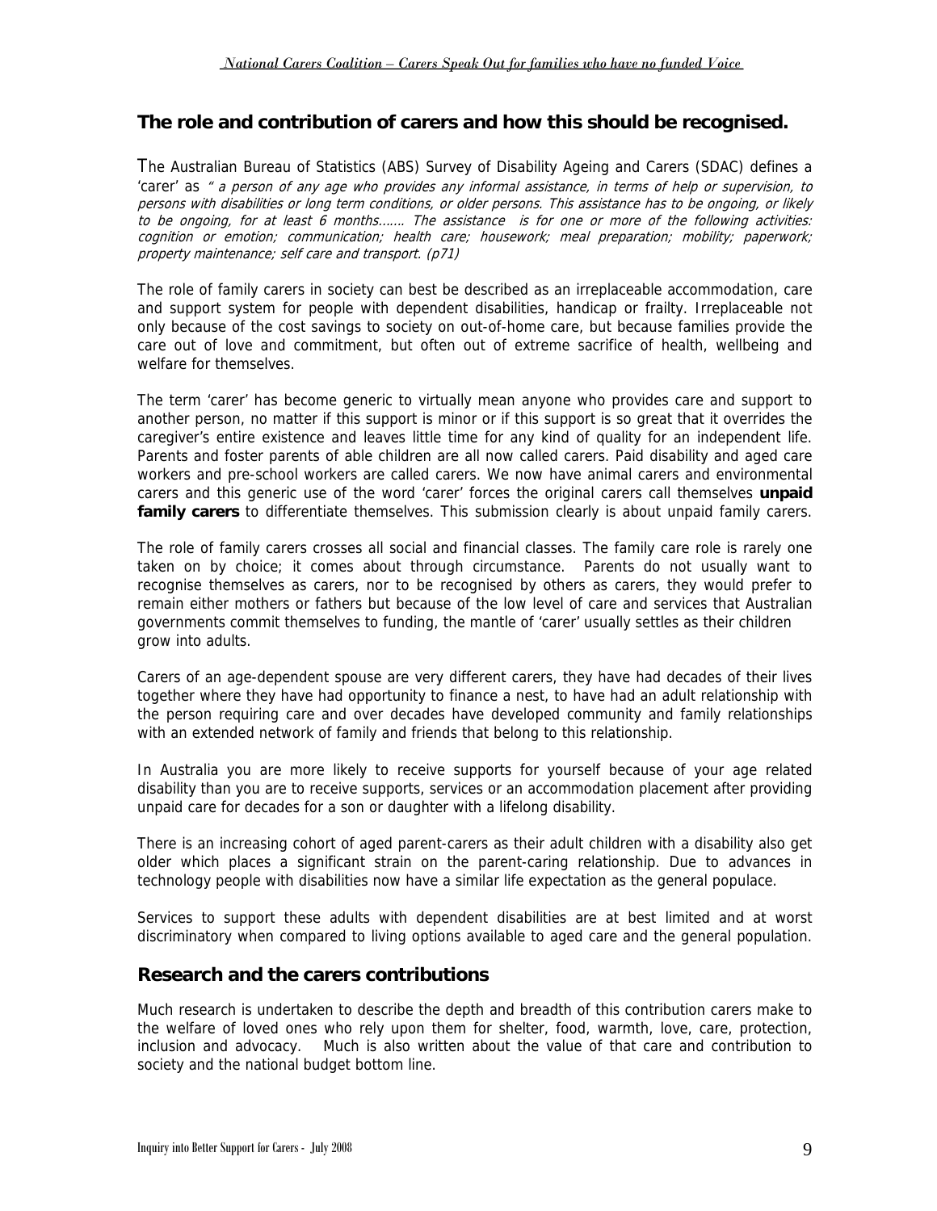## The role and contribution of carers and how this should be recognised.

The Australian Bureau of Statistics (ABS) Survey of Disability Ageing and Carers (SDAC) defines a 'carer' as *" a person of any age who provides any informal assistance, in terms of help or supervision, to persons with disabilities or long term conditions, or older persons. This assistance has to be ongoing, or likely to be ongoing, for at least 6 months……. The assistance is for one or more of the following activities: cognition or emotion; communication; health care; housework; meal preparation; mobility; paperwork; property maintenance; self care and transport. (p71)*

The role of family carers in society can best be described as an irreplaceable accommodation, care and support system for people with dependent disabilities, handicap or frailty. Irreplaceable not only because of the cost savings to society on out-of-home care, but because families provide the care out of love and commitment, but often out of extreme sacrifice of health, wellbeing and welfare for themselves.

The term 'carer' has become generic to virtually mean anyone who provides care and support to another person, no matter if this support is minor or if this support is so great that it overrides the caregiver's entire existence and leaves little time for any kind of quality for an independent life. Parents and foster parents of able children are all now called carers. Paid disability and aged care workers and pre-school workers are called carers. We now have animal carers and environmental carers and this generic use of the word 'carer' forces the original carers call themselves **unpaid family carers** to differentiate themselves. This submission clearly is about unpaid family carers.

The role of family carers crosses all social and financial classes. The family care role is rarely one taken on by choice; it comes about through circumstance. Parents do not usually want to recognise themselves as carers, nor to be recognised by others as carers, they would prefer to remain either mothers or fathers but because of the low level of care and services that Australian governments commit themselves to funding, the mantle of 'carer' usually settles as their children grow into adults.

Carers of an age-dependent spouse are very different carers, they have had decades of their lives together where they have had opportunity to finance a nest, to have had an adult relationship with the person requiring care and over decades have developed community and family relationships with an extended network of family and friends that belong to this relationship.

In Australia you are more likely to receive supports for yourself because of your age related disability than you are to receive supports, services or an accommodation placement after providing unpaid care for decades for a son or daughter with a lifelong disability.

There is an increasing cohort of aged parent-carers as their adult children with a disability also get older which places a significant strain on the parent-caring relationship. Due to advances in technology people with disabilities now have a similar life expectation as the general populace.

Services to support these adults with dependent disabilities are at best limited and at worst discriminatory when compared to living options available to aged care and the general population.

## Research and the carers contributions

Much research is undertaken to describe the depth and breadth of this contribution carers make to the welfare of loved ones who rely upon them for shelter, food, warmth, love, care, protection, inclusion and advocacy. Much is also written about the value of that care and contribution to society and the national budget bottom line.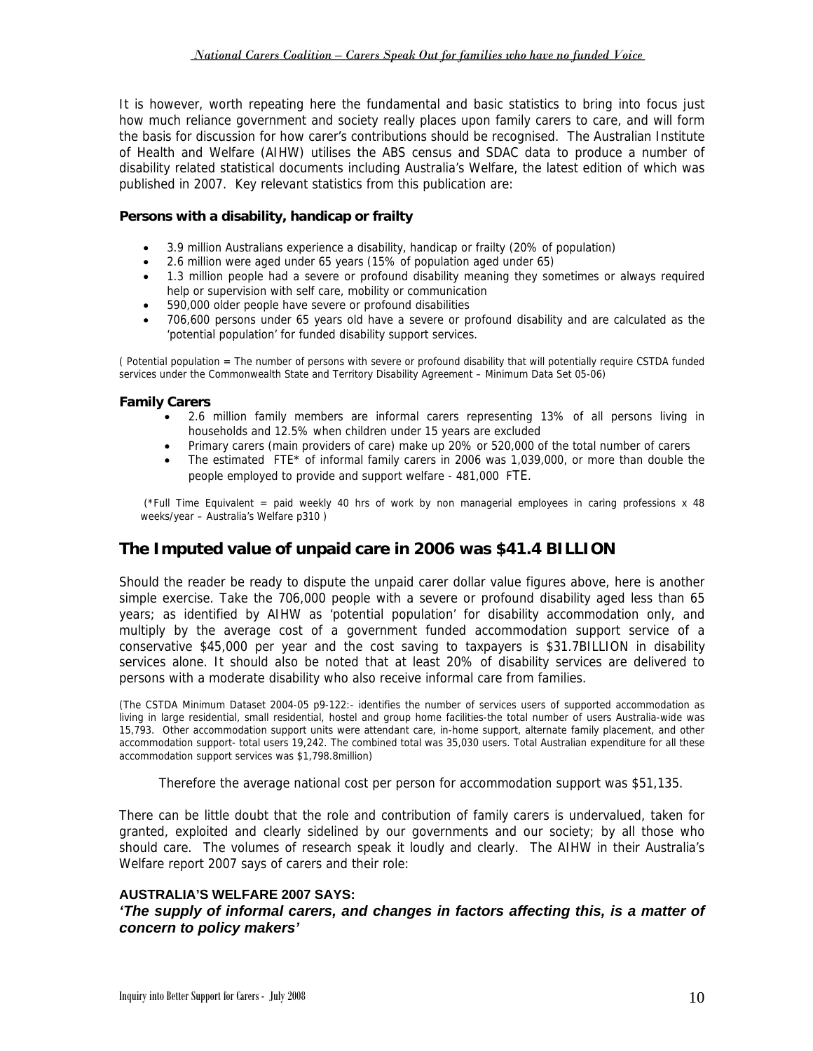It is however, worth repeating here the fundamental and basic statistics to bring into focus just how much reliance government and society really places upon family carers to care, and will form the basis for discussion for how carer's contributions should be recognised. The Australian Institute of Health and Welfare (AIHW) utilises the ABS census and SDAC data to produce a number of disability related statistical documents including Australia's Welfare, the latest edition of which was published in 2007. Key relevant statistics from this publication are:

**Persons with a disability, handicap or frailty**

- 3.9 million Australians experience a disability, handicap or frailty (20% of population)
- 2.6 million were aged under 65 years (15% of population aged under 65)
- 1.3 million people had a severe or profound disability meaning they sometimes or always required help or supervision with self care, mobility or communication
- 590,000 older people have severe or profound disabilities
- 706,600 persons under 65 years old have a severe or profound disability and are calculated as the 'potential population' for funded disability support services.

( Potential population = The number of persons with severe or profound disability that will potentially require CSTDA funded services under the Commonwealth State and Territory Disability Agreement – Minimum Data Set 05-06)

**Family Carers**

- 2.6 million family members are informal carers representing 13% of all persons living in households and 12.5% when children under 15 years are excluded
- Primary carers (main providers of care) make up 20% or 520,000 of the total number of carers
- The estimated FTE* of informal family carers in 2006 was 1,039,000, or more than double the people employed to provide and support welfare - 481,000 FTE.

(*Full Time Equivalent = paid weekly 40 hrs of work by non managerial employees in caring professions x 48 weeks/year – Australia's Welfare p310 )

## The Imputed value of unpaid care in 2006 was $41.4 BILLION

Should the reader be ready to dispute the unpaid carer dollar value figures above, here is another simple exercise. Take the 706,000 people with a severe or profound disability aged less than 65 years; as identified by AIHW as 'potential population' for disability accommodation only, and multiply by the average cost of a government funded accommodation support service of a conservative $45,000 per year and the cost saving to taxpayers is $31.7BILLION in disability services alone. It should also be noted that at least 20% of disability services are delivered to persons with a moderate disability who also receive informal care from families.

(The CSTDA Minimum Dataset 2004-05 p9-122:- identifies the number of services users of supported accommodation as living in large residential, small residential, hostel and group home facilities-the total number of users Australia-wide was 15,793. Other accommodation support units were attendant care, in-home support, alternate family placement, and other accommodation support- total users 19,242. The combined total was 35,030 users. Total Australian expenditure for all these accommodation support services was $1,798.8million)

Therefore the average national cost per person for accommodation support was $51,135.

There can be little doubt that the role and contribution of family carers is undervalued, taken for granted, exploited and clearly sidelined by our governments and our society; by all those who should care. The volumes of research speak it loudly and clearly. The AIHW in their Australia's Welfare report 2007 says of carers and their role:

**AUSTRALIA'S WELFARE 2007 SAYS:**

***'The supply of informal carers, and changes in factors affecting this, is a matter of concern to policy makers'***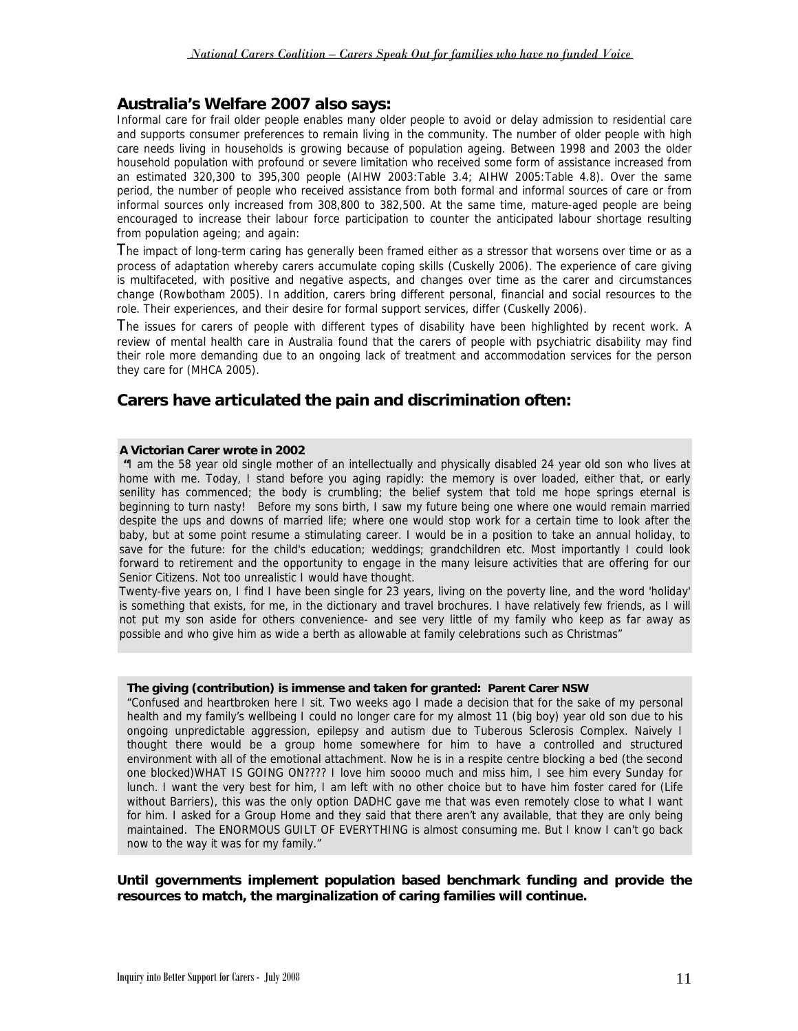## Australia's Welfare 2007 also says:

Informal care for frail older people enables many older people to avoid or delay admission to residential care and supports consumer preferences to remain living in the community. The number of older people with high care needs living in households is growing because of population ageing. Between 1998 and 2003 the older household population with profound or severe limitation who received some form of assistance increased from an estimated 320,300 to 395,300 people (AIHW 2003:Table 3.4; AIHW 2005:Table 4.8). Over the same period, the number of people who received assistance from both formal and informal sources of care or from informal sources only increased from 308,800 to 382,500. At the same time, mature-aged people are being encouraged to increase their labour force participation to counter the anticipated labour shortage resulting from population ageing; and again:

The impact of long-term caring has generally been framed either as a stressor that worsens over time or as a process of adaptation whereby carers accumulate coping skills (Cuskelly 2006). The experience of care giving is multifaceted, with positive and negative aspects, and changes over time as the carer and circumstances change (Rowbotham 2005). In addition, carers bring different personal, financial and social resources to the role. Their experiences, and their desire for formal support services, differ (Cuskelly 2006).

The issues for carers of people with different types of disability have been highlighted by recent work. A review of mental health care in Australia found that the carers of people with psychiatric disability may find their role more demanding due to an ongoing lack of treatment and accommodation services for the person they care for (MHCA 2005).

## Carers have articulated the pain and discrimination often:

**A Victorian Carer wrote in 2002**

"I am the 58 year old single mother of an intellectually and physically disabled 24 year old son who lives at home with me. Today, I stand before you aging rapidly: the memory is over loaded, either that, or early senility has commenced; the body is crumbling; the belief system that told me hope springs eternal is beginning to turn nasty! Before my sons birth, I saw my future being one where one would remain married despite the ups and downs of married life; where one would stop work for a certain time to look after the baby, but at some point resume a stimulating career. I would be in a position to take an annual holiday, to save for the future: for the child's education; weddings; grandchildren etc. Most importantly I could look forward to retirement and the opportunity to engage in the many leisure activities that are offering for our Senior Citizens. Not too unrealistic I would have thought.

Twenty-five years on, I find I have been single for 23 years, living on the poverty line, and the word 'holiday' is something that exists, for me, in the dictionary and travel brochures. I have relatively few friends, as I will not put my son aside for others convenience- and see very little of my family who keep as far away as possible and who give him as wide a berth as allowable at family celebrations such as Christmas"

**The giving (contribution) is immense and taken for granted: Parent Carer NSW**

"Confused and heartbroken here I sit. Two weeks ago I made a decision that for the sake of my personal health and my family's wellbeing I could no longer care for my almost 11 (big boy) year old son due to his ongoing unpredictable aggression, epilepsy and autism due to Tuberous Sclerosis Complex. Naively I thought there would be a group home somewhere for him to have a controlled and structured environment with all of the emotional attachment. Now he is in a respite centre blocking a bed (the second one blocked)WHAT IS GOING ON???? I love him soooo much and miss him, I see him every Sunday for lunch. I want the very best for him, I am left with no other choice but to have him foster cared for (Life without Barriers), this was the only option DADHC gave me that was even remotely close to what I want for him. I asked for a Group Home and they said that there aren't any available, that they are only being maintained. The ENORMOUS GUILT OF EVERYTHING is almost consuming me. But I know I can't go back now to the way it was for my family."

**Until governments implement population based benchmark funding and provide the resources to match, the marginalization of caring families will continue.**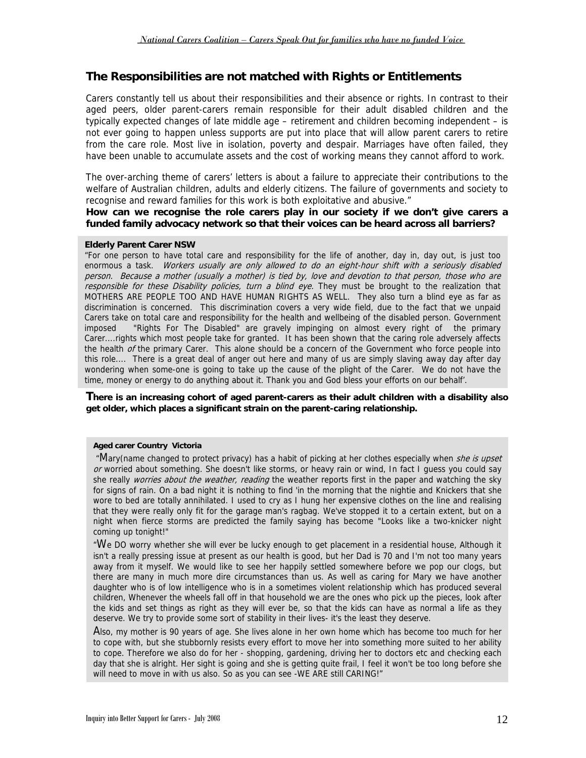## The Responsibilities are not matched with Rights or Entitlements

Carers constantly tell us about their responsibilities and their absence or rights. In contrast to their aged peers, older parent-carers remain responsible for their adult disabled children and the typically expected changes of late middle age – retirement and children becoming independent – is not ever going to happen unless supports are put into place that will allow parent carers to retire from the care role. Most live in isolation, poverty and despair. Marriages have often failed, they have been unable to accumulate assets and the cost of working means they cannot afford to work.

The over-arching theme of carers' letters is about a failure to appreciate their contributions to the welfare of Australian children, adults and elderly citizens. The failure of governments and society to recognise and reward families for this work is both exploitative and abusive."

**How can we recognise the role carers play in our society if we don't give carers a funded family advocacy network so that their voices can be heard across all barriers?**

**Elderly Parent Carer NSW**

"For one person to have total care and responsibility for the life of another, day in, day out, is just too enormous a task. *Workers usually are only allowed to do an eight-hour shift with a seriously disabled person. Because a mother (usually a mother) is tied by, love and devotion to that person, those who are responsible for these Disability policies, turn a blind eye.* They must be brought to the realization that MOTHERS ARE PEOPLE TOO AND HAVE HUMAN RIGHTS AS WELL. They also turn a blind eye as far as discrimination is concerned. This discrimination covers a very wide field, due to the fact that we unpaid Carers take on total care and responsibility for the health and wellbeing of the disabled person. Government imposed "Rights For The Disabled" are gravely impinging on almost every right of the primary Carer....rights which most people take for granted. It has been shown that the caring role adversely affects the health *of* the primary Carer. This alone should be a concern of the Government who force people into this role.... There is a great deal of anger out here and many of us are simply slaving away day after day wondering when some-one is going to take up the cause of the plight of the Carer. We do not have the time, money or energy to do anything about it. Thank you and God bless your efforts on our behalf'.

**There is an increasing cohort of aged parent-carers as their adult children with a disability also get older, which places a significant strain on the parent-caring relationship.**

**Aged carer Country Victoria**

"Mary(name changed to protect privacy) has a habit of picking at her clothes especially when *she is upset or* worried about something. She doesn't like storms, or heavy rain or wind, In fact I guess you could say she really *worries about the weather, reading* the weather reports first in the paper and watching the sky for signs of rain. On a bad night it is nothing to find 'in the morning that the nightie and Knickers that she wore to bed are totally annihilated. I used to cry as I hung her expensive clothes on the line and realising that they were really only fit for the garage man's ragbag. We've stopped it to a certain extent, but on a night when fierce storms are predicted the family saying has become "Looks like a two-knicker night coming up tonight!"

"We DO worry whether she will ever be lucky enough to get placement in a residential house, Although it isn't a really pressing issue at present as our health is good, but her Dad is 70 and I'm not too many years away from it myself. We would like to see her happily settled somewhere before we pop our clogs, but there are many in much more dire circumstances than us. As well as caring for Mary we have another daughter who is of low intelligence who is in a sometimes violent relationship which has produced several children, Whenever the wheels fall off in that household we are the ones who pick up the pieces, look after the kids and set things as right as they will ever be, so that the kids can have as normal a life as they deserve. We try to provide some sort of stability in their lives- it's the least they deserve.

Also, my mother is 90 years of age. She lives alone in her own home which has become too much for her to cope with, but she stubbornly resists every effort to move her into something more suited to her ability to cope. Therefore we also do for her - shopping, gardening, driving her to doctors etc and checking each day that she is alright. Her sight is going and she is getting quite frail, I feel it won't be too long before she will need to move in with us also. So as you can see -WE ARE still CARING!"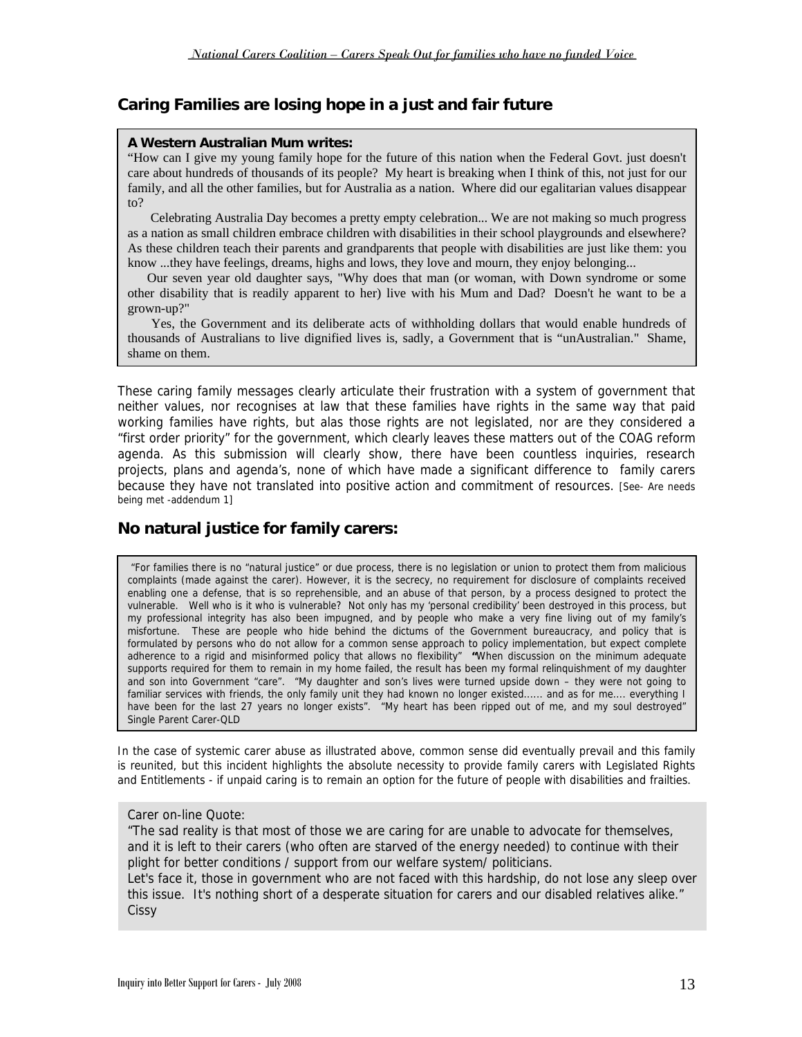## Caring Families are losing hope in a just and fair future

> **A Western Australian Mum writes:**
> "How can I give my young family hope for the future of this nation when the Federal Govt. just doesn't care about hundreds of thousands of its people? My heart is breaking when I think of this, not just for our family, and all the other families, but for Australia as a nation. Where did our egalitarian values disappear to?
>
> Celebrating Australia Day becomes a pretty empty celebration... We are not making so much progress as a nation as small children embrace children with disabilities in their school playgrounds and elsewhere? As these children teach their parents and grandparents that people with disabilities are just like them: you know ...they have feelings, dreams, highs and lows, they love and mourn, they enjoy belonging...
>
> Our seven year old daughter says, "Why does that man (or woman, with Down syndrome or some other disability that is readily apparent to her) live with his Mum and Dad? Doesn't he want to be a grown-up?"
>
> Yes, the Government and its deliberate acts of withholding dollars that would enable hundreds of thousands of Australians to live dignified lives is, sadly, a Government that is "unAustralian." Shame, shame on them.

These caring family messages clearly articulate their frustration with a system of government that neither values, nor recognises at law that these families have rights in the same way that paid working families have rights, but alas those rights are not legislated, nor are they considered a "first order priority" for the government, which clearly leaves these matters out of the COAG reform agenda. As this submission will clearly show, there have been countless inquiries, research projects, plans and agenda's, none of which have made a significant difference to family carers because they have not translated into positive action and commitment of resources. [See- Are needs being met -addendum 1]

## No natural justice for family carers:

> "For families there is no "natural justice" or due process, there is no legislation or union to protect them from malicious complaints (made against the carer). However, it is the secrecy, no requirement for disclosure of complaints received enabling one a defense, that is so reprehensible, and an abuse of that person, by a process designed to protect the vulnerable. Well who is it who is vulnerable? Not only has my 'personal credibility' been destroyed in this process, but my professional integrity has also been impugned, and by people who make a very fine living out of my family's misfortune. These are people who hide behind the dictums of the Government bureaucracy, and policy that is formulated by persons who do not allow for a common sense approach to policy implementation, but expect complete adherence to a rigid and misinformed policy that allows no flexibility" **"**When discussion on the minimum adequate supports required for them to remain in my home failed, the result has been my formal relinquishment of my daughter and son into Government "care". "My daughter and son's lives were turned upside down – they were not going to familiar services with friends, the only family unit they had known no longer existed...... and as for me.... everything I have been for the last 27 years no longer exists". "My heart has been ripped out of me, and my soul destroyed" Single Parent Carer-QLD

In the case of systemic carer abuse as illustrated above, common sense did eventually prevail and this family is reunited, but this incident highlights the absolute necessity to provide family carers with Legislated Rights and Entitlements - if unpaid caring is to remain an option for the future of people with disabilities and frailties.

> Carer on-line Quote:
> "The sad reality is that most of those we are caring for are unable to advocate for themselves, and it is left to their carers (who often are starved of the energy needed) to continue with their plight for better conditions / support from our welfare system/ politicians.
> Let's face it, those in government who are not faced with this hardship, do not lose any sleep over this issue. It's nothing short of a desperate situation for carers and our disabled relatives alike."
> Cissy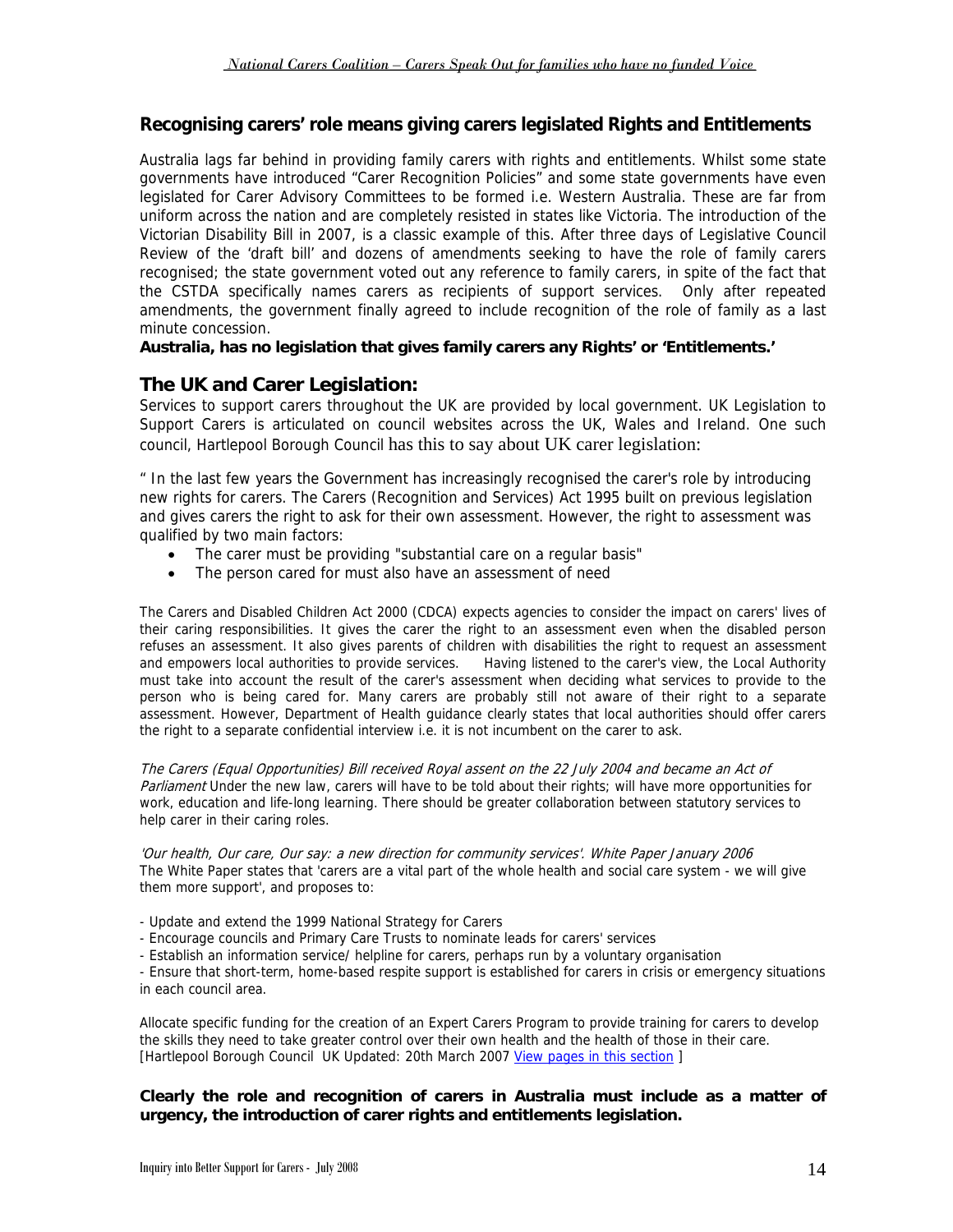## Recognising carers' role means giving carers legislated Rights and Entitlements

Australia lags far behind in providing family carers with rights and entitlements. Whilst some state governments have introduced "Carer Recognition Policies" and some state governments have even legislated for Carer Advisory Committees to be formed i.e. Western Australia. These are far from uniform across the nation and are completely resisted in states like Victoria. The introduction of the Victorian Disability Bill in 2007, is a classic example of this. After three days of Legislative Council Review of the 'draft bill' and dozens of amendments seeking to have the role of family carers recognised; the state government voted out any reference to family carers, in spite of the fact that the CSTDA specifically names carers as recipients of support services. Only after repeated amendments, the government finally agreed to include recognition of the role of family as a last minute concession.

**Australia, has no legislation that gives family carers any Rights' or 'Entitlements.'**

## The UK and Carer Legislation:

Services to support carers throughout the UK are provided by local government. UK Legislation to Support Carers is articulated on council websites across the UK, Wales and Ireland. One such council, Hartlepool Borough Council has this to say about UK carer legislation:

" In the last few years the Government has increasingly recognised the carer's role by introducing new rights for carers. The Carers (Recognition and Services) Act 1995 built on previous legislation and gives carers the right to ask for their own assessment. However, the right to assessment was qualified by two main factors:

- The carer must be providing "substantial care on a regular basis"
- The person cared for must also have an assessment of need

The Carers and Disabled Children Act 2000 (CDCA) expects agencies to consider the impact on carers' lives of their caring responsibilities. It gives the carer the right to an assessment even when the disabled person refuses an assessment. It also gives parents of children with disabilities the right to request an assessment and empowers local authorities to provide services. Having listened to the carer's view, the Local Authority must take into account the result of the carer's assessment when deciding what services to provide to the person who is being cared for. Many carers are probably still not aware of their right to a separate assessment. However, Department of Health guidance clearly states that local authorities should offer carers the right to a separate confidential interview i.e. it is not incumbent on the carer to ask.

*The Carers (Equal Opportunities) Bill received Royal assent on the 22 July 2004 and became an Act of Parliament* Under the new law, carers will have to be told about their rights; will have more opportunities for work, education and life-long learning. There should be greater collaboration between statutory services to help carer in their caring roles.

*'Our health, Our care, Our say: a new direction for community services'. White Paper January 2006*
The White Paper states that 'carers are a vital part of the whole health and social care system - we will give them more support', and proposes to:

- Update and extend the 1999 National Strategy for Carers
- Encourage councils and Primary Care Trusts to nominate leads for carers' services
- Establish an information service/ helpline for carers, perhaps run by a voluntary organisation
- Ensure that short-term, home-based respite support is established for carers in crisis or emergency situations in each council area.

Allocate specific funding for the creation of an Expert Carers Program to provide training for carers to develop the skills they need to take greater control over their own health and the health of those in their care.
[Hartlepool Borough Council UK Updated: 20th March 2007 View pages in this section ]

**Clearly the role and recognition of carers in Australia must include as a matter of urgency, the introduction of carer rights and entitlements legislation.**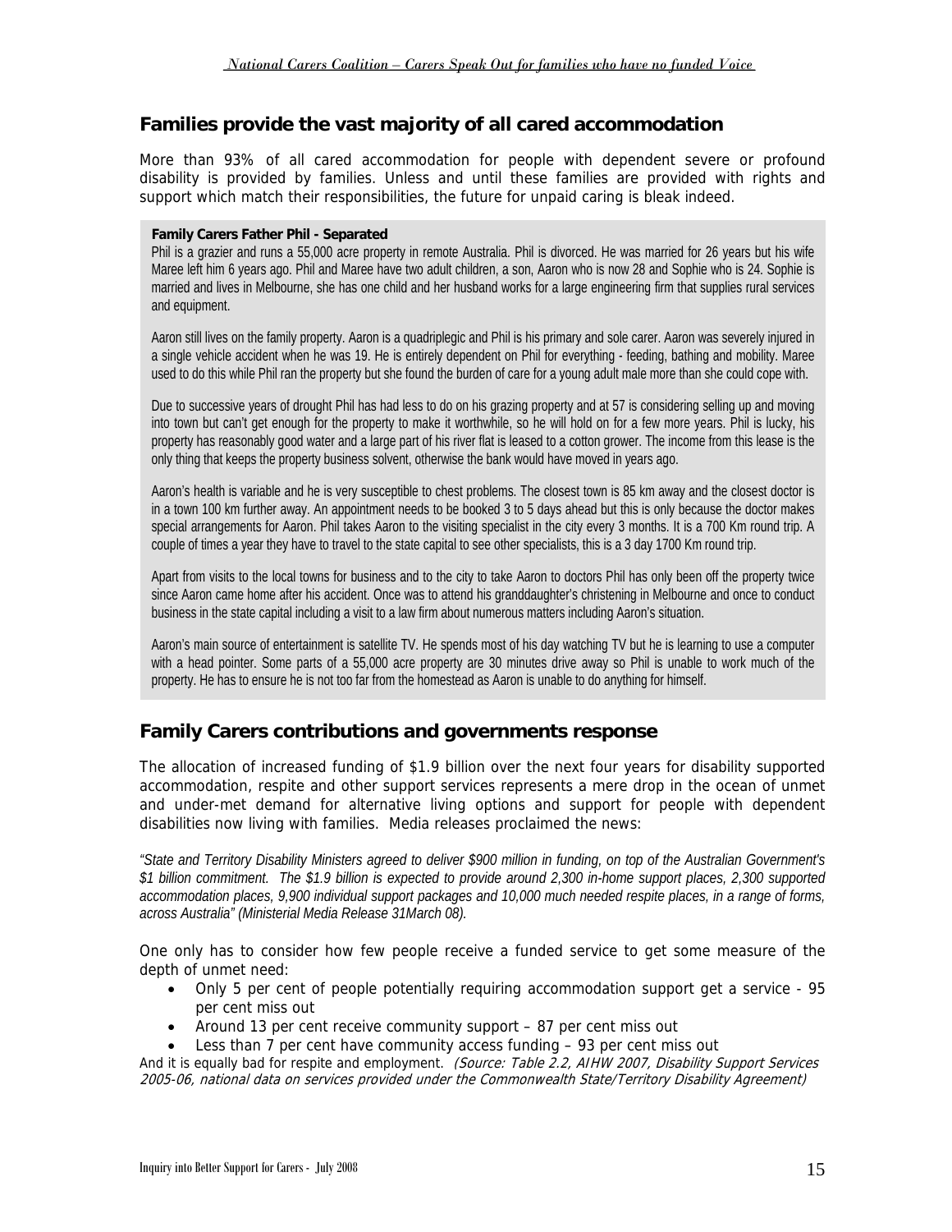## Families provide the vast majority of all cared accommodation

More than 93% of all cared accommodation for people with dependent severe or profound disability is provided by families. Unless and until these families are provided with rights and support which match their responsibilities, the future for unpaid caring is bleak indeed.

**Family Carers Father Phil - Separated**

Phil is a grazier and runs a 55,000 acre property in remote Australia. Phil is divorced. He was married for 26 years but his wife Maree left him 6 years ago. Phil and Maree have two adult children, a son, Aaron who is now 28 and Sophie who is 24. Sophie is married and lives in Melbourne, she has one child and her husband works for a large engineering firm that supplies rural services and equipment.

Aaron still lives on the family property. Aaron is a quadriplegic and Phil is his primary and sole carer. Aaron was severely injured in a single vehicle accident when he was 19. He is entirely dependent on Phil for everything - feeding, bathing and mobility. Maree used to do this while Phil ran the property but she found the burden of care for a young adult male more than she could cope with.

Due to successive years of drought Phil has had less to do on his grazing property and at 57 is considering selling up and moving into town but can't get enough for the property to make it worthwhile, so he will hold on for a few more years. Phil is lucky, his property has reasonably good water and a large part of his river flat is leased to a cotton grower. The income from this lease is the only thing that keeps the property business solvent, otherwise the bank would have moved in years ago.

Aaron's health is variable and he is very susceptible to chest problems. The closest town is 85 km away and the closest doctor is in a town 100 km further away. An appointment needs to be booked 3 to 5 days ahead but this is only because the doctor makes special arrangements for Aaron. Phil takes Aaron to the visiting specialist in the city every 3 months. It is a 700 Km round trip. A couple of times a year they have to travel to the state capital to see other specialists, this is a 3 day 1700 Km round trip.

Apart from visits to the local towns for business and to the city to take Aaron to doctors Phil has only been off the property twice since Aaron came home after his accident. Once was to attend his granddaughter's christening in Melbourne and once to conduct business in the state capital including a visit to a law firm about numerous matters including Aaron's situation.

Aaron's main source of entertainment is satellite TV. He spends most of his day watching TV but he is learning to use a computer with a head pointer. Some parts of a 55,000 acre property are 30 minutes drive away so Phil is unable to work much of the property. He has to ensure he is not too far from the homestead as Aaron is unable to do anything for himself.

## Family Carers contributions and governments response

The allocation of increased funding of $1.9 billion over the next four years for disability supported accommodation, respite and other support services represents a mere drop in the ocean of unmet and under-met demand for alternative living options and support for people with dependent disabilities now living with families. Media releases proclaimed the news:

*"State and Territory Disability Ministers agreed to deliver $900 million in funding, on top of the Australian Government's $1 billion commitment. The $1.9 billion is expected to provide around 2,300 in-home support places, 2,300 supported accommodation places, 9,900 individual support packages and 10,000 much needed respite places, in a range of forms, across Australia" (Ministerial Media Release 31March 08).*

One only has to consider how few people receive a funded service to get some measure of the depth of unmet need:

- Only 5 per cent of people potentially requiring accommodation support get a service - 95 per cent miss out
- Around 13 per cent receive community support – 87 per cent miss out
- Less than 7 per cent have community access funding – 93 per cent miss out

And it is equally bad for respite and employment. *(Source: Table 2.2, AIHW 2007, Disability Support Services 2005-06, national data on services provided under the Commonwealth State/Territory Disability Agreement)*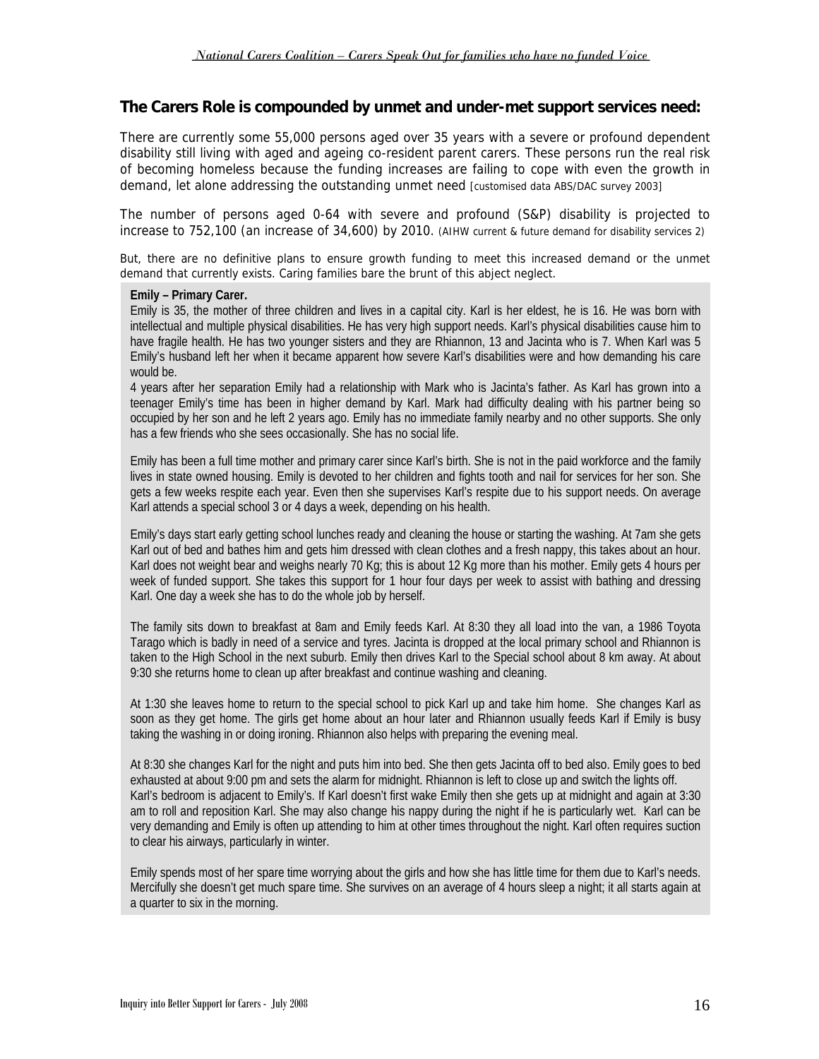## The Carers Role is compounded by unmet and under-met support services need:

There are currently some 55,000 persons aged over 35 years with a severe or profound dependent disability still living with aged and ageing co-resident parent carers. These persons run the real risk of becoming homeless because the funding increases are failing to cope with even the growth in demand, let alone addressing the outstanding unmet need [customised data ABS/DAC survey 2003]

The number of persons aged 0-64 with severe and profound (S&P) disability is projected to increase to 752,100 (an increase of 34,600) by 2010. (AIHW current & future demand for disability services 2)

But, there are no definitive plans to ensure growth funding to meet this increased demand or the unmet demand that currently exists. Caring families bare the brunt of this abject neglect.

**Emily – Primary Carer.**

Emily is 35, the mother of three children and lives in a capital city. Karl is her eldest, he is 16. He was born with intellectual and multiple physical disabilities. He has very high support needs. Karl's physical disabilities cause him to have fragile health. He has two younger sisters and they are Rhiannon, 13 and Jacinta who is 7. When Karl was 5 Emily's husband left her when it became apparent how severe Karl's disabilities were and how demanding his care would be.

4 years after her separation Emily had a relationship with Mark who is Jacinta's father. As Karl has grown into a teenager Emily's time has been in higher demand by Karl. Mark had difficulty dealing with his partner being so occupied by her son and he left 2 years ago. Emily has no immediate family nearby and no other supports. She only has a few friends who she sees occasionally. She has no social life.

Emily has been a full time mother and primary carer since Karl's birth. She is not in the paid workforce and the family lives in state owned housing. Emily is devoted to her children and fights tooth and nail for services for her son. She gets a few weeks respite each year. Even then she supervises Karl's respite due to his support needs. On average Karl attends a special school 3 or 4 days a week, depending on his health.

Emily's days start early getting school lunches ready and cleaning the house or starting the washing. At 7am she gets Karl out of bed and bathes him and gets him dressed with clean clothes and a fresh nappy, this takes about an hour. Karl does not weight bear and weighs nearly 70 Kg; this is about 12 Kg more than his mother. Emily gets 4 hours per week of funded support. She takes this support for 1 hour four days per week to assist with bathing and dressing Karl. One day a week she has to do the whole job by herself.

The family sits down to breakfast at 8am and Emily feeds Karl. At 8:30 they all load into the van, a 1986 Toyota Tarago which is badly in need of a service and tyres. Jacinta is dropped at the local primary school and Rhiannon is taken to the High School in the next suburb. Emily then drives Karl to the Special school about 8 km away. At about 9:30 she returns home to clean up after breakfast and continue washing and cleaning.

At 1:30 she leaves home to return to the special school to pick Karl up and take him home. She changes Karl as soon as they get home. The girls get home about an hour later and Rhiannon usually feeds Karl if Emily is busy taking the washing in or doing ironing. Rhiannon also helps with preparing the evening meal.

At 8:30 she changes Karl for the night and puts him into bed. She then gets Jacinta off to bed also. Emily goes to bed exhausted at about 9:00 pm and sets the alarm for midnight. Rhiannon is left to close up and switch the lights off.

Karl's bedroom is adjacent to Emily's. If Karl doesn't first wake Emily then she gets up at midnight and again at 3:30 am to roll and reposition Karl. She may also change his nappy during the night if he is particularly wet. Karl can be very demanding and Emily is often up attending to him at other times throughout the night. Karl often requires suction to clear his airways, particularly in winter.

Emily spends most of her spare time worrying about the girls and how she has little time for them due to Karl's needs. Mercifully she doesn't get much spare time. She survives on an average of 4 hours sleep a night; it all starts again at a quarter to six in the morning.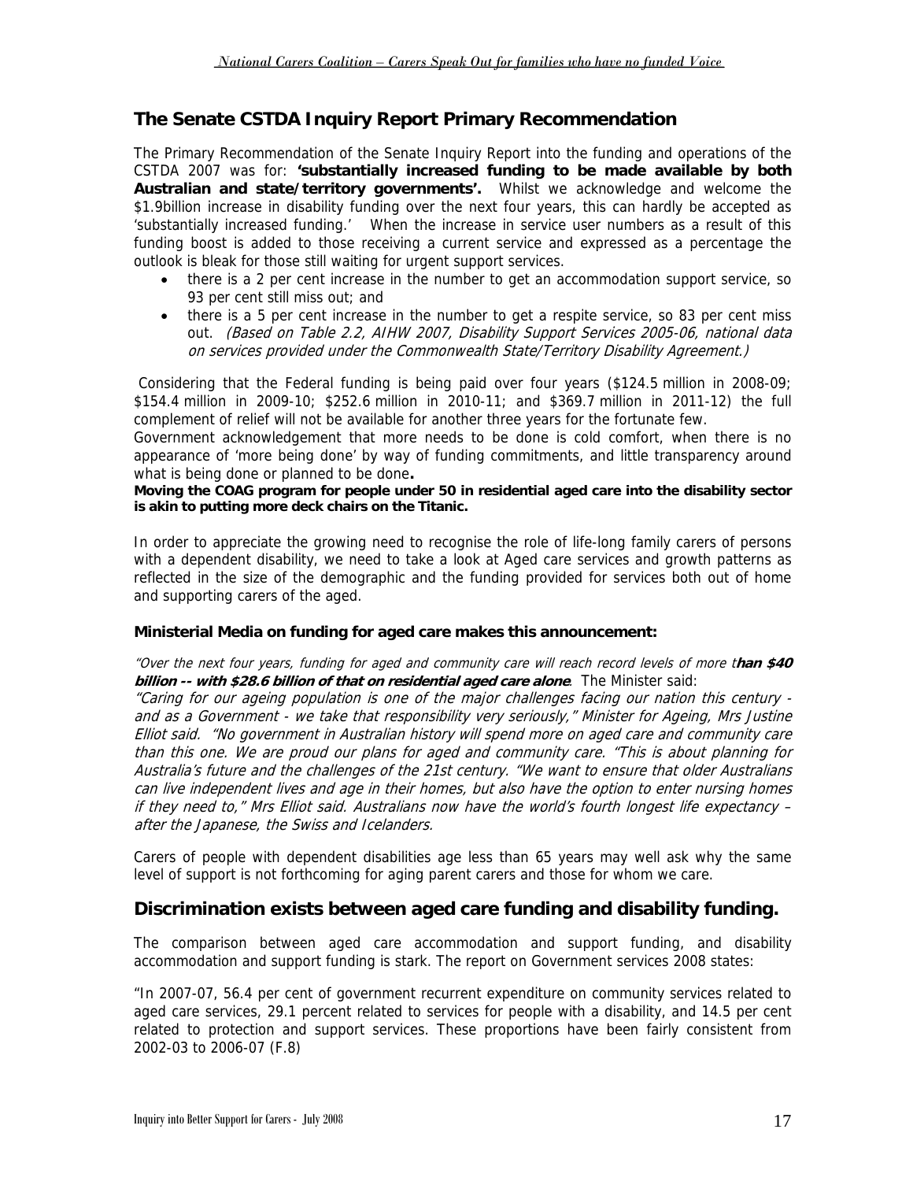## The Senate CSTDA Inquiry Report Primary Recommendation

The Primary Recommendation of the Senate Inquiry Report into the funding and operations of the CSTDA 2007 was for: **'substantially increased funding to be made available by both Australian and state/territory governments'.** Whilst we acknowledge and welcome the $1.9billion increase in disability funding over the next four years, this can hardly be accepted as 'substantially increased funding.' When the increase in service user numbers as a result of this funding boost is added to those receiving a current service and expressed as a percentage the outlook is bleak for those still waiting for urgent support services.

- there is a 2 per cent increase in the number to get an accommodation support service, so 93 per cent still miss out; and
- there is a 5 per cent increase in the number to get a respite service, so 83 per cent miss out. *(Based on Table 2.2, AIHW 2007, Disability Support Services 2005-06, national data on services provided under the Commonwealth State/Territory Disability Agreement.)*

Considering that the Federal funding is being paid over four years ($124.5 million in 2008-09; $154.4 million in 2009-10; $252.6 million in 2010-11; and $369.7 million in 2011-12) the full complement of relief will not be available for another three years for the fortunate few.

Government acknowledgement that more needs to be done is cold comfort, when there is no appearance of 'more being done' by way of funding commitments, and little transparency around what is being done or planned to be done**.**

**Moving the COAG program for people under 50 in residential aged care into the disability sector is akin to putting more deck chairs on the Titanic.**

In order to appreciate the growing need to recognise the role of life-long family carers of persons with a dependent disability, we need to take a look at Aged care services and growth patterns as reflected in the size of the demographic and the funding provided for services both out of home and supporting carers of the aged.

**Ministerial Media on funding for aged care makes this announcement:**

*"Over the next four years, funding for aged and community care will reach record levels of more t**han $40 billion -- with $28.6 billion of that on residential aged care alone**.* The Minister said:

*"Caring for our ageing population is one of the major challenges facing our nation this century - and as a Government - we take that responsibility very seriously," Minister for Ageing, Mrs Justine Elliot said. "No government in Australian history will spend more on aged care and community care than this one. We are proud our plans for aged and community care. "This is about planning for Australia's future and the challenges of the 21st century. "We want to ensure that older Australians can live independent lives and age in their homes, but also have the option to enter nursing homes if they need to," Mrs Elliot said. Australians now have the world's fourth longest life expectancy – after the Japanese, the Swiss and Icelanders.*

Carers of people with dependent disabilities age less than 65 years may well ask why the same level of support is not forthcoming for aging parent carers and those for whom we care.

## Discrimination exists between aged care funding and disability funding.

The comparison between aged care accommodation and support funding, and disability accommodation and support funding is stark. The report on Government services 2008 states:

"In 2007-07, 56.4 per cent of government recurrent expenditure on community services related to aged care services, 29.1 percent related to services for people with a disability, and 14.5 per cent related to protection and support services. These proportions have been fairly consistent from 2002-03 to 2006-07 (F.8)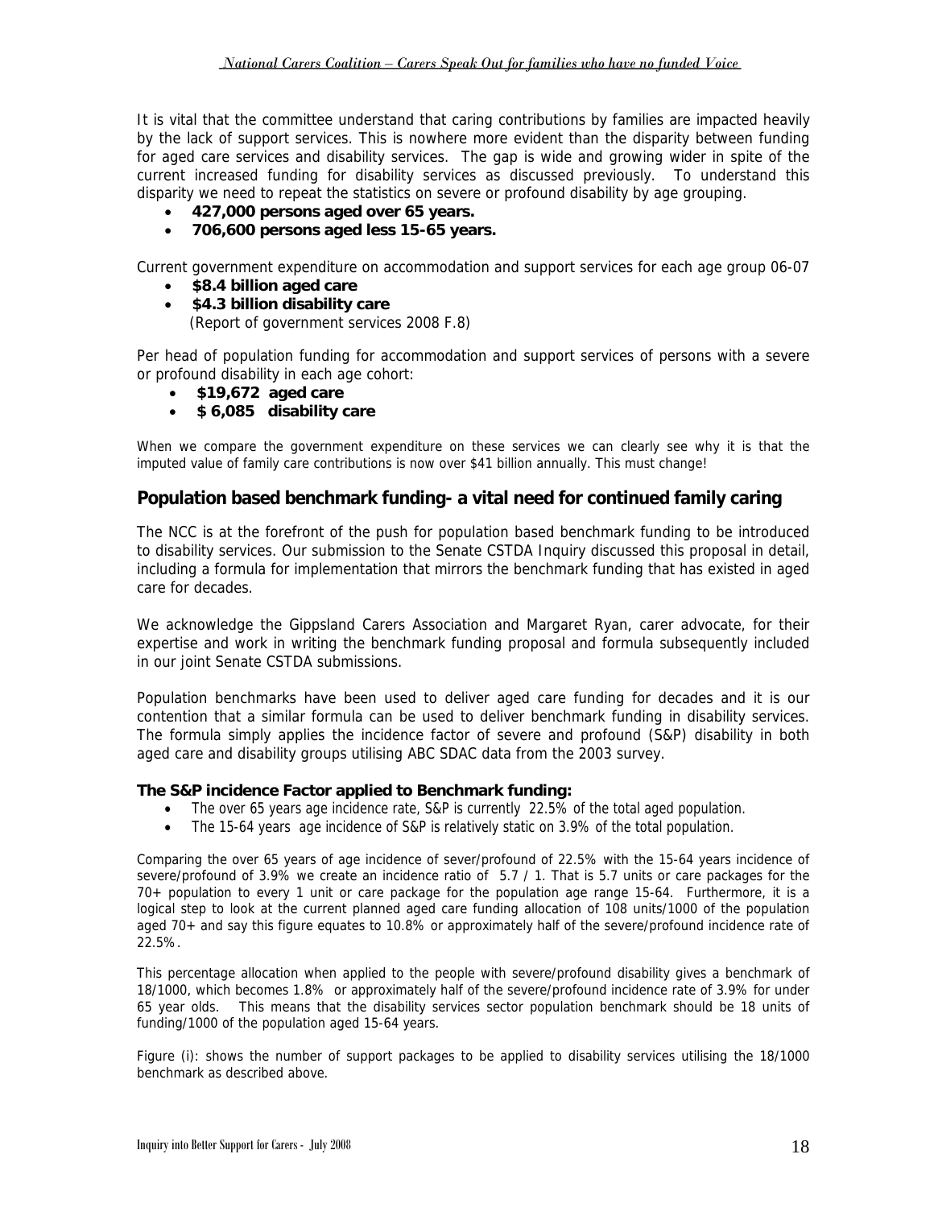It is vital that the committee understand that caring contributions by families are impacted heavily by the lack of support services. This is nowhere more evident than the disparity between funding for aged care services and disability services. The gap is wide and growing wider in spite of the current increased funding for disability services as discussed previously. To understand this disparity we need to repeat the statistics on severe or profound disability by age grouping.

- **427,000 persons aged over 65 years.**
- **706,600 persons aged less 15-65 years.**

Current government expenditure on accommodation and support services for each age group 06-07

- **$8.4 billion aged care**
- **$4.3 billion disability care**

  (Report of government services 2008 F.8)

Per head of population funding for accommodation and support services of persons with a severe or profound disability in each age cohort:

- **$19,672 aged care**
- **$ 6,085 disability care**

When we compare the government expenditure on these services we can clearly see why it is that the imputed value of family care contributions is now over $41 billion annually. This must change!

## Population based benchmark funding- a vital need for continued family caring

The NCC is at the forefront of the push for population based benchmark funding to be introduced to disability services. Our submission to the Senate CSTDA Inquiry discussed this proposal in detail, including a formula for implementation that mirrors the benchmark funding that has existed in aged care for decades.

We acknowledge the Gippsland Carers Association and Margaret Ryan, carer advocate, for their expertise and work in writing the benchmark funding proposal and formula subsequently included in our joint Senate CSTDA submissions.

Population benchmarks have been used to deliver aged care funding for decades and it is our contention that a similar formula can be used to deliver benchmark funding in disability services. The formula simply applies the incidence factor of severe and profound (S&P) disability in both aged care and disability groups utilising ABC SDAC data from the 2003 survey.

### The S&P incidence Factor applied to Benchmark funding:

- The over 65 years age incidence rate, S&P is currently 22.5% of the total aged population.
- The 15-64 years age incidence of S&P is relatively static on 3.9% of the total population.

Comparing the over 65 years of age incidence of sever/profound of 22.5% with the 15-64 years incidence of severe/profound of 3.9% we create an incidence ratio of 5.7 / 1. That is 5.7 units or care packages for the 70+ population to every 1 unit or care package for the population age range 15-64. Furthermore, it is a logical step to look at the current planned aged care funding allocation of 108 units/1000 of the population aged 70+ and say this figure equates to 10.8% or approximately half of the severe/profound incidence rate of 22.5%.

This percentage allocation when applied to the people with severe/profound disability gives a benchmark of 18/1000, which becomes 1.8% or approximately half of the severe/profound incidence rate of 3.9% for under 65 year olds. This means that the disability services sector population benchmark should be 18 units of funding/1000 of the population aged 15-64 years.

Figure (i): shows the number of support packages to be applied to disability services utilising the 18/1000 benchmark as described above.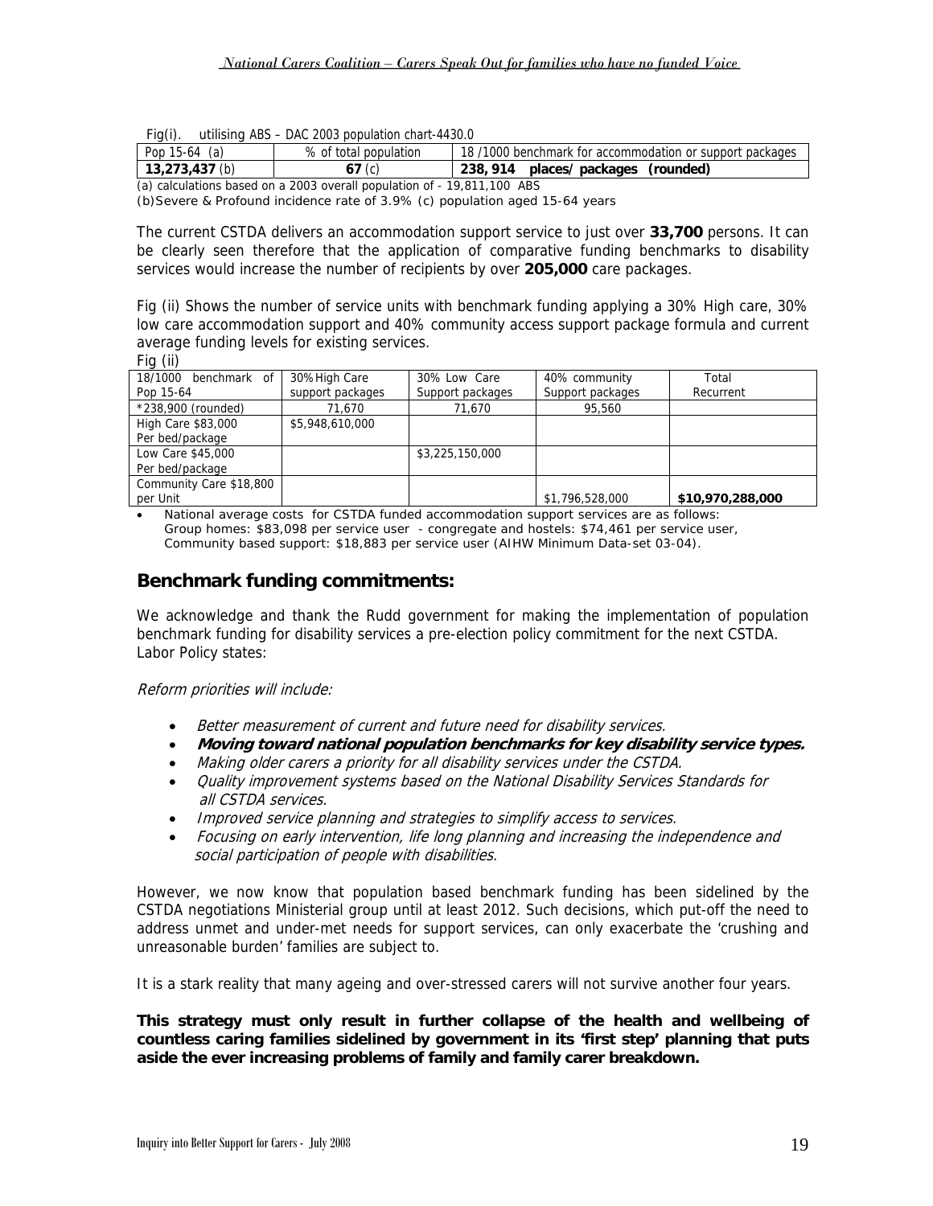Fig(i). utilising ABS – DAC 2003 population chart-4430.0

| Pop 15-64 (a) | % of total population | 18 /1000 benchmark for accommodation or support packages |
|---|---|---|
| **13,273,437** (b) | **67** (c) | **238, 914 places/ packages (rounded)** |

(a) calculations based on a 2003 overall population of - 19,811,100 ABS
(b) Severe & Profound incidence rate of 3.9% (c) population aged 15-64 years

The current CSTDA delivers an accommodation support service to just over **33,700** persons. It can be clearly seen therefore that the application of comparative funding benchmarks to disability services would increase the number of recipients by over **205,000** care packages.

Fig (ii) Shows the number of service units with benchmark funding applying a 30% High care, 30% low care accommodation support and 40% community access support package formula and current average funding levels for existing services.

Fig (ii)

| 18/1000 benchmark of Pop 15-64 | 30% High Care support packages | 30% Low Care Support packages | 40% community Support packages | Total Recurrent |
|---|---|---|---|---|
| *238,900 (rounded) | 71,670 | 71,670 | 95,560 | |
| High Care $83,000 Per bed/package | $5,948,610,000 | | | |
| Low Care $45,000 Per bed/package | | $3,225,150,000 | | |
| Community Care $18,800 per Unit | | | $1,796,528,000 | **$10,970,288,000** |

- National average costs for CSTDA funded accommodation support services are as follows: Group homes: $83,098 per service user - congregate and hostels: $74,461 per service user, Community based support: $18,883 per service user (AIHW Minimum Data-set 03-04).

## Benchmark funding commitments:

We acknowledge and thank the Rudd government for making the implementation of population benchmark funding for disability services a pre-election policy commitment for the next CSTDA. Labor Policy states:

*Reform priorities will include:*

- *Better measurement of current and future need for disability services.*
- ***Moving toward national population benchmarks for key disability service types.***
- *Making older carers a priority for all disability services under the CSTDA.*
- *Quality improvement systems based on the National Disability Services Standards for all CSTDA services.*
- *Improved service planning and strategies to simplify access to services.*
- *Focusing on early intervention, life long planning and increasing the independence and social participation of people with disabilities.*

However, we now know that population based benchmark funding has been sidelined by the CSTDA negotiations Ministerial group until at least 2012. Such decisions, which put-off the need to address unmet and under-met needs for support services, can only exacerbate the 'crushing and unreasonable burden' families are subject to.

It is a stark reality that many ageing and over-stressed carers will not survive another four years.

**This strategy must only result in further collapse of the health and wellbeing of countless caring families sidelined by government in its 'first step' planning that puts aside the ever increasing problems of family and family carer breakdown.**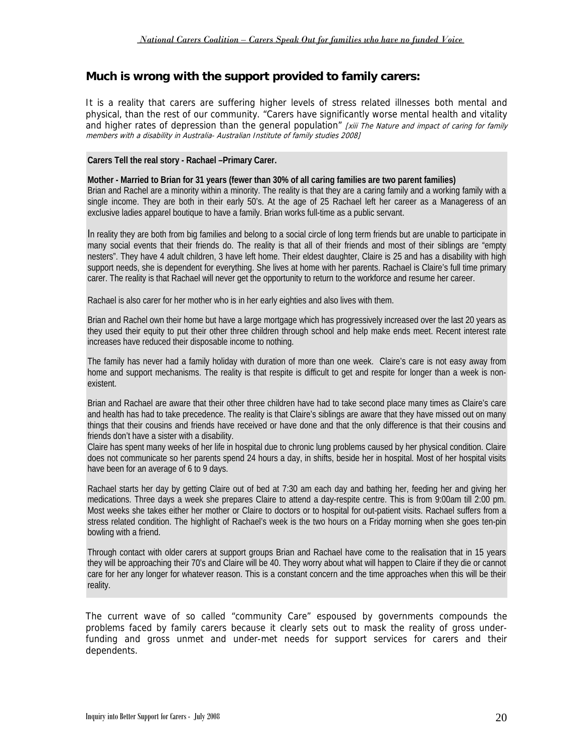## Much is wrong with the support provided to family carers:

It is a reality that carers are suffering higher levels of stress related illnesses both mental and physical, than the rest of our community. "Carers have significantly worse mental health and vitality and higher rates of depression than the general population" *[xiii The Nature and impact of caring for family members with a disability in Australia- Australian Institute of family studies 2008]*

**Carers Tell the real story - Rachael –Primary Carer.**

**Mother - Married to Brian for 31 years (fewer than 30% of all caring families are two parent families)**
Brian and Rachel are a minority within a minority. The reality is that they are a caring family and a working family with a single income. They are both in their early 50's. At the age of 25 Rachael left her career as a Manageress of an exclusive ladies apparel boutique to have a family. Brian works full-time as a public servant.

In reality they are both from big families and belong to a social circle of long term friends but are unable to participate in many social events that their friends do. The reality is that all of their friends and most of their siblings are "empty nesters". They have 4 adult children, 3 have left home. Their eldest daughter, Claire is 25 and has a disability with high support needs, she is dependent for everything. She lives at home with her parents. Rachael is Claire's full time primary carer. The reality is that Rachael will never get the opportunity to return to the workforce and resume her career.

Rachael is also carer for her mother who is in her early eighties and also lives with them.

Brian and Rachel own their home but have a large mortgage which has progressively increased over the last 20 years as they used their equity to put their other three children through school and help make ends meet. Recent interest rate increases have reduced their disposable income to nothing.

The family has never had a family holiday with duration of more than one week. Claire's care is not easy away from home and support mechanisms. The reality is that respite is difficult to get and respite for longer than a week is non-existent.

Brian and Rachael are aware that their other three children have had to take second place many times as Claire's care and health has had to take precedence. The reality is that Claire's siblings are aware that they have missed out on many things that their cousins and friends have received or have done and that the only difference is that their cousins and friends don't have a sister with a disability.
Claire has spent many weeks of her life in hospital due to chronic lung problems caused by her physical condition. Claire does not communicate so her parents spend 24 hours a day, in shifts, beside her in hospital. Most of her hospital visits have been for an average of 6 to 9 days.

Rachael starts her day by getting Claire out of bed at 7:30 am each day and bathing her, feeding her and giving her medications. Three days a week she prepares Claire to attend a day-respite centre. This is from 9:00am till 2:00 pm. Most weeks she takes either her mother or Claire to doctors or to hospital for out-patient visits. Rachael suffers from a stress related condition. The highlight of Rachael's week is the two hours on a Friday morning when she goes ten-pin bowling with a friend.

Through contact with older carers at support groups Brian and Rachael have come to the realisation that in 15 years they will be approaching their 70's and Claire will be 40. They worry about what will happen to Claire if they die or cannot care for her any longer for whatever reason. This is a constant concern and the time approaches when this will be their reality.

The current wave of so called "community Care" espoused by governments compounds the problems faced by family carers because it clearly sets out to mask the reality of gross under-funding and gross unmet and under-met needs for support services for carers and their dependents.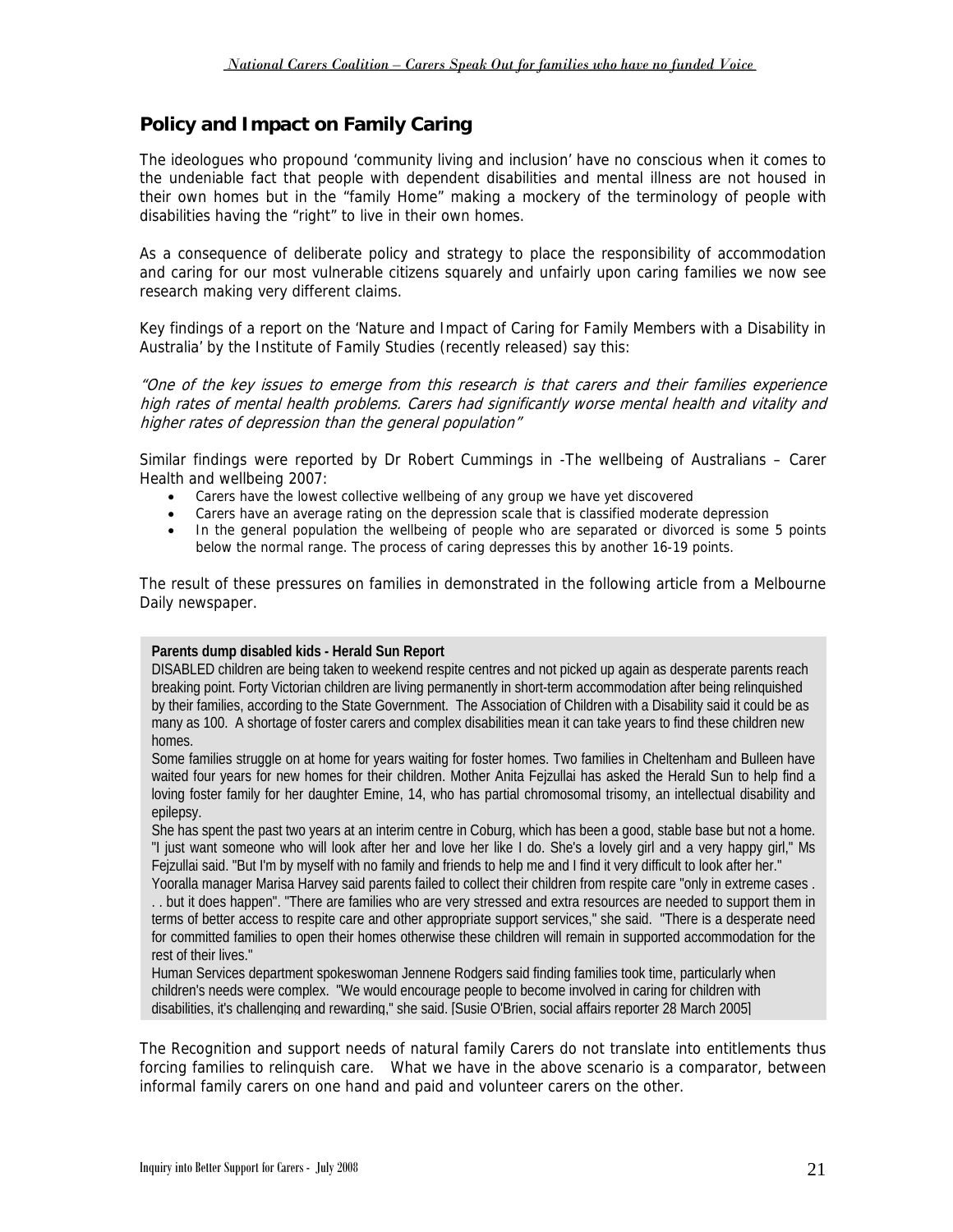## Policy and Impact on Family Caring

The ideologues who propound 'community living and inclusion' have no conscious when it comes to the undeniable fact that people with dependent disabilities and mental illness are not housed in their own homes but in the "family Home" making a mockery of the terminology of people with disabilities having the "right" to live in their own homes.

As a consequence of deliberate policy and strategy to place the responsibility of accommodation and caring for our most vulnerable citizens squarely and unfairly upon caring families we now see research making very different claims.

Key findings of a report on the 'Nature and Impact of Caring for Family Members with a Disability in Australia' by the Institute of Family Studies (recently released) say this:

*"One of the key issues to emerge from this research is that carers and their families experience high rates of mental health problems. Carers had significantly worse mental health and vitality and higher rates of depression than the general population"*

Similar findings were reported by Dr Robert Cummings in -The wellbeing of Australians – Carer Health and wellbeing 2007:

- Carers have the lowest collective wellbeing of any group we have yet discovered
- Carers have an average rating on the depression scale that is classified moderate depression
- In the general population the wellbeing of people who are separated or divorced is some 5 points below the normal range. The process of caring depresses this by another 16-19 points.

The result of these pressures on families in demonstrated in the following article from a Melbourne Daily newspaper.

> **Parents dump disabled kids - Herald Sun Report**
> DISABLED children are being taken to weekend respite centres and not picked up again as desperate parents reach breaking point. Forty Victorian children are living permanently in short-term accommodation after being relinquished by their families, according to the State Government. The Association of Children with a Disability said it could be as many as 100. A shortage of foster carers and complex disabilities mean it can take years to find these children new homes.
> Some families struggle on at home for years waiting for foster homes. Two families in Cheltenham and Bulleen have waited four years for new homes for their children. Mother Anita Fejzullai has asked the Herald Sun to help find a loving foster family for her daughter Emine, 14, who has partial chromosomal trisomy, an intellectual disability and epilepsy.
> She has spent the past two years at an interim centre in Coburg, which has been a good, stable base but not a home. "I just want someone who will look after her and love her like I do. She's a lovely girl and a very happy girl," Ms Fejzullai said. "But I'm by myself with no family and friends to help me and I find it very difficult to look after her."
> Yooralla manager Marisa Harvey said parents failed to collect their children from respite care "only in extreme cases . . . but it does happen". "There are families who are very stressed and extra resources are needed to support them in terms of better access to respite care and other appropriate support services," she said. "There is a desperate need for committed families to open their homes otherwise these children will remain in supported accommodation for the rest of their lives."
> Human Services department spokeswoman Jennene Rodgers said finding families took time, particularly when children's needs were complex. "We would encourage people to become involved in caring for children with disabilities, it's challenging and rewarding," she said. [Susie O'Brien, social affairs reporter 28 March 2005]

The Recognition and support needs of natural family Carers do not translate into entitlements thus forcing families to relinquish care. What we have in the above scenario is a comparator, between informal family carers on one hand and paid and volunteer carers on the other.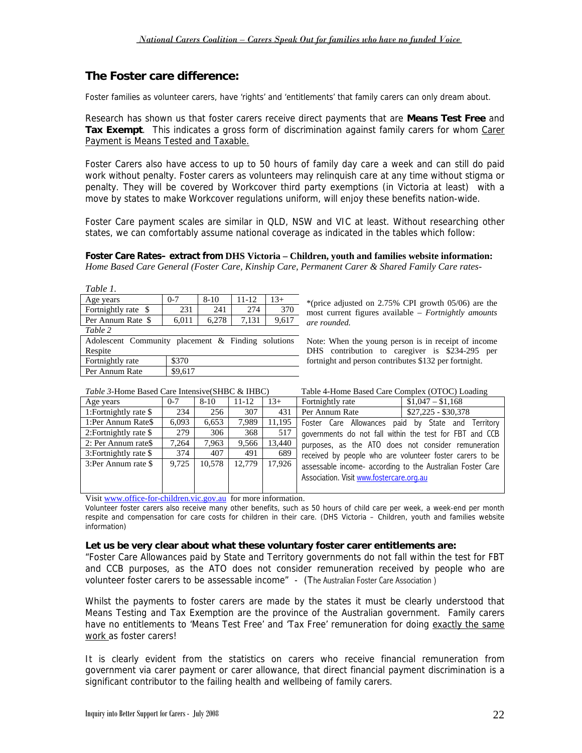## The Foster care difference:

Foster families as volunteer carers, have 'rights' and 'entitlements' that family carers can only dream about.

Research has shown us that foster carers receive direct payments that are **Means Test Free** and **Tax Exempt**. This indicates a gross form of discrimination against family carers for whom Carer Payment is Means Tested and Taxable.

Foster Carers also have access to up to 50 hours of family day care a week and can still do paid work without penalty. Foster carers as volunteers may relinquish care at any time without stigma or penalty. They will be covered by Workcover third party exemptions (in Victoria at least) with a move by states to make Workcover regulations uniform, will enjoy these benefits nation-wide.

Foster Care payment scales are similar in QLD, NSW and VIC at least. Without researching other states, we can comfortably assume national coverage as indicated in the tables which follow:

**Foster Care Rates– extract from DHS Victoria – Children, youth and families website information:**
*Home Based Care General (Foster Care, Kinship Care, Permanent Carer & Shared Family Care rates-*

*Table 1.*

| Age years | 0-7 | 8-10 | 11-12 | 13+ |
|---|---|---|---|---|
| Fortnightly rate $ | 231 | 241 | 274 | 370 |
| Per Annum Rate $ | 6,011 | 6,278 | 7,131 | 9,617 |

*Table 2*

| Adolescent Community placement & Finding solutions Respite | |
|---|---|
| Fortnightly rate | $370 |
| Per Annum Rate | $9,617 |

*(price adjusted on 2.75% CPI growth 05/06) are the most current figures available – *Fortnightly amounts are rounded.*

Note: When the young person is in receipt of income DHS contribution to caregiver is $234-295 per fortnight and person contributes $132 per fortnight.

*Table 3*-Home Based Care Intensive(SHBC & IHBC)

| Age years | 0-7 | 8-10 | 11-12 | 13+ |
|---|---|---|---|---|
| 1:Fortnightly rate $ | 234 | 256 | 307 | 431 |
| 1:Per Annum Rate$ | 6,093 | 6,653 | 7,989 | 11,195 |
| 2:Fortnightly rate $ | 279 | 306 | 368 | 517 |
| 2: Per Annum rate$ | 7,264 | 7,963 | 9,566 | 13,440 |
| 3:Fortnightly rate $ | 374 | 407 | 491 | 689 |
| 3:Per Annum rate $ | 9,725 | 10,578 | 12,779 | 17,926 |

Table 4-Home Based Care Complex (OTOC) Loading

| | |
|---|---|
| Fortnightly rate | $1,047 – $1,168 |
| Per Annum Rate | $27,225 - $30,378 |

Foster Care Allowances paid by State and Territory governments do not fall within the test for FBT and CCB purposes, as the ATO does not consider remuneration received by people who are volunteer foster carers to be assessable income- according to the Australian Foster Care Association. Visit www.fostercare.org.au

Visit www.office-for-children.vic.gov.au for more information.

Volunteer foster carers also receive many other benefits, such as 50 hours of child care per week, a week-end per month respite and compensation for care costs for children in their care. (DHS Victoria – Children, youth and families website information)

**Let us be very clear about what these voluntary foster carer entitlements are:**

"Foster Care Allowances paid by State and Territory governments do not fall within the test for FBT and CCB purposes, as the ATO does not consider remuneration received by people who are volunteer foster carers to be assessable income" - (The Australian Foster Care Association )

Whilst the payments to foster carers are made by the states it must be clearly understood that Means Testing and Tax Exemption are the province of the Australian government. Family carers have no entitlements to 'Means Test Free' and 'Tax Free' remuneration for doing exactly the same work as foster carers!

It is clearly evident from the statistics on carers who receive financial remuneration from government via carer payment or carer allowance, that direct financial payment discrimination is a significant contributor to the failing health and wellbeing of family carers.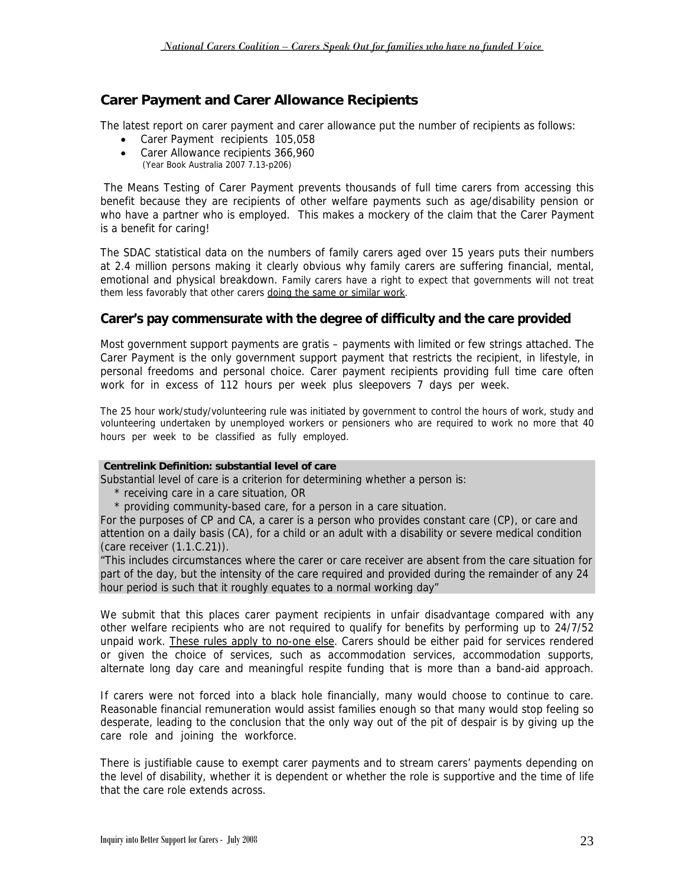## Carer Payment and Carer Allowance Recipients

The latest report on carer payment and carer allowance put the number of recipients as follows:

- Carer Payment recipients 105,058
- Carer Allowance recipients 366,960
  (Year Book Australia 2007 7.13-p206)

The Means Testing of Carer Payment prevents thousands of full time carers from accessing this benefit because they are recipients of other welfare payments such as age/disability pension or who have a partner who is employed. This makes a mockery of the claim that the Carer Payment is a benefit for caring!

The SDAC statistical data on the numbers of family carers aged over 15 years puts their numbers at 2.4 million persons making it clearly obvious why family carers are suffering financial, mental, emotional and physical breakdown. Family carers have a right to expect that governments will not treat them less favorably that other carers <u>doing the same or similar work</u>.

## Carer's pay commensurate with the degree of difficulty and the care provided

Most government support payments are gratis – payments with limited or few strings attached. The Carer Payment is the only government support payment that restricts the recipient, in lifestyle, in personal freedoms and personal choice. Carer payment recipients providing full time care often work for in excess of 112 hours per week plus sleepovers 7 days per week.

The 25 hour work/study/volunteering rule was initiated by government to control the hours of work, study and volunteering undertaken by unemployed workers or pensioners who are required to work no more that 40 hours per week to be classified as fully employed.

**Centrelink Definition: substantial level of care**

Substantial level of care is a criterion for determining whether a person is:

* receiving care in a care situation, OR
* providing community-based care, for a person in a care situation.

For the purposes of CP and CA, a carer is a person who provides constant care (CP), or care and attention on a daily basis (CA), for a child or an adult with a disability or severe medical condition (care receiver (1.1.C.21)).

"This includes circumstances where the carer or care receiver are absent from the care situation for part of the day, but the intensity of the care required and provided during the remainder of any 24 hour period is such that it roughly equates to a normal working day"

We submit that this places carer payment recipients in unfair disadvantage compared with any other welfare recipients who are not required to qualify for benefits by performing up to 24/7/52 unpaid work. <u>These rules apply to no-one else</u>. Carers should be either paid for services rendered or given the choice of services, such as accommodation services, accommodation supports, alternate long day care and meaningful respite funding that is more than a band-aid approach.

If carers were not forced into a black hole financially, many would choose to continue to care. Reasonable financial remuneration would assist families enough so that many would stop feeling so desperate, leading to the conclusion that the only way out of the pit of despair is by giving up the care role and joining the workforce.

There is justifiable cause to exempt carer payments and to stream carers' payments depending on the level of disability, whether it is dependent or whether the role is supportive and the time of life that the care role extends across.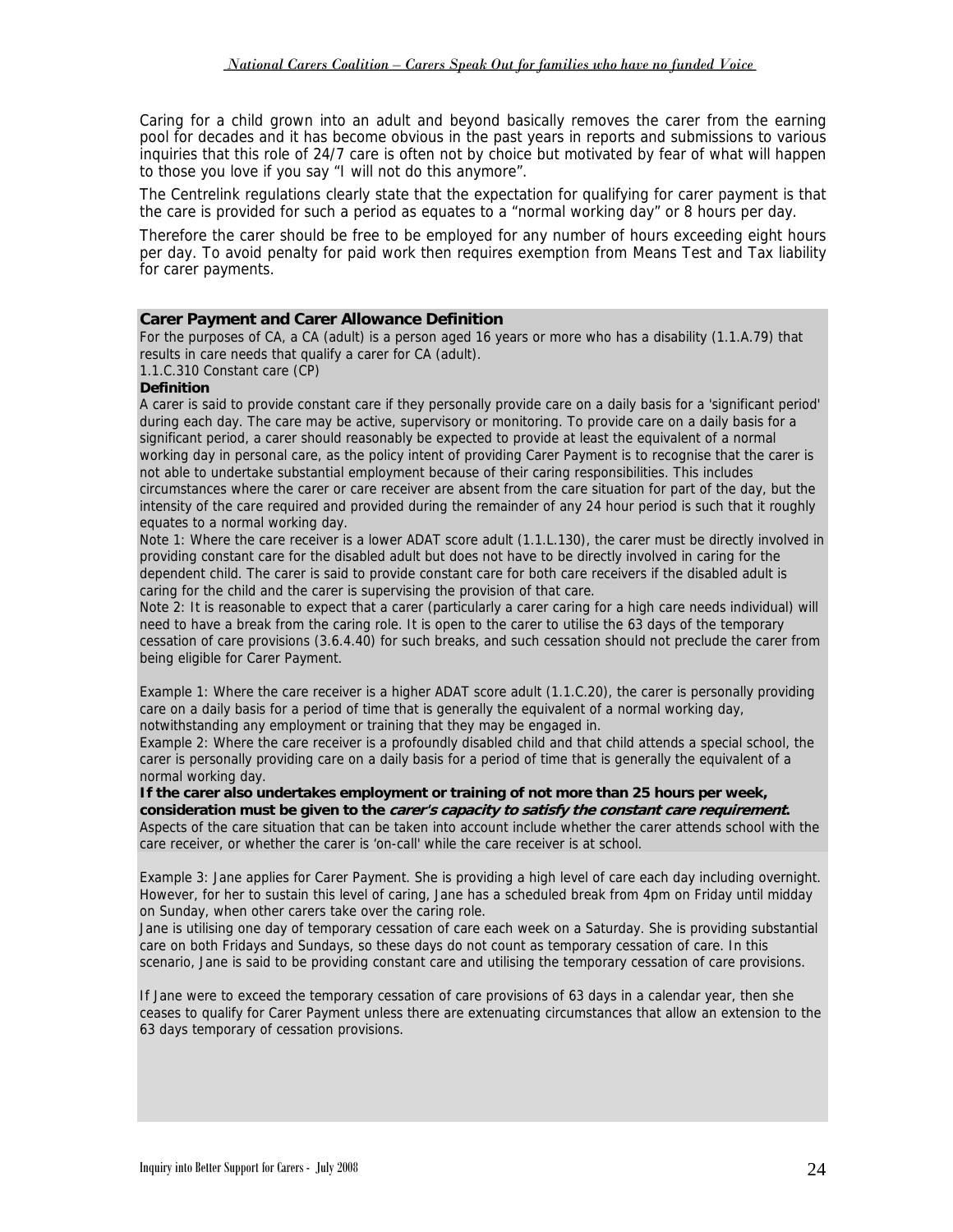Caring for a child grown into an adult and beyond basically removes the carer from the earning pool for decades and it has become obvious in the past years in reports and submissions to various inquiries that this role of 24/7 care is often not by choice but motivated by fear of what will happen to those you love if you say "I will not do this anymore".

The Centrelink regulations clearly state that the expectation for qualifying for carer payment is that the care is provided for such a period as equates to a "normal working day" or 8 hours per day.

Therefore the carer should be free to be employed for any number of hours exceeding eight hours per day. To avoid penalty for paid work then requires exemption from Means Test and Tax liability for carer payments.

**Carer Payment and Carer Allowance Definition**

For the purposes of CA, a CA (adult) is a person aged 16 years or more who has a disability (1.1.A.79) that results in care needs that qualify a carer for CA (adult).

1.1.C.310 Constant care (CP)

**Definition**

A carer is said to provide constant care if they personally provide care on a daily basis for a 'significant period' during each day. The care may be active, supervisory or monitoring. To provide care on a daily basis for a significant period, a carer should reasonably be expected to provide at least the equivalent of a normal working day in personal care, as the policy intent of providing Carer Payment is to recognise that the carer is not able to undertake substantial employment because of their caring responsibilities. This includes circumstances where the carer or care receiver are absent from the care situation for part of the day, but the intensity of the care required and provided during the remainder of any 24 hour period is such that it roughly equates to a normal working day.

Note 1: Where the care receiver is a lower ADAT score adult (1.1.L.130), the carer must be directly involved in providing constant care for the disabled adult but does not have to be directly involved in caring for the dependent child. The carer is said to provide constant care for both care receivers if the disabled adult is caring for the child and the carer is supervising the provision of that care.

Note 2: It is reasonable to expect that a carer (particularly a carer caring for a high care needs individual) will need to have a break from the caring role. It is open to the carer to utilise the 63 days of the temporary cessation of care provisions (3.6.4.40) for such breaks, and such cessation should not preclude the carer from being eligible for Carer Payment.

Example 1: Where the care receiver is a higher ADAT score adult (1.1.C.20), the carer is personally providing care on a daily basis for a period of time that is generally the equivalent of a normal working day, notwithstanding any employment or training that they may be engaged in.

Example 2: Where the care receiver is a profoundly disabled child and that child attends a special school, the carer is personally providing care on a daily basis for a period of time that is generally the equivalent of a normal working day.

**If the carer also undertakes employment or training of not more than 25 hours per week, consideration must be given to the *carer's capacity to satisfy the constant care requirement.***

Aspects of the care situation that can be taken into account include whether the carer attends school with the care receiver, or whether the carer is 'on-call' while the care receiver is at school.

Example 3: Jane applies for Carer Payment. She is providing a high level of care each day including overnight. However, for her to sustain this level of caring, Jane has a scheduled break from 4pm on Friday until midday on Sunday, when other carers take over the caring role.

Jane is utilising one day of temporary cessation of care each week on a Saturday. She is providing substantial care on both Fridays and Sundays, so these days do not count as temporary cessation of care. In this scenario, Jane is said to be providing constant care and utilising the temporary cessation of care provisions.

If Jane were to exceed the temporary cessation of care provisions of 63 days in a calendar year, then she ceases to qualify for Carer Payment unless there are extenuating circumstances that allow an extension to the 63 days temporary of cessation provisions.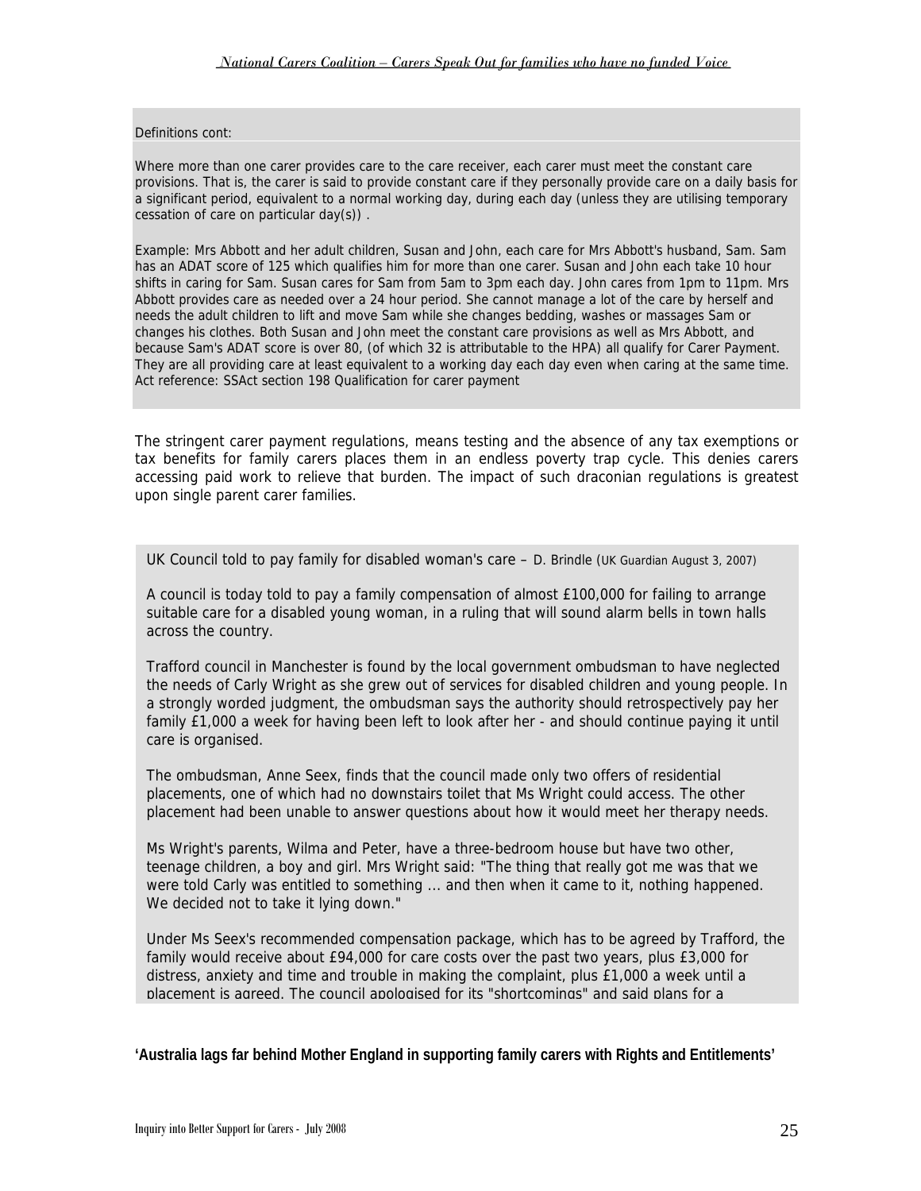Definitions cont:

Where more than one carer provides care to the care receiver, each carer must meet the constant care provisions. That is, the carer is said to provide constant care if they personally provide care on a daily basis for a significant period, equivalent to a normal working day, during each day (unless they are utilising temporary cessation of care on particular day(s)) .

Example: Mrs Abbott and her adult children, Susan and John, each care for Mrs Abbott's husband, Sam. Sam has an ADAT score of 125 which qualifies him for more than one carer. Susan and John each take 10 hour shifts in caring for Sam. Susan cares for Sam from 5am to 3pm each day. John cares from 1pm to 11pm. Mrs Abbott provides care as needed over a 24 hour period. She cannot manage a lot of the care by herself and needs the adult children to lift and move Sam while she changes bedding, washes or massages Sam or changes his clothes. Both Susan and John meet the constant care provisions as well as Mrs Abbott, and because Sam's ADAT score is over 80, (of which 32 is attributable to the HPA) all qualify for Carer Payment. They are all providing care at least equivalent to a working day each day even when caring at the same time.
Act reference: SSAct section 198 Qualification for carer payment

The stringent carer payment regulations, means testing and the absence of any tax exemptions or tax benefits for family carers places them in an endless poverty trap cycle. This denies carers accessing paid work to relieve that burden. The impact of such draconian regulations is greatest upon single parent carer families.

UK Council told to pay family for disabled woman's care – D. Brindle (UK Guardian August 3, 2007)

A council is today told to pay a family compensation of almost £100,000 for failing to arrange suitable care for a disabled young woman, in a ruling that will sound alarm bells in town halls across the country.

Trafford council in Manchester is found by the local government ombudsman to have neglected the needs of Carly Wright as she grew out of services for disabled children and young people. In a strongly worded judgment, the ombudsman says the authority should retrospectively pay her family £1,000 a week for having been left to look after her - and should continue paying it until care is organised.

The ombudsman, Anne Seex, finds that the council made only two offers of residential placements, one of which had no downstairs toilet that Ms Wright could access. The other placement had been unable to answer questions about how it would meet her therapy needs.

Ms Wright's parents, Wilma and Peter, have a three-bedroom house but have two other, teenage children, a boy and girl. Mrs Wright said: "The thing that really got me was that we were told Carly was entitled to something ... and then when it came to it, nothing happened. We decided not to take it lying down."

Under Ms Seex's recommended compensation package, which has to be agreed by Trafford, the family would receive about £94,000 for care costs over the past two years, plus £3,000 for distress, anxiety and time and trouble in making the complaint, plus £1,000 a week until a placement is agreed. The council apologised for its "shortcomings" and said plans for a

**'Australia lags far behind Mother England in supporting family carers with Rights and Entitlements'**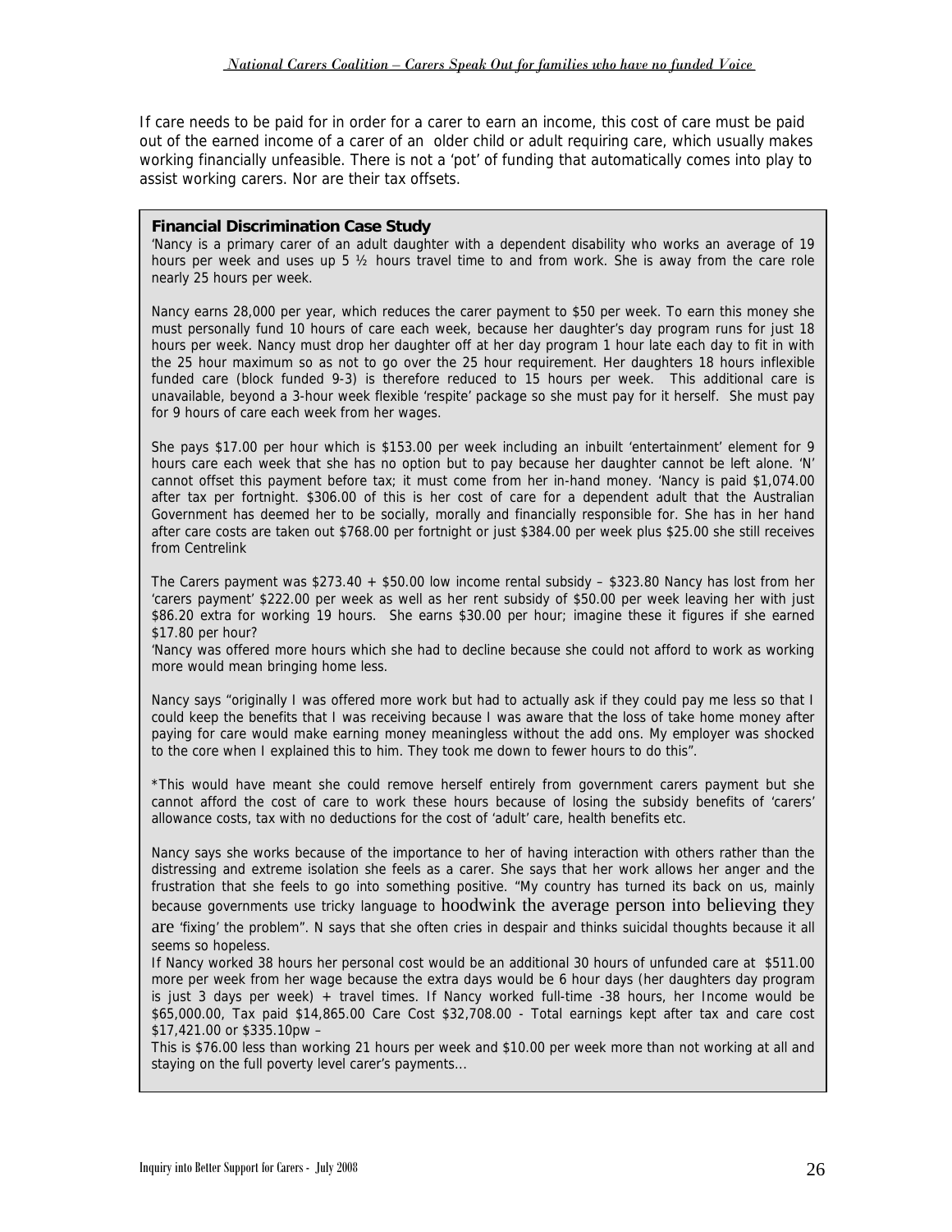If care needs to be paid for in order for a carer to earn an income, this cost of care must be paid out of the earned income of a carer of an older child or adult requiring care, which usually makes working financially unfeasible. There is not a 'pot' of funding that automatically comes into play to assist working carers. Nor are their tax offsets.

**Financial Discrimination Case Study**

'Nancy is a primary carer of an adult daughter with a dependent disability who works an average of 19 hours per week and uses up 5 ½ hours travel time to and from work. She is away from the care role nearly 25 hours per week.

Nancy earns 28,000 per year, which reduces the carer payment to $50 per week. To earn this money she must personally fund 10 hours of care each week, because her daughter's day program runs for just 18 hours per week. Nancy must drop her daughter off at her day program 1 hour late each day to fit in with the 25 hour maximum so as not to go over the 25 hour requirement. Her daughters 18 hours inflexible funded care (block funded 9-3) is therefore reduced to 15 hours per week. This additional care is unavailable, beyond a 3-hour week flexible 'respite' package so she must pay for it herself. She must pay for 9 hours of care each week from her wages.

She pays $17.00 per hour which is $153.00 per week including an inbuilt 'entertainment' element for 9 hours care each week that she has no option but to pay because her daughter cannot be left alone. 'N' cannot offset this payment before tax; it must come from her in-hand money. 'Nancy is paid $1,074.00 after tax per fortnight. $306.00 of this is her cost of care for a dependent adult that the Australian Government has deemed her to be socially, morally and financially responsible for. She has in her hand after care costs are taken out $768.00 per fortnight or just $384.00 per week plus $25.00 she still receives from Centrelink

The Carers payment was $273.40 + $50.00 low income rental subsidy – $323.80 Nancy has lost from her 'carers payment' $222.00 per week as well as her rent subsidy of $50.00 per week leaving her with just $86.20 extra for working 19 hours. She earns $30.00 per hour; imagine these it figures if she earned $17.80 per hour?

'Nancy was offered more hours which she had to decline because she could not afford to work as working more would mean bringing home less.

Nancy says "originally I was offered more work but had to actually ask if they could pay me less so that I could keep the benefits that I was receiving because I was aware that the loss of take home money after paying for care would make earning money meaningless without the add ons. My employer was shocked to the core when I explained this to him. They took me down to fewer hours to do this".

*This would have meant she could remove herself entirely from government carers payment but she cannot afford the cost of care to work these hours because of losing the subsidy benefits of 'carers' allowance costs, tax with no deductions for the cost of 'adult' care, health benefits etc.

Nancy says she works because of the importance to her of having interaction with others rather than the distressing and extreme isolation she feels as a carer. She says that her work allows her anger and the frustration that she feels to go into something positive. "My country has turned its back on us, mainly because governments use tricky language to hoodwink the average person into believing they are 'fixing' the problem". N says that she often cries in despair and thinks suicidal thoughts because it all seems so hopeless.

If Nancy worked 38 hours her personal cost would be an additional 30 hours of unfunded care at $511.00 more per week from her wage because the extra days would be 6 hour days (her daughters day program is just 3 days per week) + travel times. If Nancy worked full-time -38 hours, her Income would be $65,000.00, Tax paid $14,865.00 Care Cost $32,708.00 - Total earnings kept after tax and care cost $17,421.00 or $335.10pw –

This is $76.00 less than working 21 hours per week and $10.00 per week more than not working at all and staying on the full poverty level carer's payments...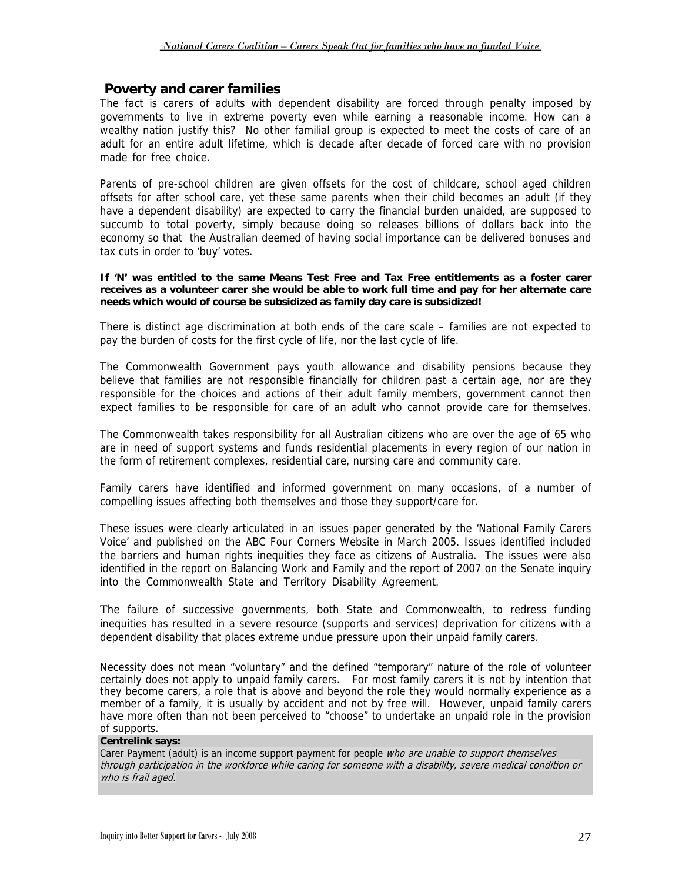## Poverty and carer families

The fact is carers of adults with dependent disability are forced through penalty imposed by governments to live in extreme poverty even while earning a reasonable income. How can a wealthy nation justify this? No other familial group is expected to meet the costs of care of an adult for an entire adult lifetime, which is decade after decade of forced care with no provision made for free choice.

Parents of pre-school children are given offsets for the cost of childcare, school aged children offsets for after school care, yet these same parents when their child becomes an adult (if they have a dependent disability) are expected to carry the financial burden unaided, are supposed to succumb to total poverty, simply because doing so releases billions of dollars back into the economy so that the Australian deemed of having social importance can be delivered bonuses and tax cuts in order to 'buy' votes.

**If 'N' was entitled to the same Means Test Free and Tax Free entitlements as a foster carer receives as a volunteer carer she would be able to work full time and pay for her alternate care needs which would of course be subsidized as family day care is subsidized!**

There is distinct age discrimination at both ends of the care scale – families are not expected to pay the burden of costs for the first cycle of life, nor the last cycle of life.

The Commonwealth Government pays youth allowance and disability pensions because they believe that families are not responsible financially for children past a certain age, nor are they responsible for the choices and actions of their adult family members, government cannot then expect families to be responsible for care of an adult who cannot provide care for themselves.

The Commonwealth takes responsibility for all Australian citizens who are over the age of 65 who are in need of support systems and funds residential placements in every region of our nation in the form of retirement complexes, residential care, nursing care and community care.

Family carers have identified and informed government on many occasions, of a number of compelling issues affecting both themselves and those they support/care for.

These issues were clearly articulated in an issues paper generated by the 'National Family Carers Voice' and published on the ABC Four Corners Website in March 2005. Issues identified included the barriers and human rights inequities they face as citizens of Australia. The issues were also identified in the report on Balancing Work and Family and the report of 2007 on the Senate inquiry into the Commonwealth State and Territory Disability Agreement.

The failure of successive governments, both State and Commonwealth, to redress funding inequities has resulted in a severe resource (supports and services) deprivation for citizens with a dependent disability that places extreme undue pressure upon their unpaid family carers.

Necessity does not mean "voluntary" and the defined "temporary" nature of the role of volunteer certainly does not apply to unpaid family carers. For most family carers it is not by intention that they become carers, a role that is above and beyond the role they would normally experience as a member of a family, it is usually by accident and not by free will. However, unpaid family carers have more often than not been perceived to "choose" to undertake an unpaid role in the provision of supports.

**Centrelink says:**

Carer Payment (adult) is an income support payment for people *who are unable to support themselves through participation in the workforce while caring for someone with a disability, severe medical condition or who is frail aged.*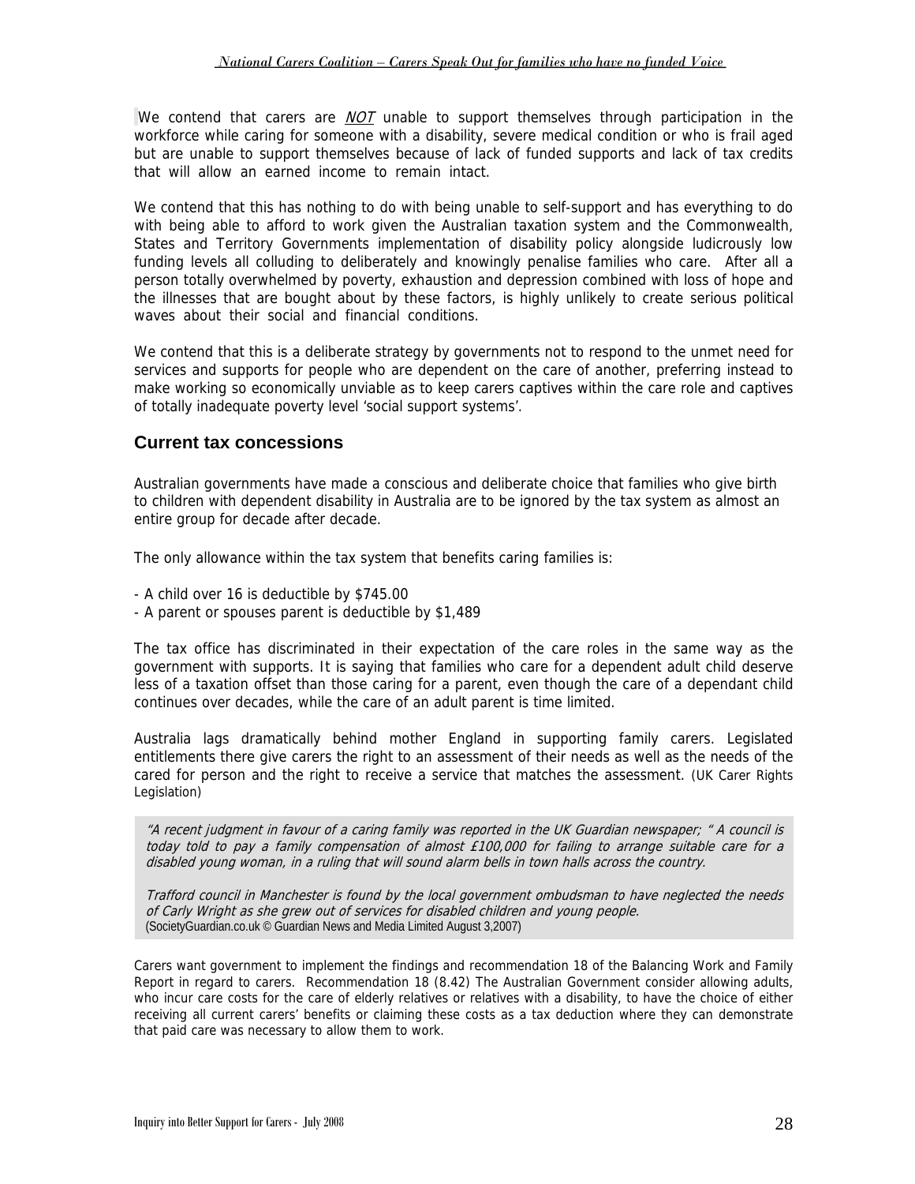We contend that carers are ***NOT*** unable to support themselves through participation in the workforce while caring for someone with a disability, severe medical condition or who is frail aged but are unable to support themselves because of lack of funded supports and lack of tax credits that will allow an earned income to remain intact.

We contend that this has nothing to do with being unable to self-support and has everything to do with being able to afford to work given the Australian taxation system and the Commonwealth, States and Territory Governments implementation of disability policy alongside ludicrously low funding levels all colluding to deliberately and knowingly penalise families who care. After all a person totally overwhelmed by poverty, exhaustion and depression combined with loss of hope and the illnesses that are bought about by these factors, is highly unlikely to create serious political waves about their social and financial conditions.

We contend that this is a deliberate strategy by governments not to respond to the unmet need for services and supports for people who are dependent on the care of another, preferring instead to make working so economically unviable as to keep carers captives within the care role and captives of totally inadequate poverty level 'social support systems'.

## Current tax concessions

Australian governments have made a conscious and deliberate choice that families who give birth to children with dependent disability in Australia are to be ignored by the tax system as almost an entire group for decade after decade.

The only allowance within the tax system that benefits caring families is:

- A child over 16 is deductible by $745.00
- A parent or spouses parent is deductible by $1,489

The tax office has discriminated in their expectation of the care roles in the same way as the government with supports. It is saying that families who care for a dependent adult child deserve less of a taxation offset than those caring for a parent, even though the care of a dependant child continues over decades, while the care of an adult parent is time limited.

Australia lags dramatically behind mother England in supporting family carers. Legislated entitlements there give carers the right to an assessment of their needs as well as the needs of the cared for person and the right to receive a service that matches the assessment. (UK Carer Rights Legislation)

> *"A recent judgment in favour of a caring family was reported in the UK Guardian newspaper; " A council is today told to pay a family compensation of almost £100,000 for failing to arrange suitable care for a disabled young woman, in a ruling that will sound alarm bells in town halls across the country.*
>
> *Trafford council in Manchester is found by the local government ombudsman to have neglected the needs of Carly Wright as she grew out of services for disabled children and young people.*
> (SocietyGuardian.co.uk © Guardian News and Media Limited August 3,2007)

Carers want government to implement the findings and recommendation 18 of the Balancing Work and Family Report in regard to carers. Recommendation 18 (8.42) The Australian Government consider allowing adults, who incur care costs for the care of elderly relatives or relatives with a disability, to have the choice of either receiving all current carers' benefits or claiming these costs as a tax deduction where they can demonstrate that paid care was necessary to allow them to work.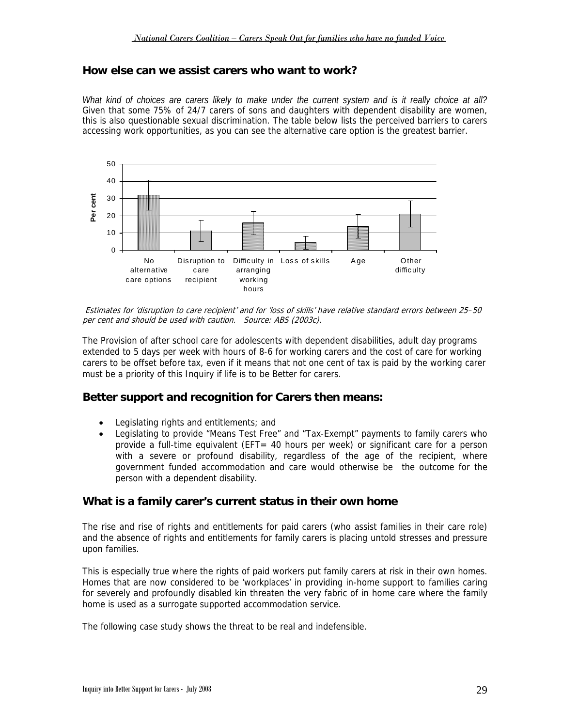## How else can we assist carers who want to work?

*What kind of choices are carers likely to make under the current system and is it really choice at all?* Given that some 75% of 24/7 carers of sons and daughters with dependent disability are women, this is also questionable sexual discrimination. The table below lists the perceived barriers to carers accessing work opportunities, as you can see the alternative care option is the greatest barrier.

50
40
30
20
10
0

Per cent

No alternative care options
Disruption to care recipient
Difficulty in arranging working hours
Loss of skills
Age
Other difficulty

*Estimates for 'disruption to care recipient' and for 'loss of skills' have relative standard errors between 25–50 per cent and should be used with caution. Source: ABS (2003c).*

The Provision of after school care for adolescents with dependent disabilities, adult day programs extended to 5 days per week with hours of 8-6 for working carers and the cost of care for working carers to be offset before tax, even if it means that not one cent of tax is paid by the working carer must be a priority of this Inquiry if life is to be Better for carers.

## Better support and recognition for Carers then means:

- Legislating rights and entitlements; and
- Legislating to provide "Means Test Free" and "Tax-Exempt" payments to family carers who provide a full-time equivalent (EFT= 40 hours per week) or significant care for a person with a severe or profound disability, regardless of the age of the recipient, where government funded accommodation and care would otherwise be the outcome for the person with a dependent disability.

## What is a family carer's current status in their own home

The rise and rise of rights and entitlements for paid carers (who assist families in their care role) and the absence of rights and entitlements for family carers is placing untold stresses and pressure upon families.

This is especially true where the rights of paid workers put family carers at risk in their own homes. Homes that are now considered to be 'workplaces' in providing in-home support to families caring for severely and profoundly disabled kin threaten the very fabric of in home care where the family home is used as a surrogate supported accommodation service.

The following case study shows the threat to be real and indefensible.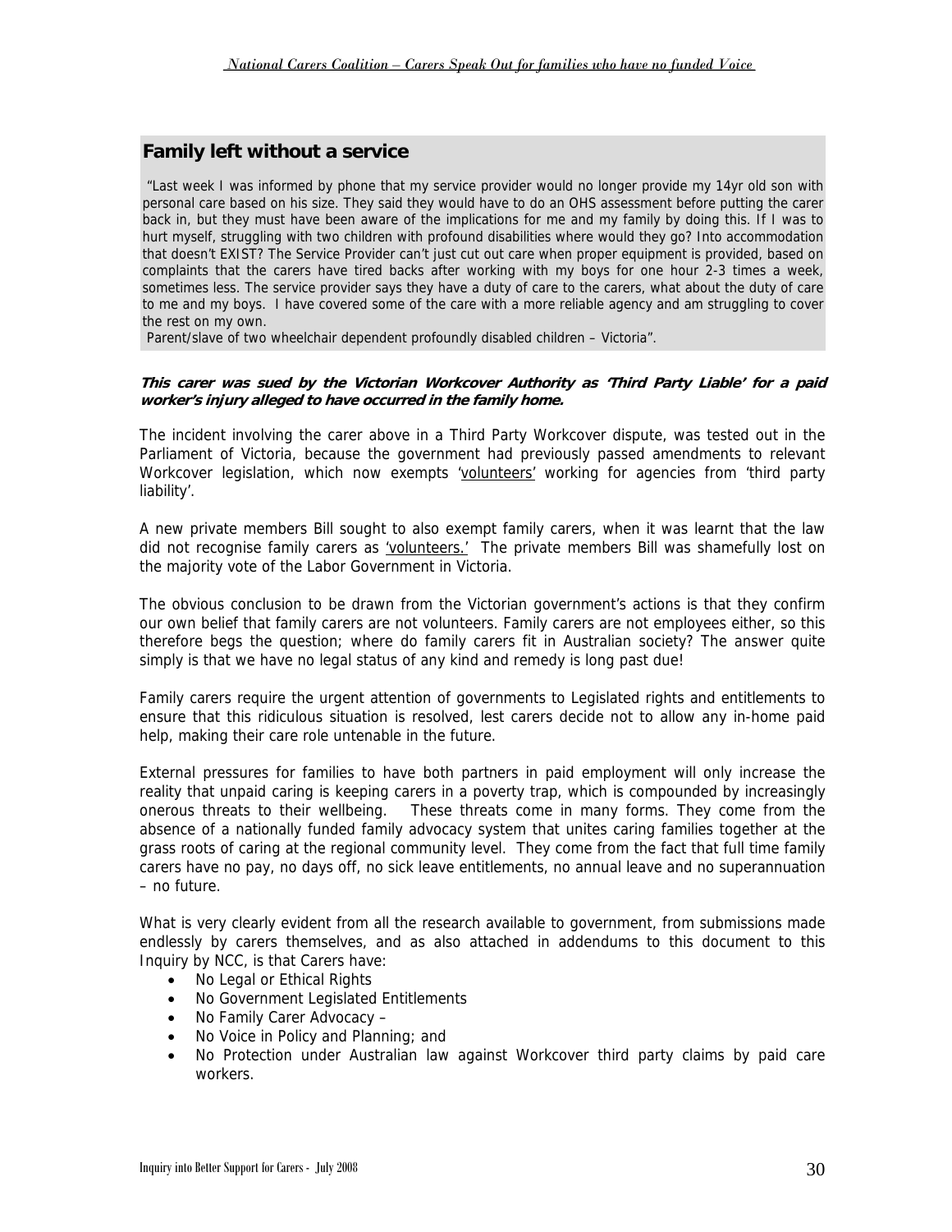## Family left without a service

"Last week I was informed by phone that my service provider would no longer provide my 14yr old son with personal care based on his size. They said they would have to do an OHS assessment before putting the carer back in, but they must have been aware of the implications for me and my family by doing this. If I was to hurt myself, struggling with two children with profound disabilities where would they go? Into accommodation that doesn't EXIST? The Service Provider can't just cut out care when proper equipment is provided, based on complaints that the carers have tired backs after working with my boys for one hour 2-3 times a week, sometimes less. The service provider says they have a duty of care to the carers, what about the duty of care to me and my boys. I have covered some of the care with a more reliable agency and am struggling to cover the rest on my own.

Parent/slave of two wheelchair dependent profoundly disabled children – Victoria".

***This carer was sued by the Victorian Workcover Authority as 'Third Party Liable' for a paid worker's injury alleged to have occurred in the family home.***

The incident involving the carer above in a Third Party Workcover dispute, was tested out in the Parliament of Victoria, because the government had previously passed amendments to relevant Workcover legislation, which now exempts '<u>volunteers</u>' working for agencies from 'third party liability'.

A new private members Bill sought to also exempt family carers, when it was learnt that the law did not recognise family carers as <u>'volunteers.'</u> The private members Bill was shamefully lost on the majority vote of the Labor Government in Victoria.

The obvious conclusion to be drawn from the Victorian government's actions is that they confirm our own belief that family carers are not volunteers. Family carers are not employees either, so this therefore begs the question; where do family carers fit in Australian society? The answer quite simply is that we have no legal status of any kind and remedy is long past due!

Family carers require the urgent attention of governments to Legislated rights and entitlements to ensure that this ridiculous situation is resolved, lest carers decide not to allow any in-home paid help, making their care role untenable in the future.

External pressures for families to have both partners in paid employment will only increase the reality that unpaid caring is keeping carers in a poverty trap, which is compounded by increasingly onerous threats to their wellbeing. These threats come in many forms. They come from the absence of a nationally funded family advocacy system that unites caring families together at the grass roots of caring at the regional community level. They come from the fact that full time family carers have no pay, no days off, no sick leave entitlements, no annual leave and no superannuation – no future.

What is very clearly evident from all the research available to government, from submissions made endlessly by carers themselves, and as also attached in addendums to this document to this Inquiry by NCC, is that Carers have:

- No Legal or Ethical Rights
- No Government Legislated Entitlements
- No Family Carer Advocacy –
- No Voice in Policy and Planning; and
- No Protection under Australian law against Workcover third party claims by paid care workers.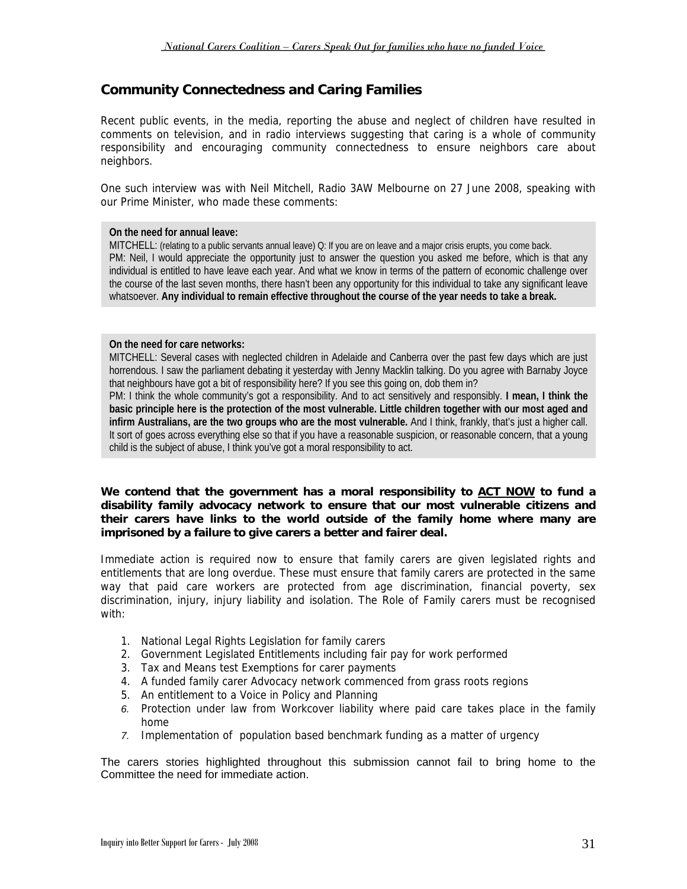## Community Connectedness and Caring Families

Recent public events, in the media, reporting the abuse and neglect of children have resulted in comments on television, and in radio interviews suggesting that caring is a whole of community responsibility and encouraging community connectedness to ensure neighbors care about neighbors.

One such interview was with Neil Mitchell, Radio 3AW Melbourne on 27 June 2008, speaking with our Prime Minister, who made these comments:

**On the need for annual leave:**
MITCHELL: (relating to a public servants annual leave) Q: If you are on leave and a major crisis erupts, you come back.
PM: Neil, I would appreciate the opportunity just to answer the question you asked me before, which is that any individual is entitled to have leave each year. And what we know in terms of the pattern of economic challenge over the course of the last seven months, there hasn't been any opportunity for this individual to take any significant leave whatsoever. **Any individual to remain effective throughout the course of the year needs to take a break.**

**On the need for care networks:**
MITCHELL: Several cases with neglected children in Adelaide and Canberra over the past few days which are just horrendous. I saw the parliament debating it yesterday with Jenny Macklin talking. Do you agree with Barnaby Joyce that neighbours have got a bit of responsibility here? If you see this going on, dob them in?
PM: I think the whole community's got a responsibility. And to act sensitively and responsibly. **I mean, I think the basic principle here is the protection of the most vulnerable. Little children together with our most aged and infirm Australians, are the two groups who are the most vulnerable.** And I think, frankly, that's just a higher call. It sort of goes across everything else so that if you have a reasonable suspicion, or reasonable concern, that a young child is the subject of abuse, I think you've got a moral responsibility to act.

**We contend that the government has a moral responsibility to <u>ACT NOW</u> to fund a disability family advocacy network to ensure that our most vulnerable citizens and their carers have links to the world outside of the family home where many are imprisoned by a failure to give carers a better and fairer deal.**

Immediate action is required now to ensure that family carers are given legislated rights and entitlements that are long overdue. These must ensure that family carers are protected in the same way that paid care workers are protected from age discrimination, financial poverty, sex discrimination, injury, injury liability and isolation. The Role of Family carers must be recognised with:

1. National Legal Rights Legislation for family carers
2. Government Legislated Entitlements including fair pay for work performed
3. Tax and Means test Exemptions for carer payments
4. A funded family carer Advocacy network commenced from grass roots regions
5. An entitlement to a Voice in Policy and Planning
6. Protection under law from Workcover liability where paid care takes place in the family home
7. Implementation of population based benchmark funding as a matter of urgency

The carers stories highlighted throughout this submission cannot fail to bring home to the Committee the need for immediate action.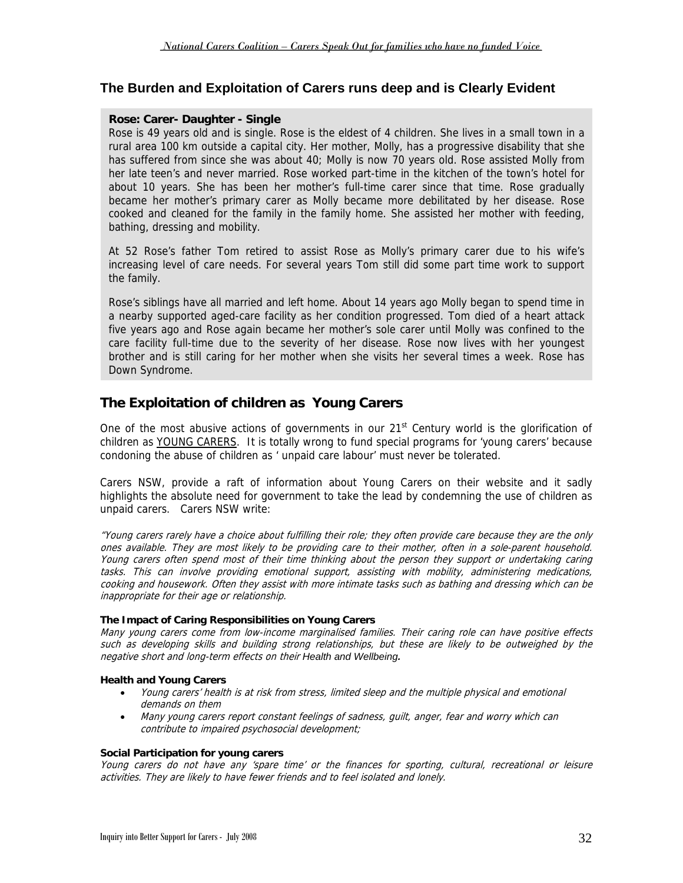## The Burden and Exploitation of Carers runs deep and is Clearly Evident

**Rose: Carer- Daughter - Single**

Rose is 49 years old and is single. Rose is the eldest of 4 children. She lives in a small town in a rural area 100 km outside a capital city. Her mother, Molly, has a progressive disability that she has suffered from since she was about 40; Molly is now 70 years old. Rose assisted Molly from her late teen's and never married. Rose worked part-time in the kitchen of the town's hotel for about 10 years. She has been her mother's full-time carer since that time. Rose gradually became her mother's primary carer as Molly became more debilitated by her disease. Rose cooked and cleaned for the family in the family home. She assisted her mother with feeding, bathing, dressing and mobility.

At 52 Rose's father Tom retired to assist Rose as Molly's primary carer due to his wife's increasing level of care needs. For several years Tom still did some part time work to support the family.

Rose's siblings have all married and left home. About 14 years ago Molly began to spend time in a nearby supported aged-care facility as her condition progressed. Tom died of a heart attack five years ago and Rose again became her mother's sole carer until Molly was confined to the care facility full-time due to the severity of her disease. Rose now lives with her youngest brother and is still caring for her mother when she visits her several times a week. Rose has Down Syndrome.

## The Exploitation of children as Young Carers

One of the most abusive actions of governments in our 21st Century world is the glorification of children as YOUNG CARERS. It is totally wrong to fund special programs for 'young carers' because condoning the abuse of children as ' unpaid care labour' must never be tolerated.

Carers NSW, provide a raft of information about Young Carers on their website and it sadly highlights the absolute need for government to take the lead by condemning the use of children as unpaid carers. Carers NSW write:

*"Young carers rarely have a choice about fulfilling their role; they often provide care because they are the only ones available. They are most likely to be providing care to their mother, often in a sole-parent household. Young carers often spend most of their time thinking about the person they support or undertaking caring tasks. This can involve providing emotional support, assisting with mobility, administering medications, cooking and housework. Often they assist with more intimate tasks such as bathing and dressing which can be inappropriate for their age or relationship.*

**The Impact of Caring Responsibilities on Young Carers**

*Many young carers come from low-income marginalised families. Their caring role can have positive effects such as developing skills and building strong relationships, but these are likely to be outweighed by the negative short and long-term effects on their Health and Wellbeing.*

**Health and Young Carers**

- *Young carers' health is at risk from stress, limited sleep and the multiple physical and emotional demands on them*
- *Many young carers report constant feelings of sadness, guilt, anger, fear and worry which can contribute to impaired psychosocial development;*

**Social Participation for young carers**

*Young carers do not have any 'spare time' or the finances for sporting, cultural, recreational or leisure activities. They are likely to have fewer friends and to feel isolated and lonely.*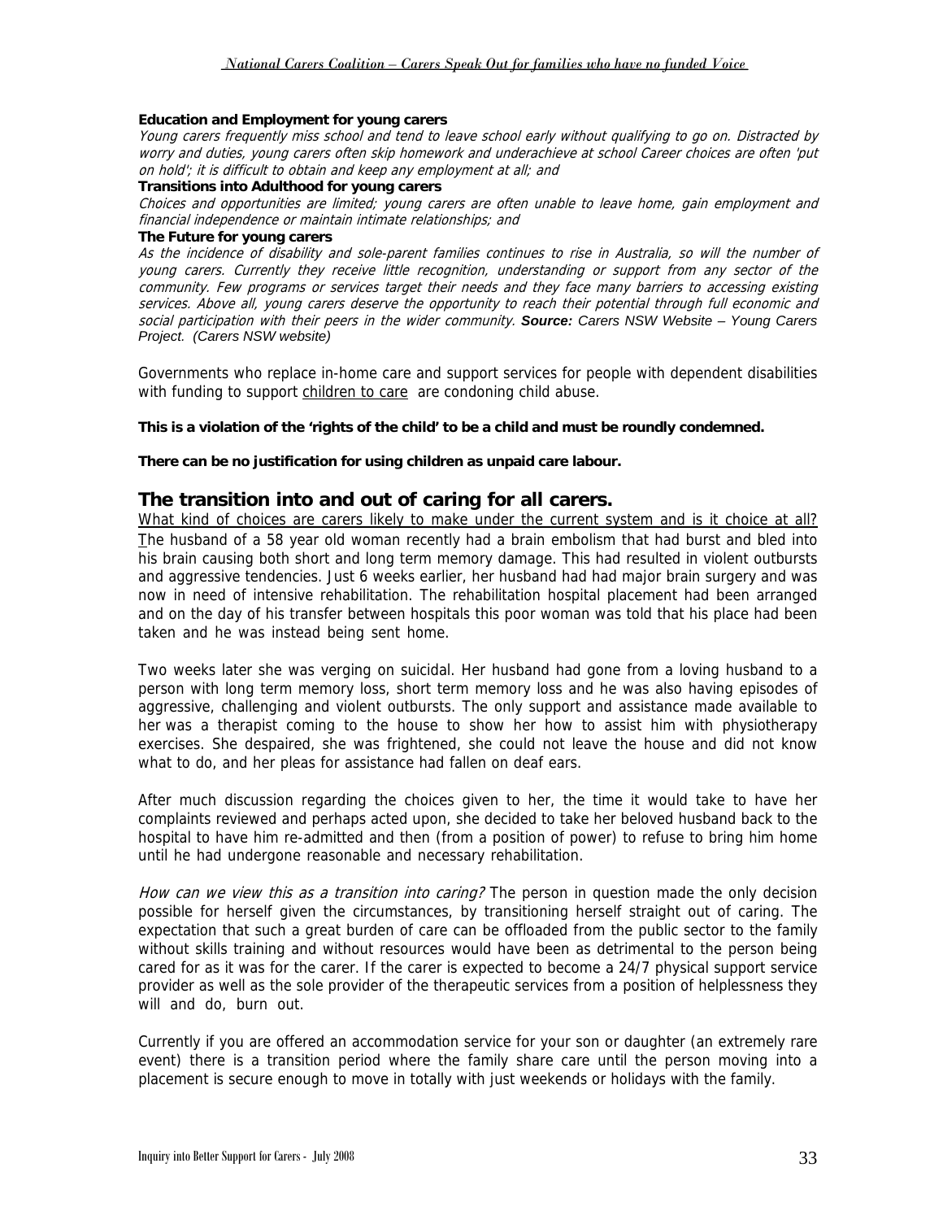**Education and Employment for young carers**

*Young carers frequently miss school and tend to leave school early without qualifying to go on. Distracted by worry and duties, young carers often skip homework and underachieve at school Career choices are often 'put on hold'; it is difficult to obtain and keep any employment at all; and*

**Transitions into Adulthood for young carers**

*Choices and opportunities are limited; young carers are often unable to leave home, gain employment and financial independence or maintain intimate relationships; and*

**The Future for young carers**

*As the incidence of disability and sole-parent families continues to rise in Australia, so will the number of young carers. Currently they receive little recognition, understanding or support from any sector of the community. Few programs or services target their needs and they face many barriers to accessing existing services. Above all, young carers deserve the opportunity to reach their potential through full economic and social participation with their peers in the wider community.* ***Source:*** *Carers NSW Website – Young Carers Project. (Carers NSW website)*

Governments who replace in-home care and support services for people with dependent disabilities with funding to support children to care are condoning child abuse.

**This is a violation of the 'rights of the child' to be a child and must be roundly condemned.**

**There can be no justification for using children as unpaid care labour.**

## The transition into and out of caring for all carers.

What kind of choices are carers likely to make under the current system and is it choice at all? The husband of a 58 year old woman recently had a brain embolism that had burst and bled into his brain causing both short and long term memory damage. This had resulted in violent outbursts and aggressive tendencies. Just 6 weeks earlier, her husband had had major brain surgery and was now in need of intensive rehabilitation. The rehabilitation hospital placement had been arranged and on the day of his transfer between hospitals this poor woman was told that his place had been taken and he was instead being sent home.

Two weeks later she was verging on suicidal. Her husband had gone from a loving husband to a person with long term memory loss, short term memory loss and he was also having episodes of aggressive, challenging and violent outbursts. The only support and assistance made available to her was a therapist coming to the house to show her how to assist him with physiotherapy exercises. She despaired, she was frightened, she could not leave the house and did not know what to do, and her pleas for assistance had fallen on deaf ears.

After much discussion regarding the choices given to her, the time it would take to have her complaints reviewed and perhaps acted upon, she decided to take her beloved husband back to the hospital to have him re-admitted and then (from a position of power) to refuse to bring him home until he had undergone reasonable and necessary rehabilitation.

*How can we view this as a transition into caring?* The person in question made the only decision possible for herself given the circumstances, by transitioning herself straight out of caring. The expectation that such a great burden of care can be offloaded from the public sector to the family without skills training and without resources would have been as detrimental to the person being cared for as it was for the carer. If the carer is expected to become a 24/7 physical support service provider as well as the sole provider of the therapeutic services from a position of helplessness they will and do, burn out.

Currently if you are offered an accommodation service for your son or daughter (an extremely rare event) there is a transition period where the family share care until the person moving into a placement is secure enough to move in totally with just weekends or holidays with the family.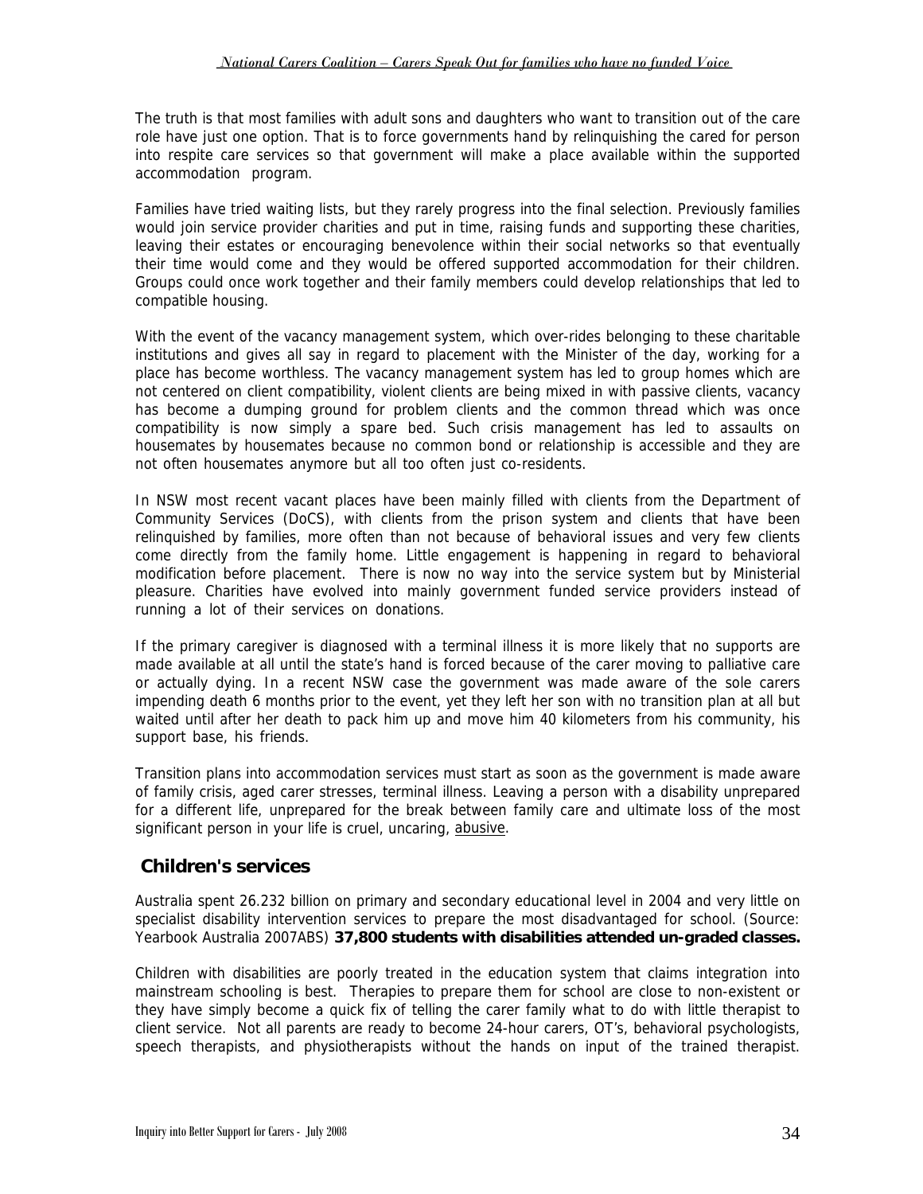The truth is that most families with adult sons and daughters who want to transition out of the care role have just one option. That is to force governments hand by relinquishing the cared for person into respite care services so that government will make a place available within the supported accommodation program.

Families have tried waiting lists, but they rarely progress into the final selection. Previously families would join service provider charities and put in time, raising funds and supporting these charities, leaving their estates or encouraging benevolence within their social networks so that eventually their time would come and they would be offered supported accommodation for their children. Groups could once work together and their family members could develop relationships that led to compatible housing.

With the event of the vacancy management system, which over-rides belonging to these charitable institutions and gives all say in regard to placement with the Minister of the day, working for a place has become worthless. The vacancy management system has led to group homes which are not centered on client compatibility, violent clients are being mixed in with passive clients, vacancy has become a dumping ground for problem clients and the common thread which was once compatibility is now simply a spare bed. Such crisis management has led to assaults on housemates by housemates because no common bond or relationship is accessible and they are not often housemates anymore but all too often just co-residents.

In NSW most recent vacant places have been mainly filled with clients from the Department of Community Services (DoCS), with clients from the prison system and clients that have been relinquished by families, more often than not because of behavioral issues and very few clients come directly from the family home. Little engagement is happening in regard to behavioral modification before placement. There is now no way into the service system but by Ministerial pleasure. Charities have evolved into mainly government funded service providers instead of running a lot of their services on donations.

If the primary caregiver is diagnosed with a terminal illness it is more likely that no supports are made available at all until the state's hand is forced because of the carer moving to palliative care or actually dying. In a recent NSW case the government was made aware of the sole carers impending death 6 months prior to the event, yet they left her son with no transition plan at all but waited until after her death to pack him up and move him 40 kilometers from his community, his support base, his friends.

Transition plans into accommodation services must start as soon as the government is made aware of family crisis, aged carer stresses, terminal illness. Leaving a person with a disability unprepared for a different life, unprepared for the break between family care and ultimate loss of the most significant person in your life is cruel, uncaring, abusive.

## Children's services

Australia spent 26.232 billion on primary and secondary educational level in 2004 and very little on specialist disability intervention services to prepare the most disadvantaged for school. (Source: Yearbook Australia 2007ABS) **37,800 students with disabilities attended un-graded classes.**

Children with disabilities are poorly treated in the education system that claims integration into mainstream schooling is best. Therapies to prepare them for school are close to non-existent or they have simply become a quick fix of telling the carer family what to do with little therapist to client service. Not all parents are ready to become 24-hour carers, OT's, behavioral psychologists, speech therapists, and physiotherapists without the hands on input of the trained therapist.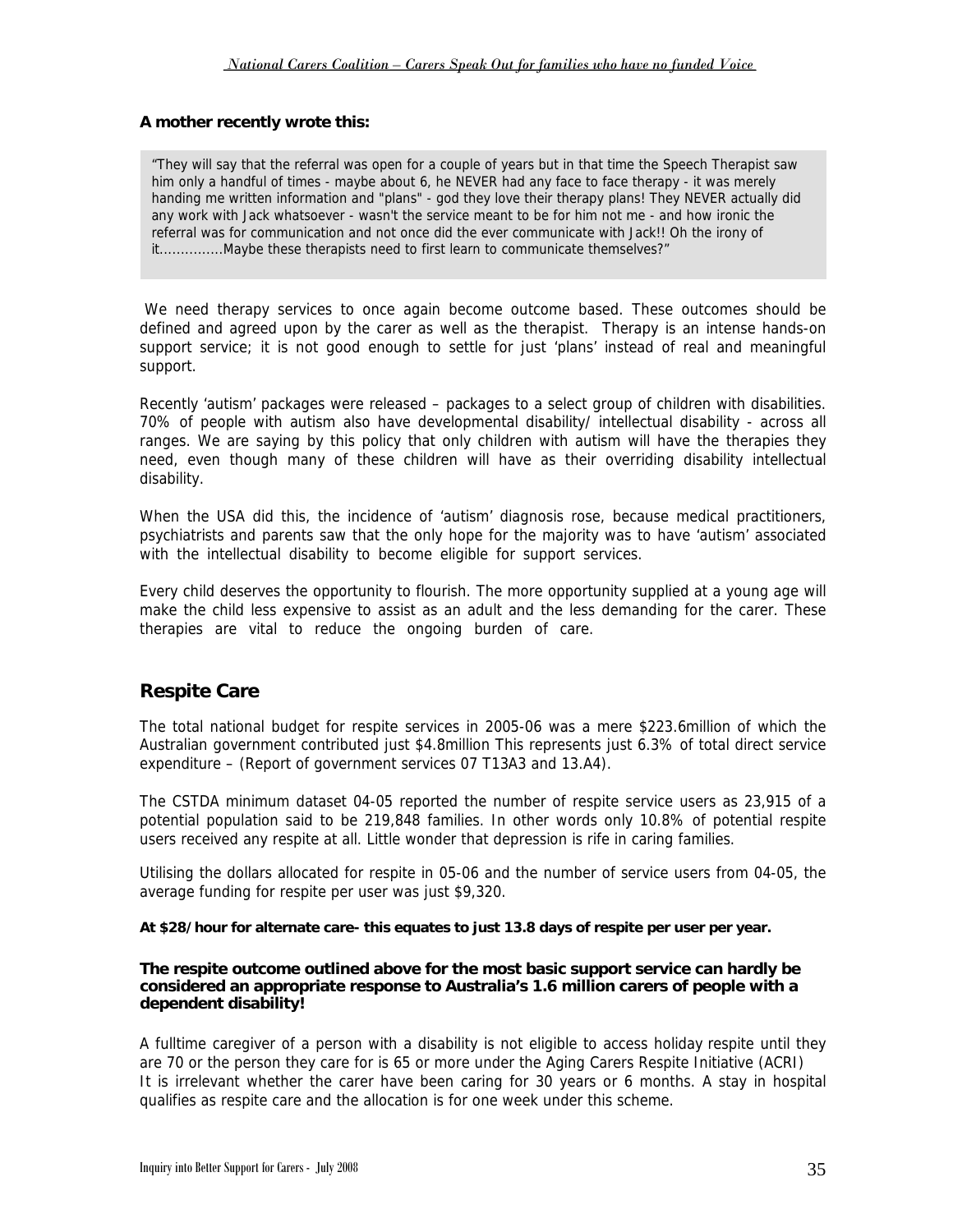**A mother recently wrote this:**

> "They will say that the referral was open for a couple of years but in that time the Speech Therapist saw him only a handful of times - maybe about 6, he NEVER had any face to face therapy - it was merely handing me written information and "plans" - god they love their therapy plans! They NEVER actually did any work with Jack whatsoever - wasn't the service meant to be for him not me - and how ironic the referral was for communication and not once did the ever communicate with Jack!! Oh the irony of it..............Maybe these therapists need to first learn to communicate themselves?"

We need therapy services to once again become outcome based. These outcomes should be defined and agreed upon by the carer as well as the therapist. Therapy is an intense hands-on support service; it is not good enough to settle for just 'plans' instead of real and meaningful support.

Recently 'autism' packages were released – packages to a select group of children with disabilities. 70% of people with autism also have developmental disability/ intellectual disability - across all ranges. We are saying by this policy that only children with autism will have the therapies they need, even though many of these children will have as their overriding disability intellectual disability.

When the USA did this, the incidence of 'autism' diagnosis rose, because medical practitioners, psychiatrists and parents saw that the only hope for the majority was to have 'autism' associated with the intellectual disability to become eligible for support services.

Every child deserves the opportunity to flourish. The more opportunity supplied at a young age will make the child less expensive to assist as an adult and the less demanding for the carer. These therapies are vital to reduce the ongoing burden of care.

## Respite Care

The total national budget for respite services in 2005-06 was a mere $223.6million of which the Australian government contributed just $4.8million This represents just 6.3% of total direct service expenditure – (Report of government services 07 T13A3 and 13.A4).

The CSTDA minimum dataset 04-05 reported the number of respite service users as 23,915 of a potential population said to be 219,848 families. In other words only 10.8% of potential respite users received any respite at all. Little wonder that depression is rife in caring families.

Utilising the dollars allocated for respite in 05-06 and the number of service users from 04-05, the average funding for respite per user was just $9,320.

**At $28/hour for alternate care- this equates to just 13.8 days of respite per user per year.**

**The respite outcome outlined above for the most basic support service can hardly be considered an appropriate response to Australia's 1.6 million carers of people with a dependent disability!**

A fulltime caregiver of a person with a disability is not eligible to access holiday respite until they are 70 or the person they care for is 65 or more under the Aging Carers Respite Initiative (ACRI)
It is irrelevant whether the carer have been caring for 30 years or 6 months. A stay in hospital qualifies as respite care and the allocation is for one week under this scheme.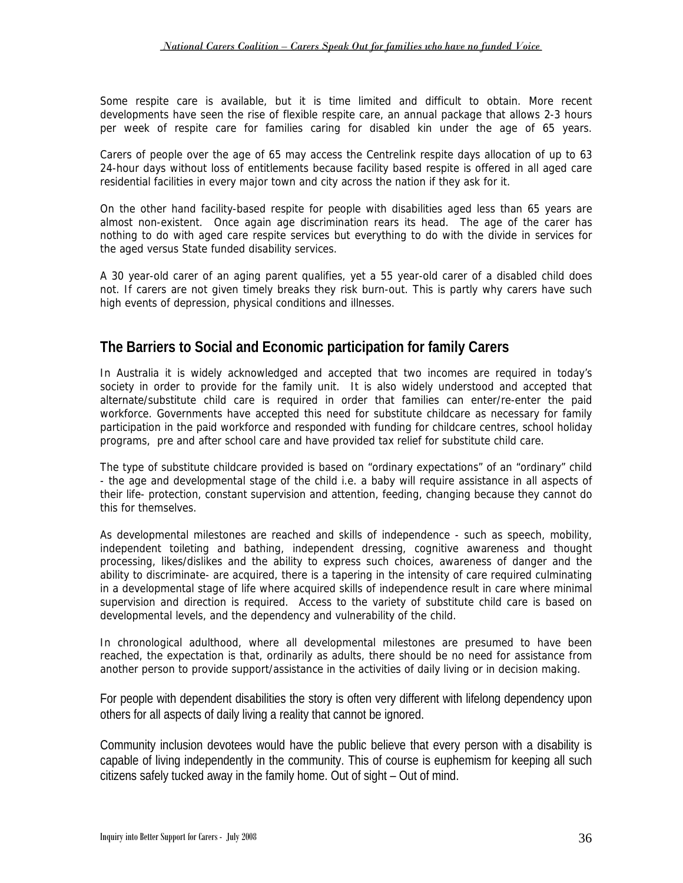Some respite care is available, but it is time limited and difficult to obtain. More recent developments have seen the rise of flexible respite care, an annual package that allows 2-3 hours per week of respite care for families caring for disabled kin under the age of 65 years.

Carers of people over the age of 65 may access the Centrelink respite days allocation of up to 63 24-hour days without loss of entitlements because facility based respite is offered in all aged care residential facilities in every major town and city across the nation if they ask for it.

On the other hand facility-based respite for people with disabilities aged less than 65 years are almost non-existent. Once again age discrimination rears its head. The age of the carer has nothing to do with aged care respite services but everything to do with the divide in services for the aged versus State funded disability services.

A 30 year-old carer of an aging parent qualifies, yet a 55 year-old carer of a disabled child does not. If carers are not given timely breaks they risk burn-out. This is partly why carers have such high events of depression, physical conditions and illnesses.

## The Barriers to Social and Economic participation for family Carers

In Australia it is widely acknowledged and accepted that two incomes are required in today's society in order to provide for the family unit. It is also widely understood and accepted that alternate/substitute child care is required in order that families can enter/re-enter the paid workforce. Governments have accepted this need for substitute childcare as necessary for family participation in the paid workforce and responded with funding for childcare centres, school holiday programs, pre and after school care and have provided tax relief for substitute child care.

The type of substitute childcare provided is based on "ordinary expectations" of an "ordinary" child - the age and developmental stage of the child i.e. a baby will require assistance in all aspects of their life- protection, constant supervision and attention, feeding, changing because they cannot do this for themselves.

As developmental milestones are reached and skills of independence - such as speech, mobility, independent toileting and bathing, independent dressing, cognitive awareness and thought processing, likes/dislikes and the ability to express such choices, awareness of danger and the ability to discriminate- are acquired, there is a tapering in the intensity of care required culminating in a developmental stage of life where acquired skills of independence result in care where minimal supervision and direction is required. Access to the variety of substitute child care is based on developmental levels, and the dependency and vulnerability of the child.

In chronological adulthood, where all developmental milestones are presumed to have been reached, the expectation is that, ordinarily as adults, there should be no need for assistance from another person to provide support/assistance in the activities of daily living or in decision making.

For people with dependent disabilities the story is often very different with lifelong dependency upon others for all aspects of daily living a reality that cannot be ignored.

Community inclusion devotees would have the public believe that every person with a disability is capable of living independently in the community. This of course is euphemism for keeping all such citizens safely tucked away in the family home. Out of sight – Out of mind.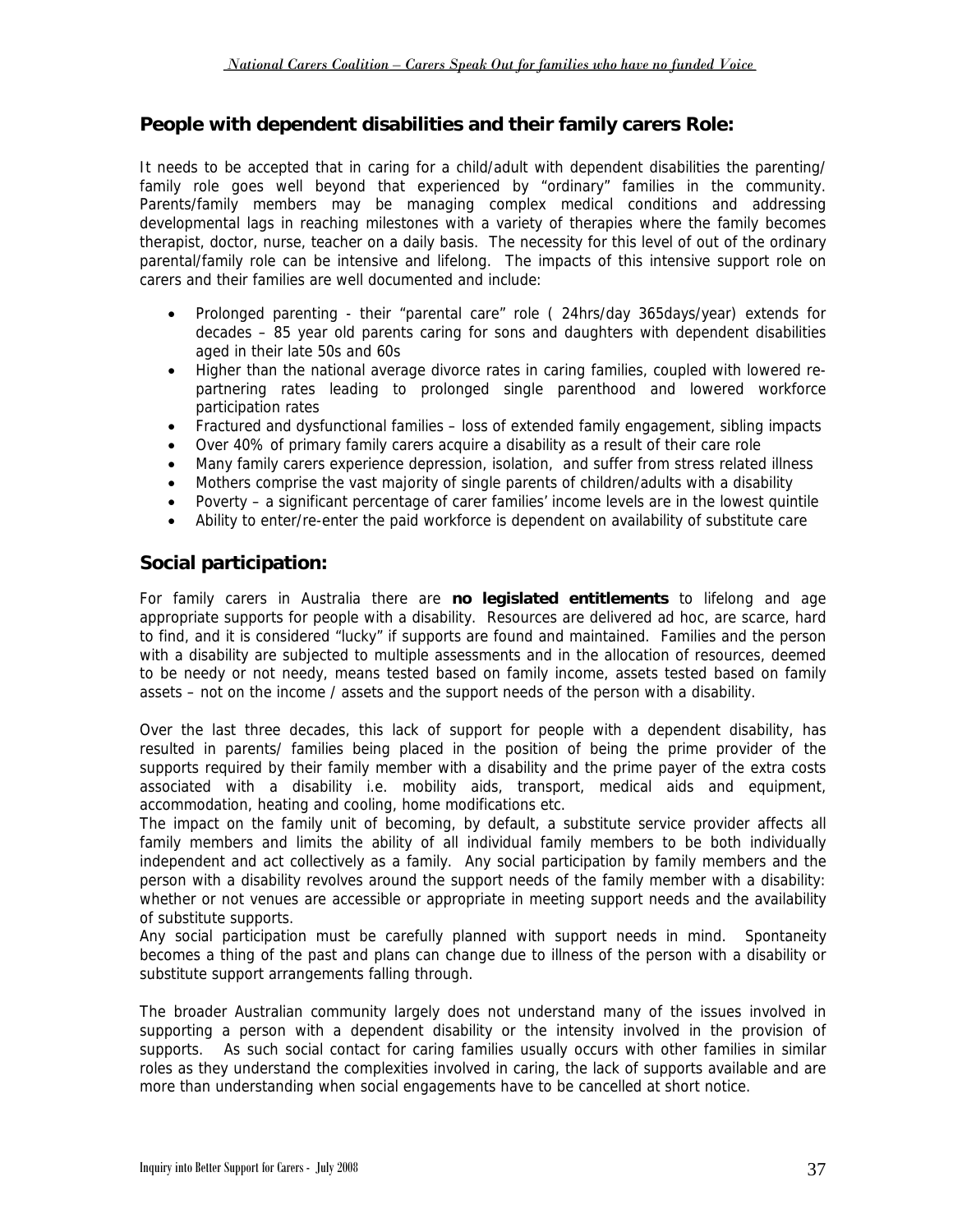## People with dependent disabilities and their family carers Role:

It needs to be accepted that in caring for a child/adult with dependent disabilities the parenting/ family role goes well beyond that experienced by "ordinary" families in the community. Parents/family members may be managing complex medical conditions and addressing developmental lags in reaching milestones with a variety of therapies where the family becomes therapist, doctor, nurse, teacher on a daily basis. The necessity for this level of out of the ordinary parental/family role can be intensive and lifelong. The impacts of this intensive support role on carers and their families are well documented and include:

- Prolonged parenting - their "parental care" role ( 24hrs/day 365days/year) extends for decades – 85 year old parents caring for sons and daughters with dependent disabilities aged in their late 50s and 60s
- Higher than the national average divorce rates in caring families, coupled with lowered re-partnering rates leading to prolonged single parenthood and lowered workforce participation rates
- Fractured and dysfunctional families – loss of extended family engagement, sibling impacts
- Over 40% of primary family carers acquire a disability as a result of their care role
- Many family carers experience depression, isolation, and suffer from stress related illness
- Mothers comprise the vast majority of single parents of children/adults with a disability
- Poverty – a significant percentage of carer families' income levels are in the lowest quintile
- Ability to enter/re-enter the paid workforce is dependent on availability of substitute care

## Social participation:

For family carers in Australia there are **no legislated entitlements** to lifelong and age appropriate supports for people with a disability. Resources are delivered ad hoc, are scarce, hard to find, and it is considered "lucky" if supports are found and maintained. Families and the person with a disability are subjected to multiple assessments and in the allocation of resources, deemed to be needy or not needy, means tested based on family income, assets tested based on family assets – not on the income / assets and the support needs of the person with a disability.

Over the last three decades, this lack of support for people with a dependent disability, has resulted in parents/ families being placed in the position of being the prime provider of the supports required by their family member with a disability and the prime payer of the extra costs associated with a disability i.e. mobility aids, transport, medical aids and equipment, accommodation, heating and cooling, home modifications etc.

The impact on the family unit of becoming, by default, a substitute service provider affects all family members and limits the ability of all individual family members to be both individually independent and act collectively as a family. Any social participation by family members and the person with a disability revolves around the support needs of the family member with a disability: whether or not venues are accessible or appropriate in meeting support needs and the availability of substitute supports.

Any social participation must be carefully planned with support needs in mind. Spontaneity becomes a thing of the past and plans can change due to illness of the person with a disability or substitute support arrangements falling through.

The broader Australian community largely does not understand many of the issues involved in supporting a person with a dependent disability or the intensity involved in the provision of supports. As such social contact for caring families usually occurs with other families in similar roles as they understand the complexities involved in caring, the lack of supports available and are more than understanding when social engagements have to be cancelled at short notice.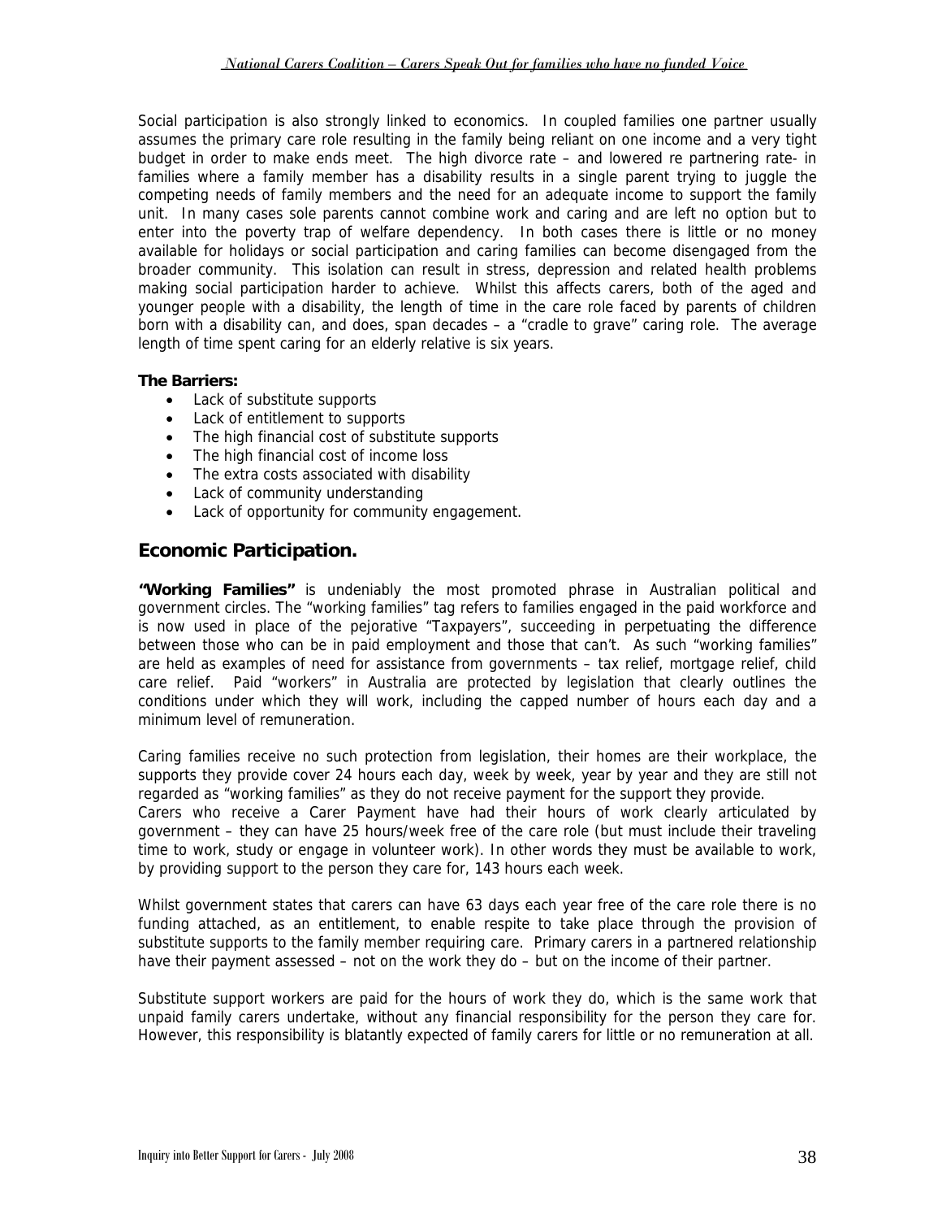Social participation is also strongly linked to economics. In coupled families one partner usually assumes the primary care role resulting in the family being reliant on one income and a very tight budget in order to make ends meet. The high divorce rate – and lowered re partnering rate- in families where a family member has a disability results in a single parent trying to juggle the competing needs of family members and the need for an adequate income to support the family unit. In many cases sole parents cannot combine work and caring and are left no option but to enter into the poverty trap of welfare dependency. In both cases there is little or no money available for holidays or social participation and caring families can become disengaged from the broader community. This isolation can result in stress, depression and related health problems making social participation harder to achieve. Whilst this affects carers, both of the aged and younger people with a disability, the length of time in the care role faced by parents of children born with a disability can, and does, span decades – a "cradle to grave" caring role. The average length of time spent caring for an elderly relative is six years.

**The Barriers:**

- Lack of substitute supports
- Lack of entitlement to supports
- The high financial cost of substitute supports
- The high financial cost of income loss
- The extra costs associated with disability
- Lack of community understanding
- Lack of opportunity for community engagement.

## Economic Participation.

**"Working Families"** is undeniably the most promoted phrase in Australian political and government circles. The "working families" tag refers to families engaged in the paid workforce and is now used in place of the pejorative "Taxpayers", succeeding in perpetuating the difference between those who can be in paid employment and those that can't. As such "working families" are held as examples of need for assistance from governments – tax relief, mortgage relief, child care relief. Paid "workers" in Australia are protected by legislation that clearly outlines the conditions under which they will work, including the capped number of hours each day and a minimum level of remuneration.

Caring families receive no such protection from legislation, their homes are their workplace, the supports they provide cover 24 hours each day, week by week, year by year and they are still not regarded as "working families" as they do not receive payment for the support they provide.
Carers who receive a Carer Payment have had their hours of work clearly articulated by government – they can have 25 hours/week free of the care role (but must include their traveling time to work, study or engage in volunteer work). In other words they must be available to work, by providing support to the person they care for, 143 hours each week.

Whilst government states that carers can have 63 days each year free of the care role there is no funding attached, as an entitlement, to enable respite to take place through the provision of substitute supports to the family member requiring care. Primary carers in a partnered relationship have their payment assessed – not on the work they do – but on the income of their partner.

Substitute support workers are paid for the hours of work they do, which is the same work that unpaid family carers undertake, without any financial responsibility for the person they care for. However, this responsibility is blatantly expected of family carers for little or no remuneration at all.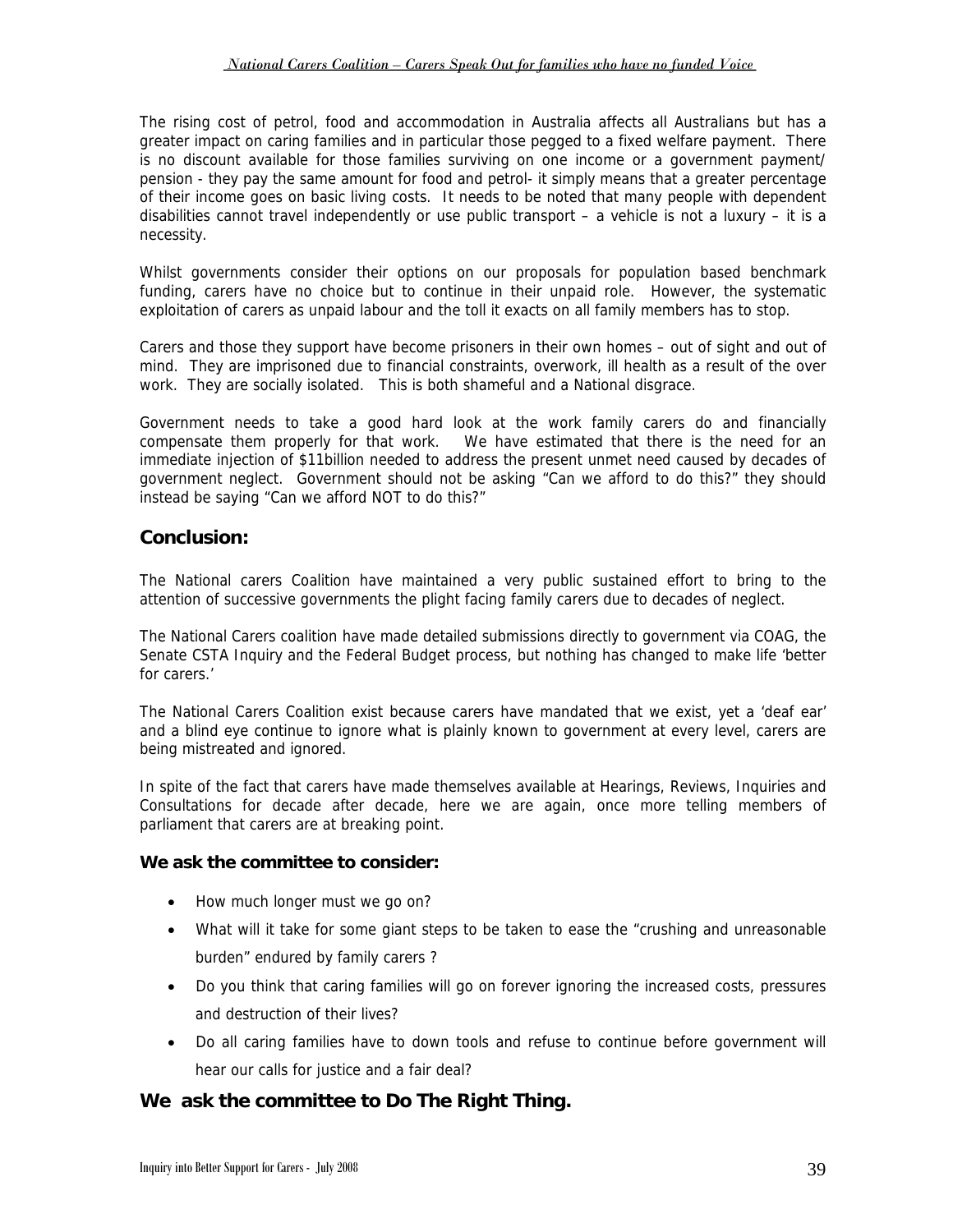The rising cost of petrol, food and accommodation in Australia affects all Australians but has a greater impact on caring families and in particular those pegged to a fixed welfare payment. There is no discount available for those families surviving on one income or a government payment/ pension - they pay the same amount for food and petrol- it simply means that a greater percentage of their income goes on basic living costs. It needs to be noted that many people with dependent disabilities cannot travel independently or use public transport – a vehicle is not a luxury – it is a necessity.

Whilst governments consider their options on our proposals for population based benchmark funding, carers have no choice but to continue in their unpaid role. However, the systematic exploitation of carers as unpaid labour and the toll it exacts on all family members has to stop.

Carers and those they support have become prisoners in their own homes – out of sight and out of mind. They are imprisoned due to financial constraints, overwork, ill health as a result of the over work. They are socially isolated. This is both shameful and a National disgrace.

Government needs to take a good hard look at the work family carers do and financially compensate them properly for that work. We have estimated that there is the need for an immediate injection of $11billion needed to address the present unmet need caused by decades of government neglect. Government should not be asking "Can we afford to do this?" they should instead be saying "Can we afford NOT to do this?"

## Conclusion:

The National carers Coalition have maintained a very public sustained effort to bring to the attention of successive governments the plight facing family carers due to decades of neglect.

The National Carers coalition have made detailed submissions directly to government via COAG, the Senate CSTA Inquiry and the Federal Budget process, but nothing has changed to make life 'better for carers.'

The National Carers Coalition exist because carers have mandated that we exist, yet a 'deaf ear' and a blind eye continue to ignore what is plainly known to government at every level, carers are being mistreated and ignored.

In spite of the fact that carers have made themselves available at Hearings, Reviews, Inquiries and Consultations for decade after decade, here we are again, once more telling members of parliament that carers are at breaking point.

### We ask the committee to consider:

- How much longer must we go on?
- What will it take for some giant steps to be taken to ease the "crushing and unreasonable burden" endured by family carers ?
- Do you think that caring families will go on forever ignoring the increased costs, pressures and destruction of their lives?
- Do all caring families have to down tools and refuse to continue before government will hear our calls for justice and a fair deal?

## We ask the committee to Do The Right Thing.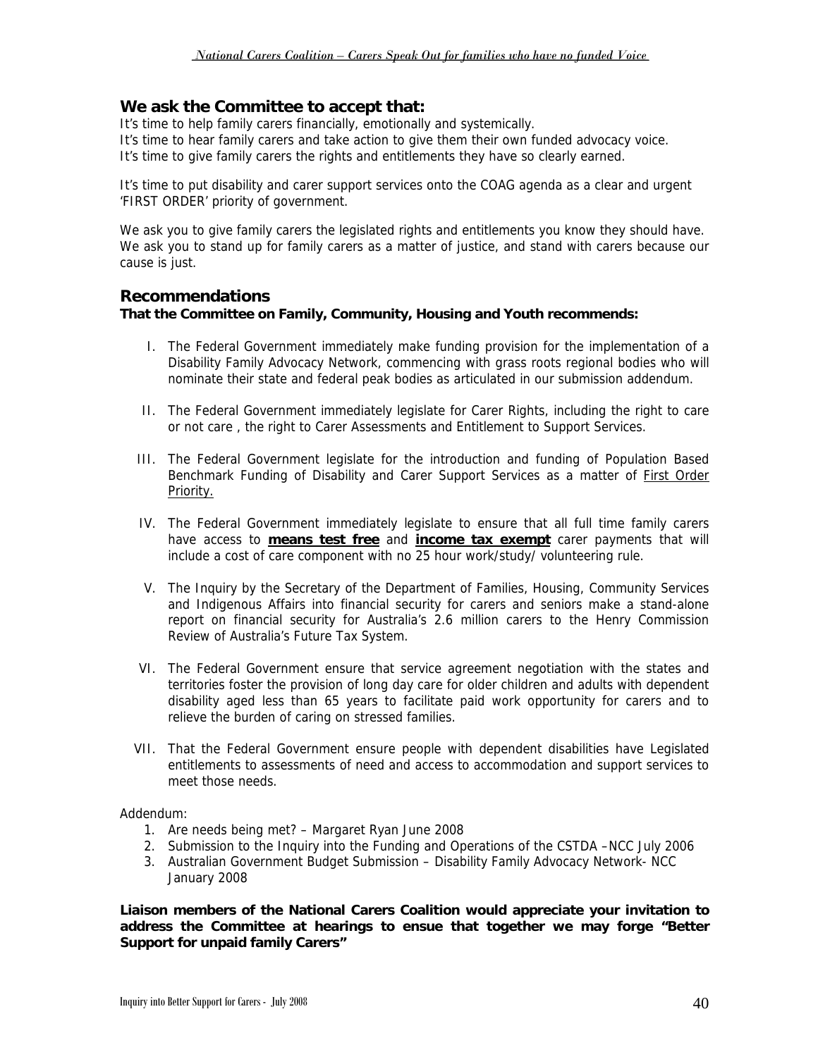## We ask the Committee to accept that:

It's time to help family carers financially, emotionally and systemically.
It's time to hear family carers and take action to give them their own funded advocacy voice.
It's time to give family carers the rights and entitlements they have so clearly earned.

It's time to put disability and carer support services onto the COAG agenda as a clear and urgent 'FIRST ORDER' priority of government.

We ask you to give family carers the legislated rights and entitlements you know they should have. We ask you to stand up for family carers as a matter of justice, and stand with carers because our cause is just.

## Recommendations

**That the Committee on Family, Community, Housing and Youth recommends:**

I. The Federal Government immediately make funding provision for the implementation of a Disability Family Advocacy Network, commencing with grass roots regional bodies who will nominate their state and federal peak bodies as articulated in our submission addendum.

II. The Federal Government immediately legislate for Carer Rights, including the right to care or not care , the right to Carer Assessments and Entitlement to Support Services.

III. The Federal Government legislate for the introduction and funding of Population Based Benchmark Funding of Disability and Carer Support Services as a matter of <u>First Order Priority.</u>

IV. The Federal Government immediately legislate to ensure that all full time family carers have access to **<u>means test free</u>** and **<u>income tax exempt</u>** carer payments that will include a cost of care component with no 25 hour work/study/ volunteering rule.

V. The Inquiry by the Secretary of the Department of Families, Housing, Community Services and Indigenous Affairs into financial security for carers and seniors make a stand-alone report on financial security for Australia's 2.6 million carers to the Henry Commission Review of Australia's Future Tax System.

VI. The Federal Government ensure that service agreement negotiation with the states and territories foster the provision of long day care for older children and adults with dependent disability aged less than 65 years to facilitate paid work opportunity for carers and to relieve the burden of caring on stressed families.

VII. That the Federal Government ensure people with dependent disabilities have Legislated entitlements to assessments of need and access to accommodation and support services to meet those needs.

Addendum:

1. Are needs being met? – Margaret Ryan June 2008
2. Submission to the Inquiry into the Funding and Operations of the CSTDA –NCC July 2006
3. Australian Government Budget Submission – Disability Family Advocacy Network- NCC January 2008

**Liaison members of the National Carers Coalition would appreciate your invitation to address the Committee at hearings to ensue that together we may forge "Better Support for unpaid family Carers"**